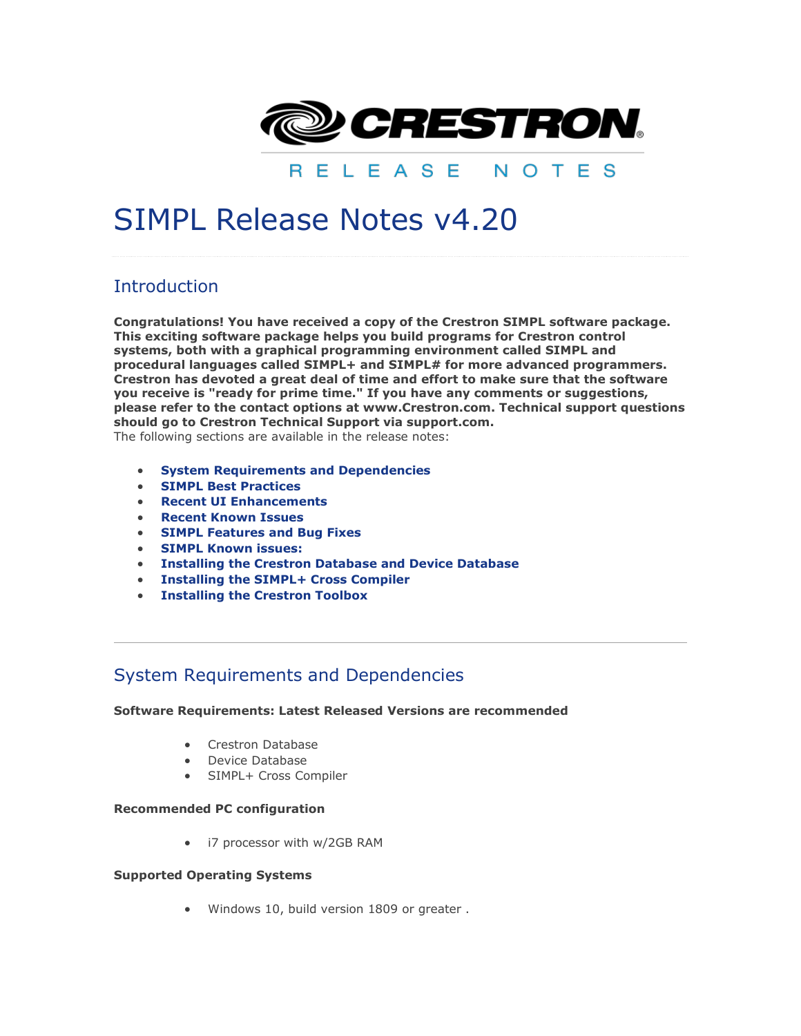CRESTRON

RELEASE NOTES

# SIMPL Release Notes v4.20

## Introduction

**Congratulations! You have received a copy of the Crestron SIMPL software package. This exciting software package helps you build programs for Crestron control systems, both with a graphical programming environment called SIMPL and procedural languages called SIMPL+ and SIMPL# for more advanced programmers. Crestron has devoted a great deal of time and effort to make sure that the software you receive is "ready for prime time." If you have any comments or suggestions, please refer to the contact options at www.Crestron.com. Technical support questions should go to Crestron Technical Support via support.com.**

The following sections are available in the release notes:

- **System Requirements and Dependencies**
- **SIMPL Best Practices**
- **Recent UI Enhancements**
- **Recent Known Issues**
- **SIMPL Features and Bug Fixes**
- **SIMPL Known issues:**
- **Installing the Crestron Database and Device Database**
- **Installing the SIMPL+ Cross Compiler**
- **Installing the Crestron Toolbox**

---

## System Requirements and Dependencies

**Software Requirements: Latest Released Versions are recommended**

- Crestron Database
- Device Database
- SIMPL+ Cross Compiler

**Recommended PC configuration**

- i7 processor with w/2GB RAM

**Supported Operating Systems**

- Windows 10, build version 1809 or greater .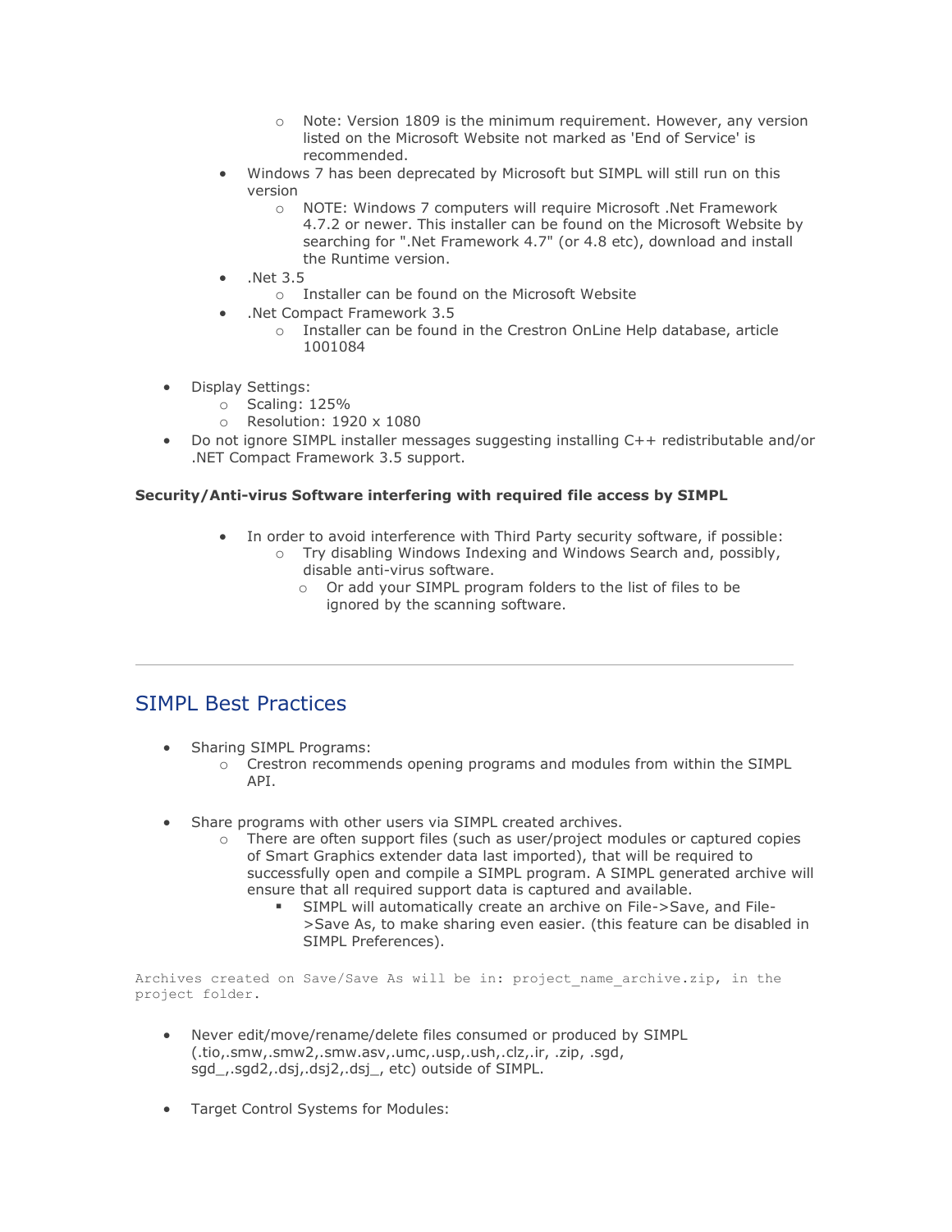- Note: Version 1809 is the minimum requirement. However, any version listed on the Microsoft Website not marked as 'End of Service' is recommended.
  - Windows 7 has been deprecated by Microsoft but SIMPL will still run on this version
    - NOTE: Windows 7 computers will require Microsoft .Net Framework 4.7.2 or newer. This installer can be found on the Microsoft Website by searching for ".Net Framework 4.7" (or 4.8 etc), download and install the Runtime version.
  - .Net 3.5
    - Installer can be found on the Microsoft Website
  - .Net Compact Framework 3.5
    - Installer can be found in the Crestron OnLine Help database, article 1001084

- Display Settings:
  - Scaling: 125%
  - Resolution: 1920 x 1080
- Do not ignore SIMPL installer messages suggesting installing C++ redistributable and/or .NET Compact Framework 3.5 support.

**Security/Anti-virus Software interfering with required file access by SIMPL**

- In order to avoid interference with Third Party security software, if possible:
  - Try disabling Windows Indexing and Windows Search and, possibly, disable anti-virus software.
    - Or add your SIMPL program folders to the list of files to be ignored by the scanning software.

---

## SIMPL Best Practices

- Sharing SIMPL Programs:
  - Crestron recommends opening programs and modules from within the SIMPL API.

- Share programs with other users via SIMPL created archives.
  - There are often support files (such as user/project modules or captured copies of Smart Graphics extender data last imported), that will be required to successfully open and compile a SIMPL program. A SIMPL generated archive will ensure that all required support data is captured and available.
    - SIMPL will automatically create an archive on File->Save, and File->Save As, to make sharing even easier. (this feature can be disabled in SIMPL Preferences).

```
Archives created on Save/Save As will be in: project_name_archive.zip, in the
project folder.
```

- Never edit/move/rename/delete files consumed or produced by SIMPL (.tio,.smw,.smw2,.smw.asv,.umc,.usp,.ush,.clz,.ir, .zip, .sgd, sgd_,.sgd2,.dsj,.dsj2,.dsj_, etc) outside of SIMPL.

- Target Control Systems for Modules: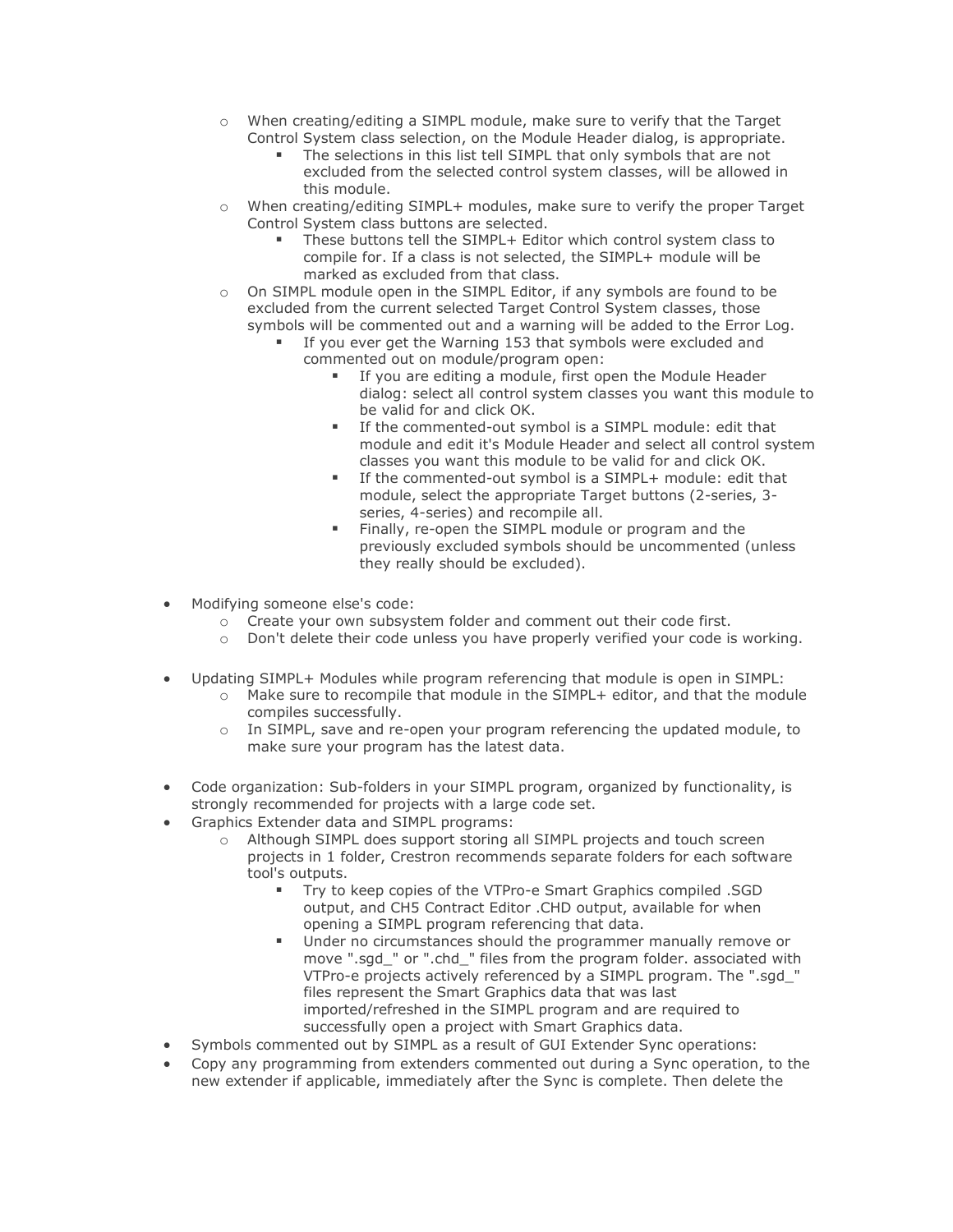- When creating/editing a SIMPL module, make sure to verify that the Target Control System class selection, on the Module Header dialog, is appropriate.
    - The selections in this list tell SIMPL that only symbols that are not excluded from the selected control system classes, will be allowed in this module.
  - When creating/editing SIMPL+ modules, make sure to verify the proper Target Control System class buttons are selected.
    - These buttons tell the SIMPL+ Editor which control system class to compile for. If a class is not selected, the SIMPL+ module will be marked as excluded from that class.
  - On SIMPL module open in the SIMPL Editor, if any symbols are found to be excluded from the current selected Target Control System classes, those symbols will be commented out and a warning will be added to the Error Log.
    - If you ever get the Warning 153 that symbols were excluded and commented out on module/program open:
      - If you are editing a module, first open the Module Header dialog: select all control system classes you want this module to be valid for and click OK.
      - If the commented-out symbol is a SIMPL module: edit that module and edit it's Module Header and select all control system classes you want this module to be valid for and click OK.
      - If the commented-out symbol is a SIMPL+ module: edit that module, select the appropriate Target buttons (2-series, 3-series, 4-series) and recompile all.
      - Finally, re-open the SIMPL module or program and the previously excluded symbols should be uncommented (unless they really should be excluded).

- Modifying someone else's code:
  - Create your own subsystem folder and comment out their code first.
  - Don't delete their code unless you have properly verified your code is working.

- Updating SIMPL+ Modules while program referencing that module is open in SIMPL:
  - Make sure to recompile that module in the SIMPL+ editor, and that the module compiles successfully.
  - In SIMPL, save and re-open your program referencing the updated module, to make sure your program has the latest data.

- Code organization: Sub-folders in your SIMPL program, organized by functionality, is strongly recommended for projects with a large code set.
- Graphics Extender data and SIMPL programs:
  - Although SIMPL does support storing all SIMPL projects and touch screen projects in 1 folder, Crestron recommends separate folders for each software tool's outputs.
    - Try to keep copies of the VTPro-e Smart Graphics compiled .SGD output, and CH5 Contract Editor .CHD output, available for when opening a SIMPL program referencing that data.
    - Under no circumstances should the programmer manually remove or move ".sgd_" or ".chd_" files from the program folder. associated with VTPro-e projects actively referenced by a SIMPL program. The ".sgd_" files represent the Smart Graphics data that was last imported/refreshed in the SIMPL program and are required to successfully open a project with Smart Graphics data.
- Symbols commented out by SIMPL as a result of GUI Extender Sync operations:
- Copy any programming from extenders commented out during a Sync operation, to the new extender if applicable, immediately after the Sync is complete. Then delete the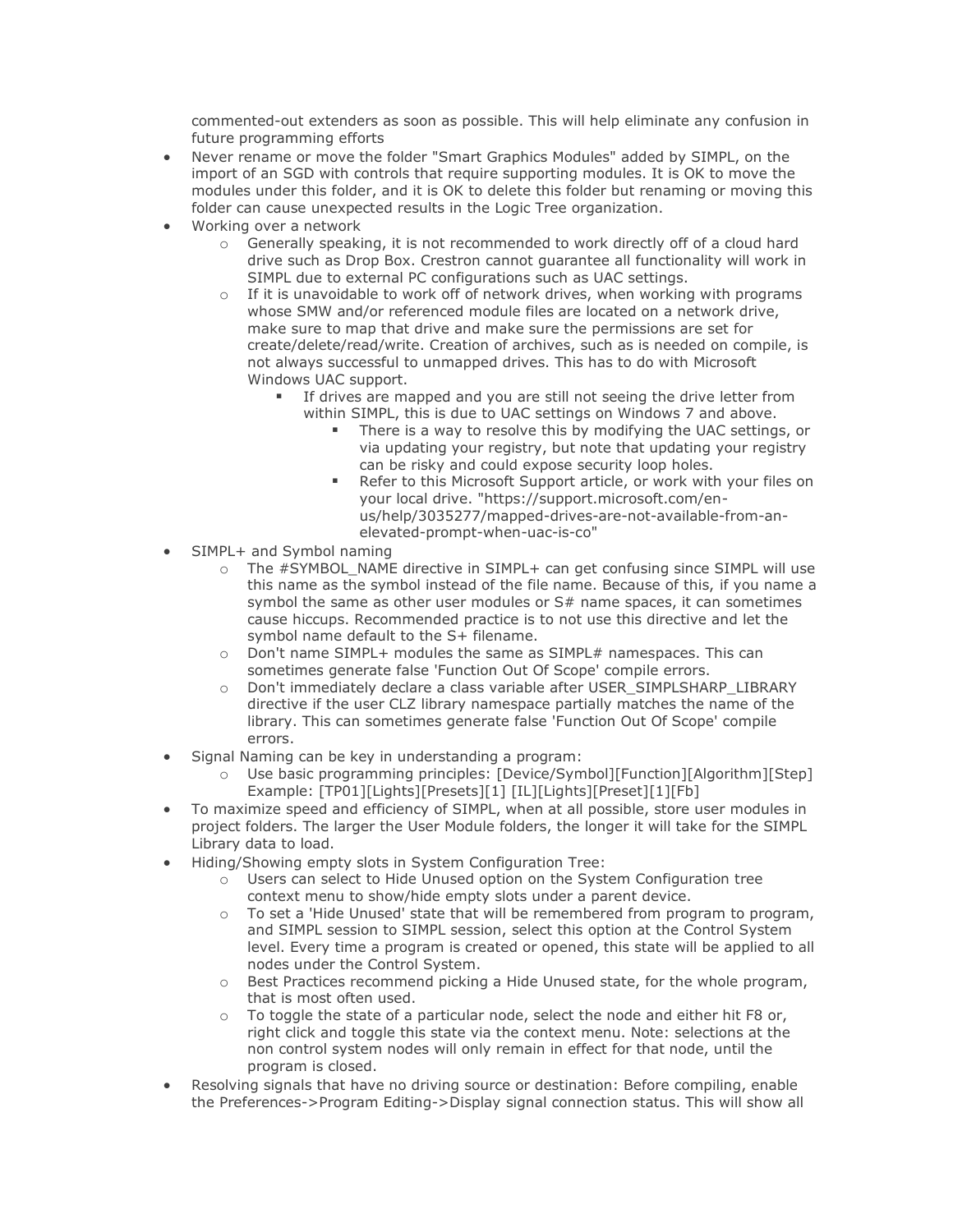commented-out extenders as soon as possible. This will help eliminate any confusion in future programming efforts

- Never rename or move the folder "Smart Graphics Modules" added by SIMPL, on the import of an SGD with controls that require supporting modules. It is OK to move the modules under this folder, and it is OK to delete this folder but renaming or moving this folder can cause unexpected results in the Logic Tree organization.
- Working over a network
  - Generally speaking, it is not recommended to work directly off of a cloud hard drive such as Drop Box. Crestron cannot guarantee all functionality will work in SIMPL due to external PC configurations such as UAC settings.
  - If it is unavoidable to work off of network drives, when working with programs whose SMW and/or referenced module files are located on a network drive, make sure to map that drive and make sure the permissions are set for create/delete/read/write. Creation of archives, such as is needed on compile, is not always successful to unmapped drives. This has to do with Microsoft Windows UAC support.
    - If drives are mapped and you are still not seeing the drive letter from within SIMPL, this is due to UAC settings on Windows 7 and above.
      - There is a way to resolve this by modifying the UAC settings, or via updating your registry, but note that updating your registry can be risky and could expose security loop holes.
      - Refer to this Microsoft Support article, or work with your files on your local drive. "https://support.microsoft.com/en-us/help/3035277/mapped-drives-are-not-available-from-an-elevated-prompt-when-uac-is-co"
- SIMPL+ and Symbol naming
  - The #SYMBOL_NAME directive in SIMPL+ can get confusing since SIMPL will use this name as the symbol instead of the file name. Because of this, if you name a symbol the same as other user modules or S# name spaces, it can sometimes cause hiccups. Recommended practice is to not use this directive and let the symbol name default to the S+ filename.
  - Don't name SIMPL+ modules the same as SIMPL# namespaces. This can sometimes generate false 'Function Out Of Scope' compile errors.
  - Don't immediately declare a class variable after USER_SIMPLSHARP_LIBRARY directive if the user CLZ library namespace partially matches the name of the library. This can sometimes generate false 'Function Out Of Scope' compile errors.
- Signal Naming can be key in understanding a program:
  - Use basic programming principles: [Device/Symbol][Function][Algorithm][Step] Example: [TP01][Lights][Presets][1] [IL][Lights][Preset][1][Fb]
- To maximize speed and efficiency of SIMPL, when at all possible, store user modules in project folders. The larger the User Module folders, the longer it will take for the SIMPL Library data to load.
- Hiding/Showing empty slots in System Configuration Tree:
  - Users can select to Hide Unused option on the System Configuration tree context menu to show/hide empty slots under a parent device.
  - To set a 'Hide Unused' state that will be remembered from program to program, and SIMPL session to SIMPL session, select this option at the Control System level. Every time a program is created or opened, this state will be applied to all nodes under the Control System.
  - Best Practices recommend picking a Hide Unused state, for the whole program, that is most often used.
  - To toggle the state of a particular node, select the node and either hit F8 or, right click and toggle this state via the context menu. Note: selections at the non control system nodes will only remain in effect for that node, until the program is closed.
- Resolving signals that have no driving source or destination: Before compiling, enable the Preferences->Program Editing->Display signal connection status. This will show all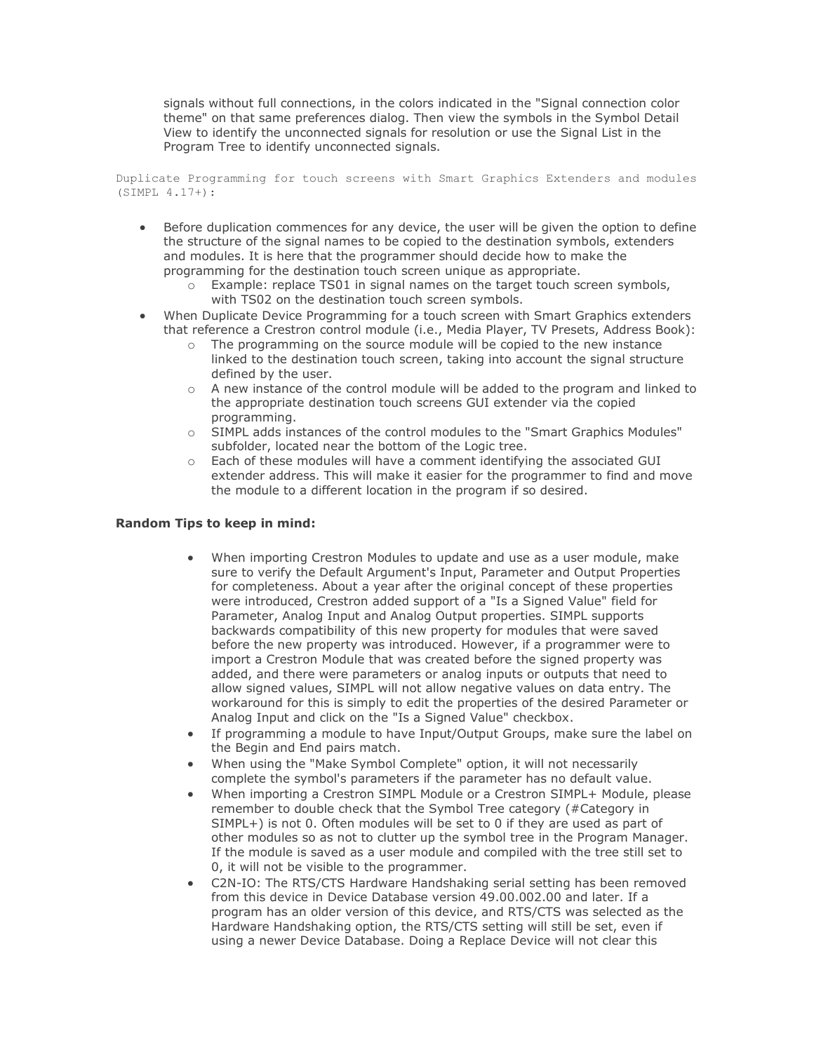signals without full connections, in the colors indicated in the "Signal connection color theme" on that same preferences dialog. Then view the symbols in the Symbol Detail View to identify the unconnected signals for resolution or use the Signal List in the Program Tree to identify unconnected signals.

Duplicate Programming for touch screens with Smart Graphics Extenders and modules (SIMPL 4.17+):

- Before duplication commences for any device, the user will be given the option to define the structure of the signal names to be copied to the destination symbols, extenders and modules. It is here that the programmer should decide how to make the programming for the destination touch screen unique as appropriate.
  - Example: replace TS01 in signal names on the target touch screen symbols, with TS02 on the destination touch screen symbols.
- When Duplicate Device Programming for a touch screen with Smart Graphics extenders that reference a Crestron control module (i.e., Media Player, TV Presets, Address Book):
  - The programming on the source module will be copied to the new instance linked to the destination touch screen, taking into account the signal structure defined by the user.
  - A new instance of the control module will be added to the program and linked to the appropriate destination touch screens GUI extender via the copied programming.
  - SIMPL adds instances of the control modules to the "Smart Graphics Modules" subfolder, located near the bottom of the Logic tree.
  - Each of these modules will have a comment identifying the associated GUI extender address. This will make it easier for the programmer to find and move the module to a different location in the program if so desired.

**Random Tips to keep in mind:**

- When importing Crestron Modules to update and use as a user module, make sure to verify the Default Argument's Input, Parameter and Output Properties for completeness. About a year after the original concept of these properties were introduced, Crestron added support of a "Is a Signed Value" field for Parameter, Analog Input and Analog Output properties. SIMPL supports backwards compatibility of this new property for modules that were saved before the new property was introduced. However, if a programmer were to import a Crestron Module that was created before the signed property was added, and there were parameters or analog inputs or outputs that need to allow signed values, SIMPL will not allow negative values on data entry. The workaround for this is simply to edit the properties of the desired Parameter or Analog Input and click on the "Is a Signed Value" checkbox.
- If programming a module to have Input/Output Groups, make sure the label on the Begin and End pairs match.
- When using the "Make Symbol Complete" option, it will not necessarily complete the symbol's parameters if the parameter has no default value.
- When importing a Crestron SIMPL Module or a Crestron SIMPL+ Module, please remember to double check that the Symbol Tree category (#Category in SIMPL+) is not 0. Often modules will be set to 0 if they are used as part of other modules so as not to clutter up the symbol tree in the Program Manager. If the module is saved as a user module and compiled with the tree still set to 0, it will not be visible to the programmer.
- C2N-IO: The RTS/CTS Hardware Handshaking serial setting has been removed from this device in Device Database version 49.00.002.00 and later. If a program has an older version of this device, and RTS/CTS was selected as the Hardware Handshaking option, the RTS/CTS setting will still be set, even if using a newer Device Database. Doing a Replace Device will not clear this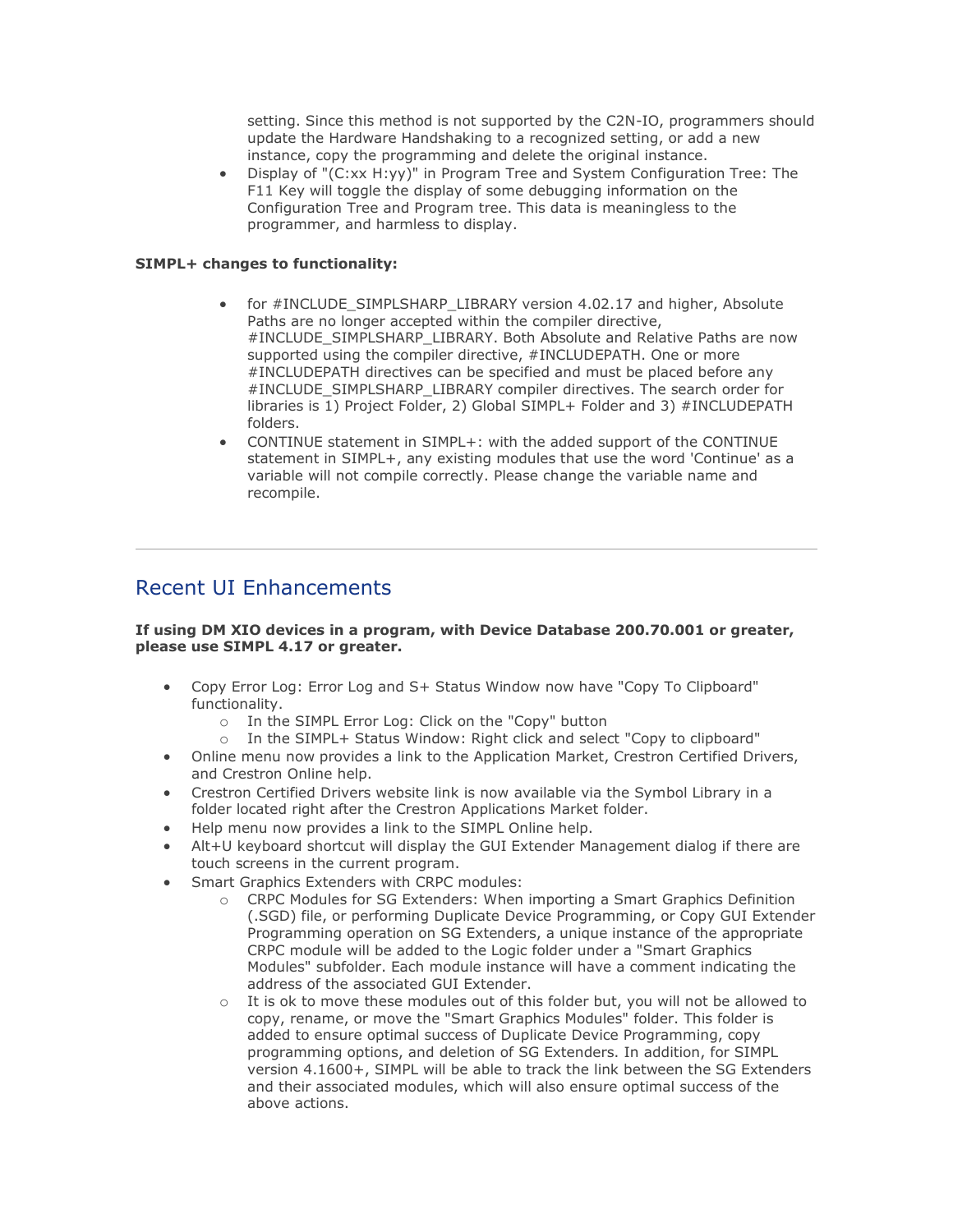setting. Since this method is not supported by the C2N-IO, programmers should update the Hardware Handshaking to a recognized setting, or add a new instance, copy the programming and delete the original instance.

- Display of "(C:xx H:yy)" in Program Tree and System Configuration Tree: The F11 Key will toggle the display of some debugging information on the Configuration Tree and Program tree. This data is meaningless to the programmer, and harmless to display.

**SIMPL+ changes to functionality:**

- for #INCLUDE_SIMPLSHARP_LIBRARY version 4.02.17 and higher, Absolute Paths are no longer accepted within the compiler directive, #INCLUDE_SIMPLSHARP_LIBRARY. Both Absolute and Relative Paths are now supported using the compiler directive, #INCLUDEPATH. One or more #INCLUDEPATH directives can be specified and must be placed before any #INCLUDE_SIMPLSHARP_LIBRARY compiler directives. The search order for libraries is 1) Project Folder, 2) Global SIMPL+ Folder and 3) #INCLUDEPATH folders.
- CONTINUE statement in SIMPL+: with the added support of the CONTINUE statement in SIMPL+, any existing modules that use the word 'Continue' as a variable will not compile correctly. Please change the variable name and recompile.

---

## Recent UI Enhancements

**If using DM XIO devices in a program, with Device Database 200.70.001 or greater, please use SIMPL 4.17 or greater.**

- Copy Error Log: Error Log and S+ Status Window now have "Copy To Clipboard" functionality.
    - In the SIMPL Error Log: Click on the "Copy" button
    - In the SIMPL+ Status Window: Right click and select "Copy to clipboard"
- Online menu now provides a link to the Application Market, Crestron Certified Drivers, and Crestron Online help.
- Crestron Certified Drivers website link is now available via the Symbol Library in a folder located right after the Crestron Applications Market folder.
- Help menu now provides a link to the SIMPL Online help.
- Alt+U keyboard shortcut will display the GUI Extender Management dialog if there are touch screens in the current program.
- Smart Graphics Extenders with CRPC modules:
    - CRPC Modules for SG Extenders: When importing a Smart Graphics Definition (.SGD) file, or performing Duplicate Device Programming, or Copy GUI Extender Programming operation on SG Extenders, a unique instance of the appropriate CRPC module will be added to the Logic folder under a "Smart Graphics Modules" subfolder. Each module instance will have a comment indicating the address of the associated GUI Extender.
    - It is ok to move these modules out of this folder but, you will not be allowed to copy, rename, or move the "Smart Graphics Modules" folder. This folder is added to ensure optimal success of Duplicate Device Programming, copy programming options, and deletion of SG Extenders. In addition, for SIMPL version 4.1600+, SIMPL will be able to track the link between the SG Extenders and their associated modules, which will also ensure optimal success of the above actions.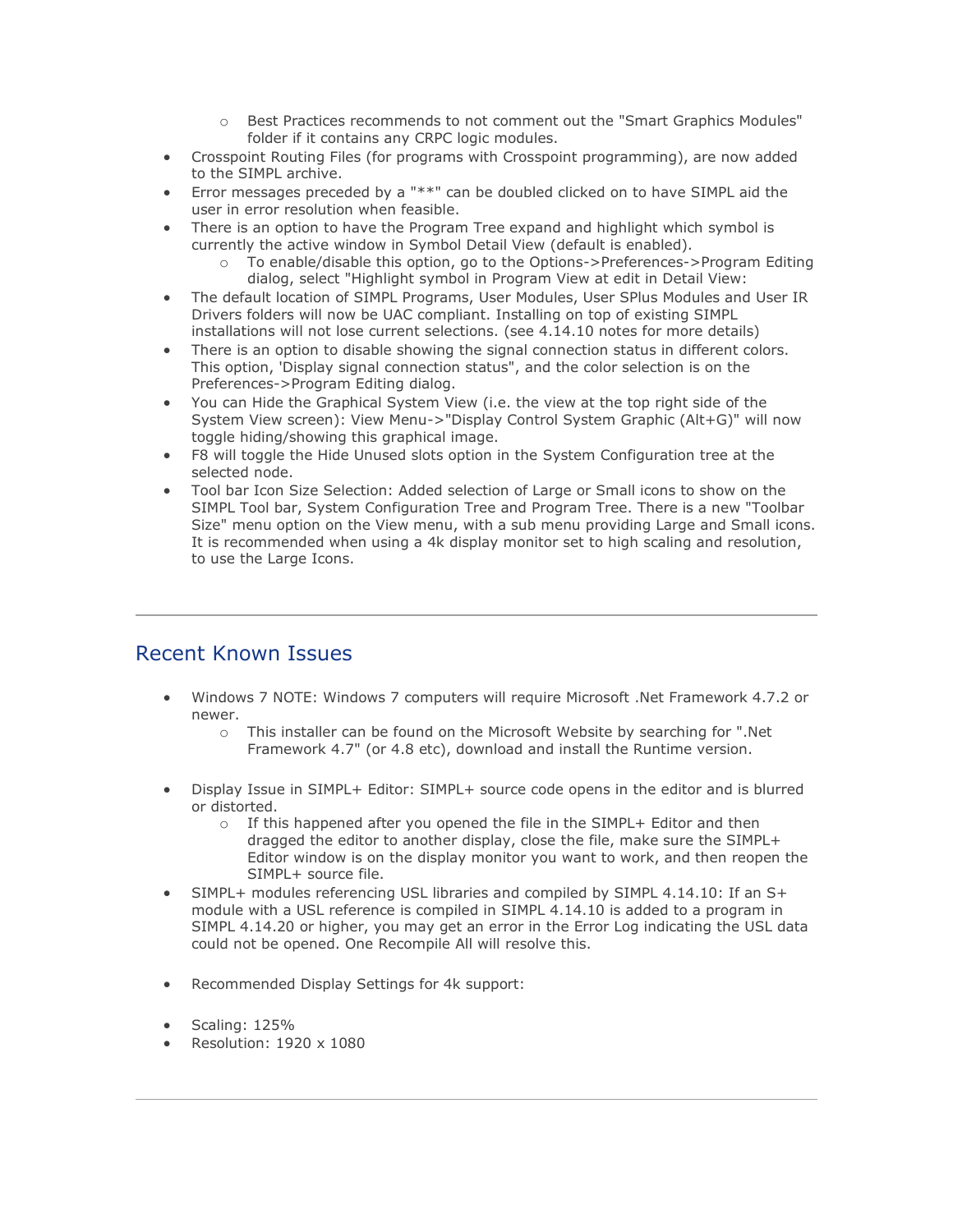- Best Practices recommends to not comment out the "Smart Graphics Modules" folder if it contains any CRPC logic modules.
- Crosspoint Routing Files (for programs with Crosspoint programming), are now added to the SIMPL archive.
- Error messages preceded by a "**" can be doubled clicked on to have SIMPL aid the user in error resolution when feasible.
- There is an option to have the Program Tree expand and highlight which symbol is currently the active window in Symbol Detail View (default is enabled).
    - To enable/disable this option, go to the Options->Preferences->Program Editing dialog, select "Highlight symbol in Program View at edit in Detail View:
- The default location of SIMPL Programs, User Modules, User SPlus Modules and User IR Drivers folders will now be UAC compliant. Installing on top of existing SIMPL installations will not lose current selections. (see 4.14.10 notes for more details)
- There is an option to disable showing the signal connection status in different colors. This option, 'Display signal connection status", and the color selection is on the Preferences->Program Editing dialog.
- You can Hide the Graphical System View (i.e. the view at the top right side of the System View screen): View Menu->"Display Control System Graphic (Alt+G)" will now toggle hiding/showing this graphical image.
- F8 will toggle the Hide Unused slots option in the System Configuration tree at the selected node.
- Tool bar Icon Size Selection: Added selection of Large or Small icons to show on the SIMPL Tool bar, System Configuration Tree and Program Tree. There is a new "Toolbar Size" menu option on the View menu, with a sub menu providing Large and Small icons. It is recommended when using a 4k display monitor set to high scaling and resolution, to use the Large Icons.

---

## Recent Known Issues

- Windows 7 NOTE: Windows 7 computers will require Microsoft .Net Framework 4.7.2 or newer.
    - This installer can be found on the Microsoft Website by searching for ".Net Framework 4.7" (or 4.8 etc), download and install the Runtime version.

- Display Issue in SIMPL+ Editor: SIMPL+ source code opens in the editor and is blurred or distorted.
    - If this happened after you opened the file in the SIMPL+ Editor and then dragged the editor to another display, close the file, make sure the SIMPL+ Editor window is on the display monitor you want to work, and then reopen the SIMPL+ source file.
- SIMPL+ modules referencing USL libraries and compiled by SIMPL 4.14.10: If an S+ module with a USL reference is compiled in SIMPL 4.14.10 is added to a program in SIMPL 4.14.20 or higher, you may get an error in the Error Log indicating the USL data could not be opened. One Recompile All will resolve this.

- Recommended Display Settings for 4k support:

- Scaling: 125%
- Resolution: 1920 x 1080

---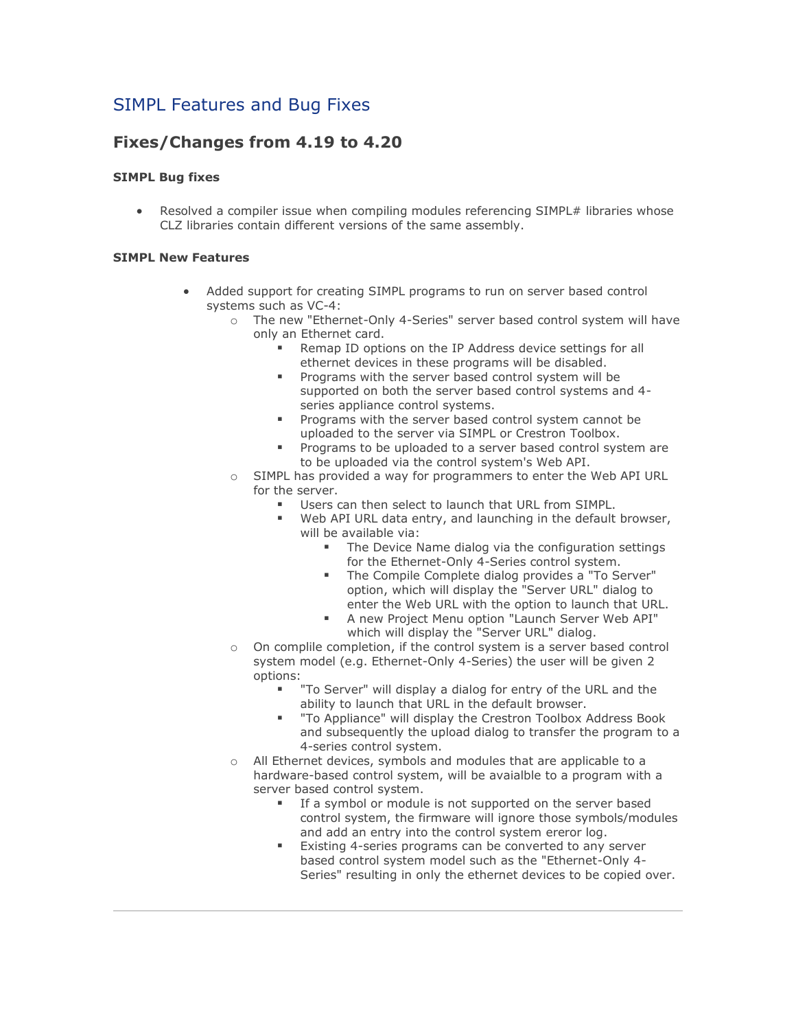# SIMPL Features and Bug Fixes

## Fixes/Changes from 4.19 to 4.20

### SIMPL Bug fixes

- Resolved a compiler issue when compiling modules referencing SIMPL# libraries whose CLZ libraries contain different versions of the same assembly.

### SIMPL New Features

- Added support for creating SIMPL programs to run on server based control systems such as VC-4:
  - The new "Ethernet-Only 4-Series" server based control system will have only an Ethernet card.
    - Remap ID options on the IP Address device settings for all ethernet devices in these programs will be disabled.
    - Programs with the server based control system will be supported on both the server based control systems and 4-series appliance control systems.
    - Programs with the server based control system cannot be uploaded to the server via SIMPL or Crestron Toolbox.
    - Programs to be uploaded to a server based control system are to be uploaded via the control system's Web API.
  - SIMPL has provided a way for programmers to enter the Web API URL for the server.
    - Users can then select to launch that URL from SIMPL.
    - Web API URL data entry, and launching in the default browser, will be available via:
      - The Device Name dialog via the configuration settings for the Ethernet-Only 4-Series control system.
      - The Compile Complete dialog provides a "To Server" option, which will display the "Server URL" dialog to enter the Web URL with the option to launch that URL.
      - A new Project Menu option "Launch Server Web API" which will display the "Server URL" dialog.
  - On complile completion, if the control system is a server based control system model (e.g. Ethernet-Only 4-Series) the user will be given 2 options:
    - "To Server" will display a dialog for entry of the URL and the ability to launch that URL in the default browser.
    - "To Appliance" will display the Crestron Toolbox Address Book and subsequently the upload dialog to transfer the program to a 4-series control system.
  - All Ethernet devices, symbols and modules that are applicable to a hardware-based control system, will be avaialble to a program with a server based control system.
    - If a symbol or module is not supported on the server based control system, the firmware will ignore those symbols/modules and add an entry into the control system ereor log.
    - Existing 4-series programs can be converted to any server based control system model such as the "Ethernet-Only 4-Series" resulting in only the ethernet devices to be copied over.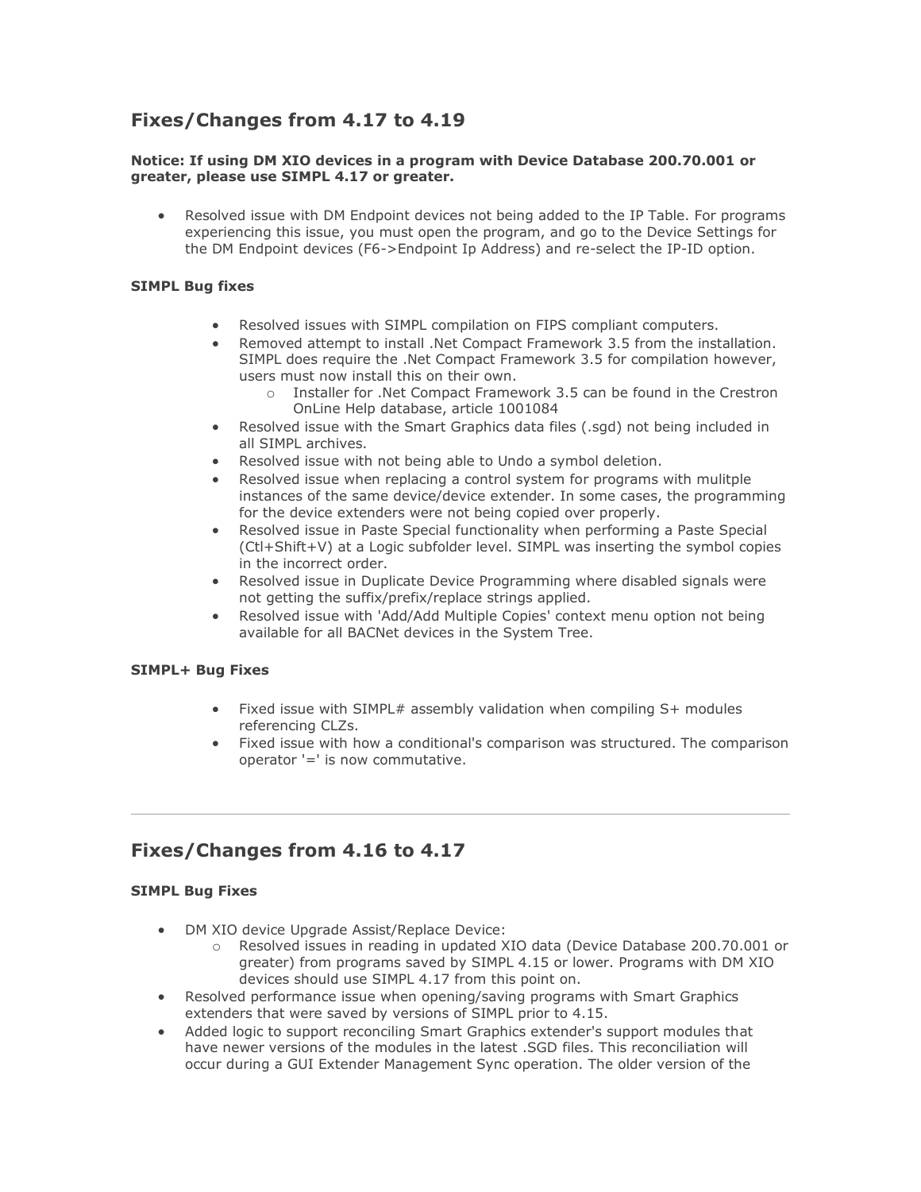## Fixes/Changes from 4.17 to 4.19

**Notice: If using DM XIO devices in a program with Device Database 200.70.001 or greater, please use SIMPL 4.17 or greater.**

- Resolved issue with DM Endpoint devices not being added to the IP Table. For programs experiencing this issue, you must open the program, and go to the Device Settings for the DM Endpoint devices (F6->Endpoint Ip Address) and re-select the IP-ID option.

**SIMPL Bug fixes**

- Resolved issues with SIMPL compilation on FIPS compliant computers.
- Removed attempt to install .Net Compact Framework 3.5 from the installation. SIMPL does require the .Net Compact Framework 3.5 for compilation however, users must now install this on their own.
  - Installer for .Net Compact Framework 3.5 can be found in the Crestron OnLine Help database, article 1001084
- Resolved issue with the Smart Graphics data files (.sgd) not being included in all SIMPL archives.
- Resolved issue with not being able to Undo a symbol deletion.
- Resolved issue when replacing a control system for programs with mulitple instances of the same device/device extender. In some cases, the programming for the device extenders were not being copied over properly.
- Resolved issue in Paste Special functionality when performing a Paste Special (Ctl+Shift+V) at a Logic subfolder level. SIMPL was inserting the symbol copies in the incorrect order.
- Resolved issue in Duplicate Device Programming where disabled signals were not getting the suffix/prefix/replace strings applied.
- Resolved issue with 'Add/Add Multiple Copies' context menu option not being available for all BACNet devices in the System Tree.

**SIMPL+ Bug Fixes**

- Fixed issue with SIMPL# assembly validation when compiling S+ modules referencing CLZs.
- Fixed issue with how a conditional's comparison was structured. The comparison operator '=' is now commutative.

---

## Fixes/Changes from 4.16 to 4.17

**SIMPL Bug Fixes**

- DM XIO device Upgrade Assist/Replace Device:
  - Resolved issues in reading in updated XIO data (Device Database 200.70.001 or greater) from programs saved by SIMPL 4.15 or lower. Programs with DM XIO devices should use SIMPL 4.17 from this point on.
- Resolved performance issue when opening/saving programs with Smart Graphics extenders that were saved by versions of SIMPL prior to 4.15.
- Added logic to support reconciling Smart Graphics extender's support modules that have newer versions of the modules in the latest .SGD files. This reconciliation will occur during a GUI Extender Management Sync operation. The older version of the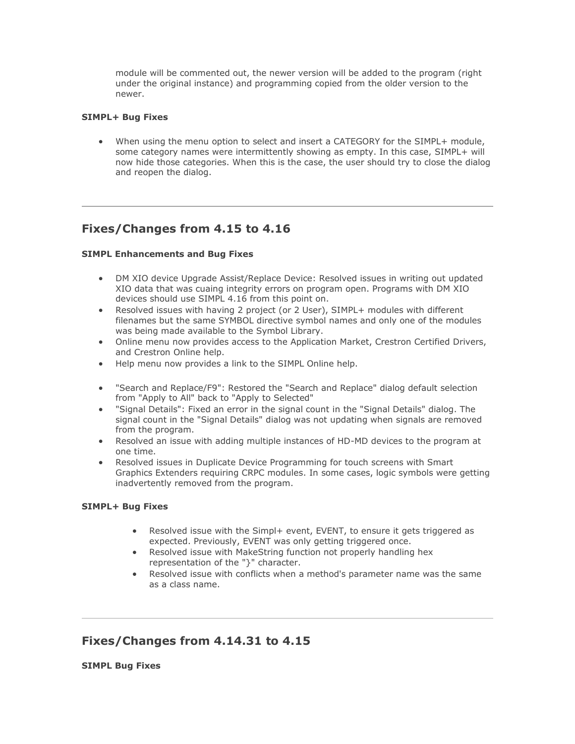module will be commented out, the newer version will be added to the program (right under the original instance) and programming copied from the older version to the newer.

**SIMPL+ Bug Fixes**

- When using the menu option to select and insert a CATEGORY for the SIMPL+ module, some category names were intermittently showing as empty. In this case, SIMPL+ will now hide those categories. When this is the case, the user should try to close the dialog and reopen the dialog.

---

## Fixes/Changes from 4.15 to 4.16

**SIMPL Enhancements and Bug Fixes**

- DM XIO device Upgrade Assist/Replace Device: Resolved issues in writing out updated XIO data that was cuaing integrity errors on program open. Programs with DM XIO devices should use SIMPL 4.16 from this point on.
- Resolved issues with having 2 project (or 2 User), SIMPL+ modules with different filenames but the same SYMBOL directive symbol names and only one of the modules was being made available to the Symbol Library.
- Online menu now provides access to the Application Market, Crestron Certified Drivers, and Crestron Online help.
- Help menu now provides a link to the SIMPL Online help.
- "Search and Replace/F9": Restored the "Search and Replace" dialog default selection from "Apply to All" back to "Apply to Selected"
- "Signal Details": Fixed an error in the signal count in the "Signal Details" dialog. The signal count in the "Signal Details" dialog was not updating when signals are removed from the program.
- Resolved an issue with adding multiple instances of HD-MD devices to the program at one time.
- Resolved issues in Duplicate Device Programming for touch screens with Smart Graphics Extenders requiring CRPC modules. In some cases, logic symbols were getting inadvertently removed from the program.

**SIMPL+ Bug Fixes**

- Resolved issue with the Simpl+ event, EVENT, to ensure it gets triggered as expected. Previously, EVENT was only getting triggered once.
- Resolved issue with MakeString function not properly handling hex representation of the "}" character.
- Resolved issue with conflicts when a method's parameter name was the same as a class name.

---

## Fixes/Changes from 4.14.31 to 4.15

**SIMPL Bug Fixes**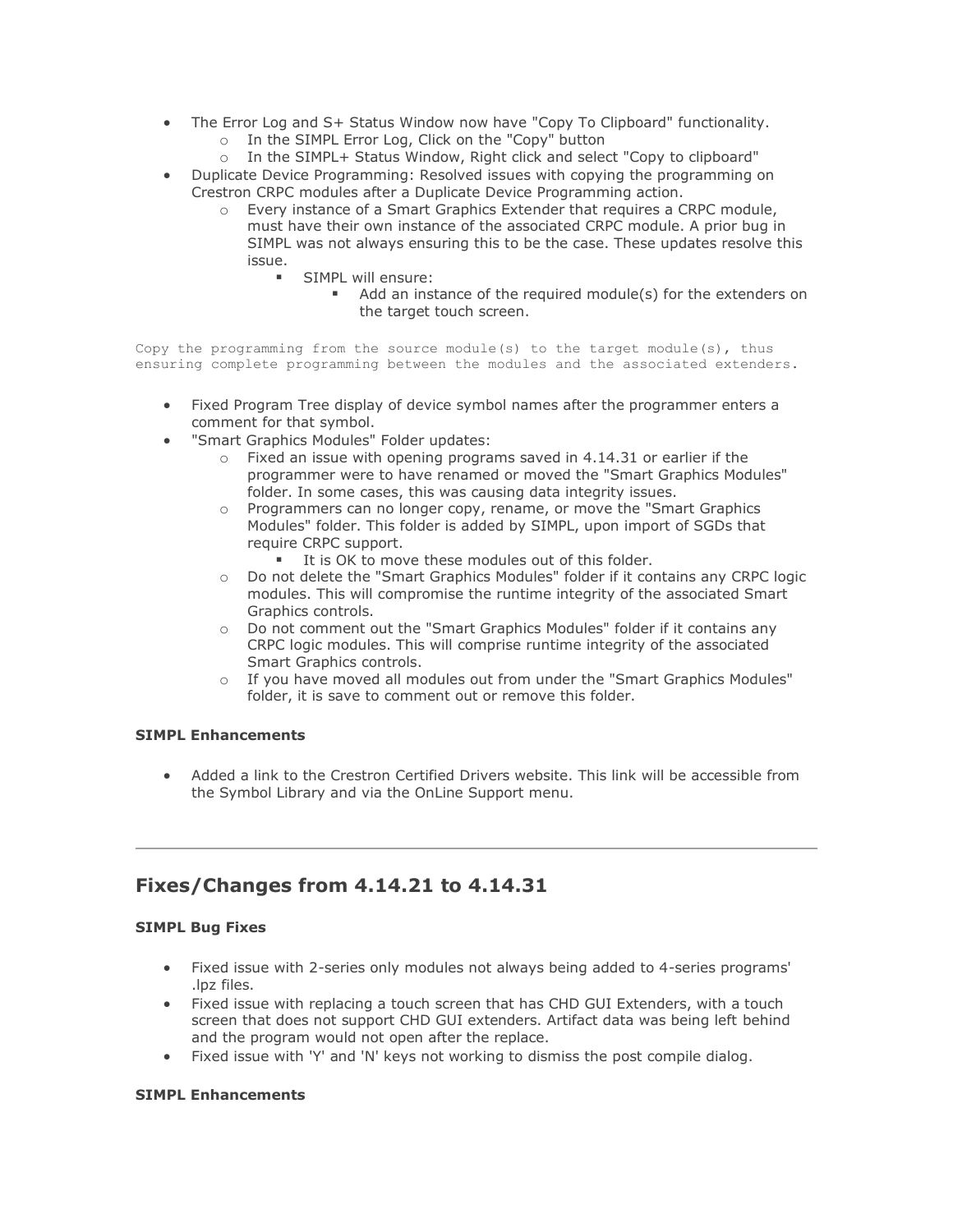- The Error Log and S+ Status Window now have "Copy To Clipboard" functionality.
    - In the SIMPL Error Log, Click on the "Copy" button
    - In the SIMPL+ Status Window, Right click and select "Copy to clipboard"
- Duplicate Device Programming: Resolved issues with copying the programming on Crestron CRPC modules after a Duplicate Device Programming action.
    - Every instance of a Smart Graphics Extender that requires a CRPC module, must have their own instance of the associated CRPC module. A prior bug in SIMPL was not always ensuring this to be the case. These updates resolve this issue.
        - SIMPL will ensure:
            - Add an instance of the required module(s) for the extenders on the target touch screen.

```
Copy the programming from the source module(s) to the target module(s), thus
ensuring complete programming between the modules and the associated extenders.
```

- Fixed Program Tree display of device symbol names after the programmer enters a comment for that symbol.
- "Smart Graphics Modules" Folder updates:
    - Fixed an issue with opening programs saved in 4.14.31 or earlier if the programmer were to have renamed or moved the "Smart Graphics Modules" folder. In some cases, this was causing data integrity issues.
    - Programmers can no longer copy, rename, or move the "Smart Graphics Modules" folder. This folder is added by SIMPL, upon import of SGDs that require CRPC support.
        - It is OK to move these modules out of this folder.
    - Do not delete the "Smart Graphics Modules" folder if it contains any CRPC logic modules. This will compromise the runtime integrity of the associated Smart Graphics controls.
    - Do not comment out the "Smart Graphics Modules" folder if it contains any CRPC logic modules. This will comprise runtime integrity of the associated Smart Graphics controls.
    - If you have moved all modules out from under the "Smart Graphics Modules" folder, it is save to comment out or remove this folder.

**SIMPL Enhancements**

- Added a link to the Crestron Certified Drivers website. This link will be accessible from the Symbol Library and via the OnLine Support menu.

---

## Fixes/Changes from 4.14.21 to 4.14.31

**SIMPL Bug Fixes**

- Fixed issue with 2-series only modules not always being added to 4-series programs' .lpz files.
- Fixed issue with replacing a touch screen that has CHD GUI Extenders, with a touch screen that does not support CHD GUI extenders. Artifact data was being left behind and the program would not open after the replace.
- Fixed issue with 'Y' and 'N' keys not working to dismiss the post compile dialog.

**SIMPL Enhancements**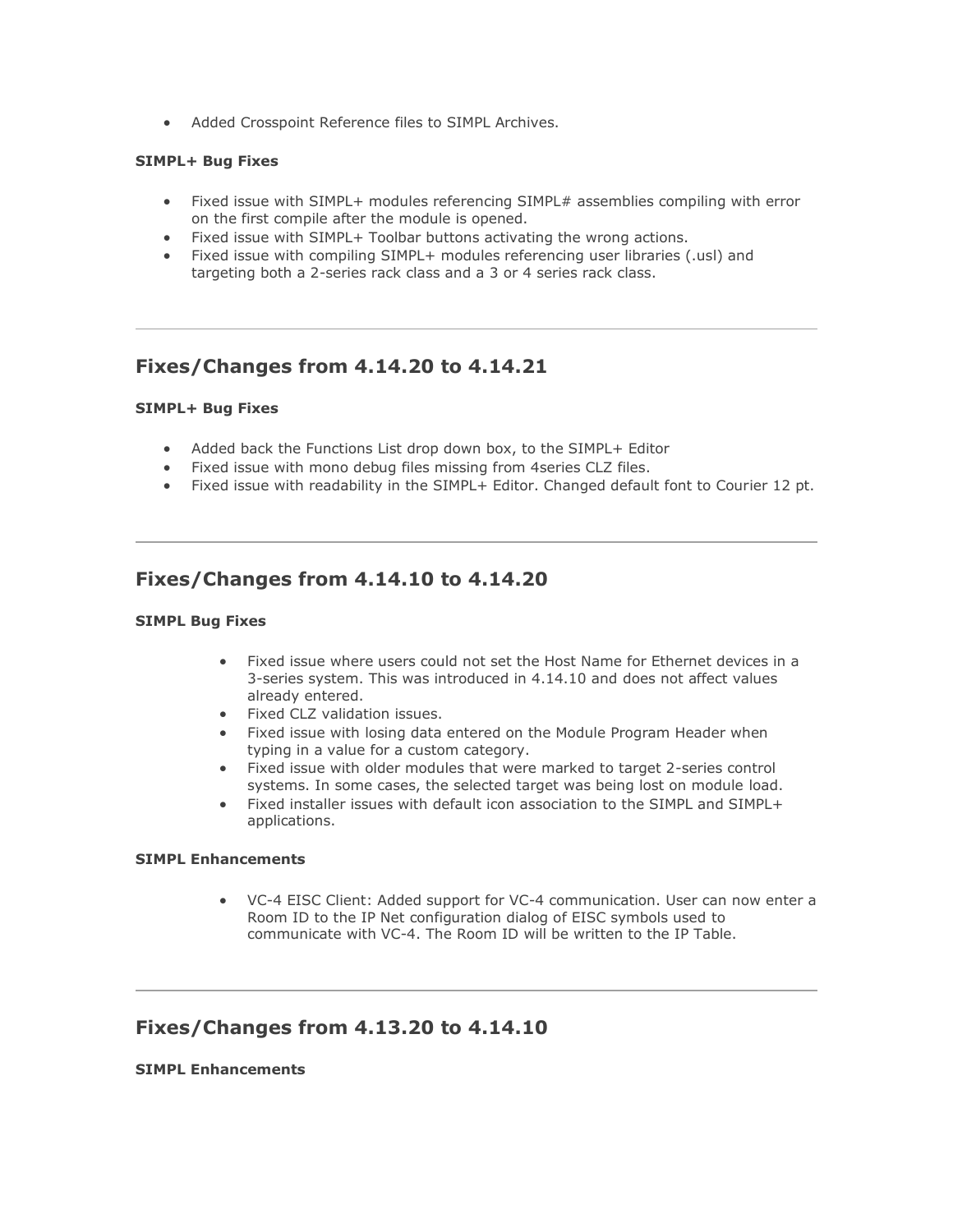- Added Crosspoint Reference files to SIMPL Archives.

**SIMPL+ Bug Fixes**

- Fixed issue with SIMPL+ modules referencing SIMPL# assemblies compiling with error on the first compile after the module is opened.
- Fixed issue with SIMPL+ Toolbar buttons activating the wrong actions.
- Fixed issue with compiling SIMPL+ modules referencing user libraries (.usl) and targeting both a 2-series rack class and a 3 or 4 series rack class.

---

## Fixes/Changes from 4.14.20 to 4.14.21

**SIMPL+ Bug Fixes**

- Added back the Functions List drop down box, to the SIMPL+ Editor
- Fixed issue with mono debug files missing from 4series CLZ files.
- Fixed issue with readability in the SIMPL+ Editor. Changed default font to Courier 12 pt.

---

## Fixes/Changes from 4.14.10 to 4.14.20

**SIMPL Bug Fixes**

- Fixed issue where users could not set the Host Name for Ethernet devices in a 3-series system. This was introduced in 4.14.10 and does not affect values already entered.
- Fixed CLZ validation issues.
- Fixed issue with losing data entered on the Module Program Header when typing in a value for a custom category.
- Fixed issue with older modules that were marked to target 2-series control systems. In some cases, the selected target was being lost on module load.
- Fixed installer issues with default icon association to the SIMPL and SIMPL+ applications.

**SIMPL Enhancements**

- VC-4 EISC Client: Added support for VC-4 communication. User can now enter a Room ID to the IP Net configuration dialog of EISC symbols used to communicate with VC-4. The Room ID will be written to the IP Table.

---

## Fixes/Changes from 4.13.20 to 4.14.10

**SIMPL Enhancements**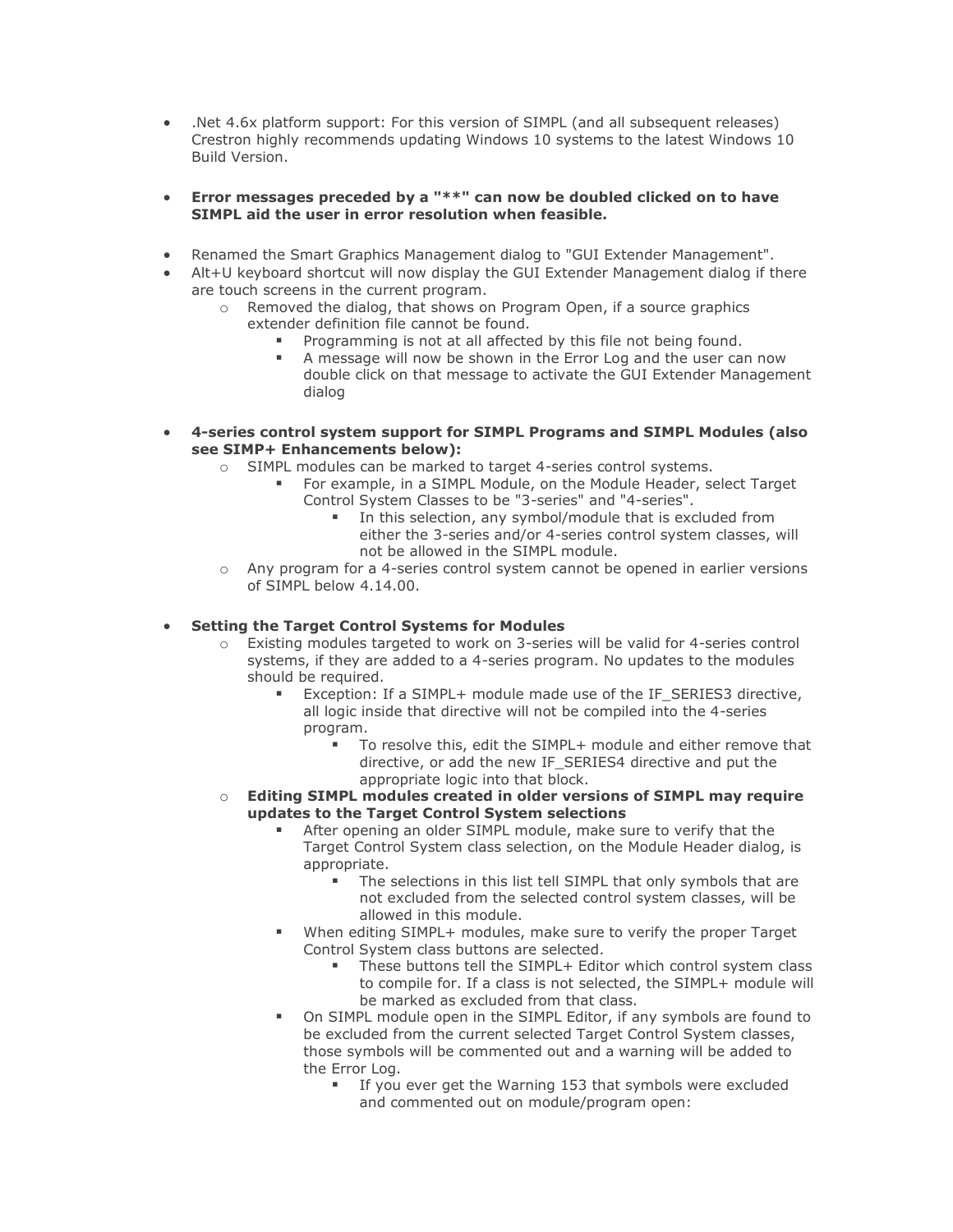- .Net 4.6x platform support: For this version of SIMPL (and all subsequent releases) Crestron highly recommends updating Windows 10 systems to the latest Windows 10 Build Version.

- **Error messages preceded by a "**" can now be doubled clicked on to have SIMPL aid the user in error resolution when feasible.**

- Renamed the Smart Graphics Management dialog to "GUI Extender Management".
- Alt+U keyboard shortcut will now display the GUI Extender Management dialog if there are touch screens in the current program.
    - Removed the dialog, that shows on Program Open, if a source graphics extender definition file cannot be found.
        - Programming is not at all affected by this file not being found.
        - A message will now be shown in the Error Log and the user can now double click on that message to activate the GUI Extender Management dialog

- **4-series control system support for SIMPL Programs and SIMPL Modules (also see SIMP+ Enhancements below):**
    - SIMPL modules can be marked to target 4-series control systems.
        - For example, in a SIMPL Module, on the Module Header, select Target Control System Classes to be "3-series" and "4-series".
            - In this selection, any symbol/module that is excluded from either the 3-series and/or 4-series control system classes, will not be allowed in the SIMPL module.
    - Any program for a 4-series control system cannot be opened in earlier versions of SIMPL below 4.14.00.

- **Setting the Target Control Systems for Modules**
    - Existing modules targeted to work on 3-series will be valid for 4-series control systems, if they are added to a 4-series program. No updates to the modules should be required.
        - Exception: If a SIMPL+ module made use of the IF_SERIES3 directive, all logic inside that directive will not be compiled into the 4-series program.
            - To resolve this, edit the SIMPL+ module and either remove that directive, or add the new IF_SERIES4 directive and put the appropriate logic into that block.
    - **Editing SIMPL modules created in older versions of SIMPL may require updates to the Target Control System selections**
        - After opening an older SIMPL module, make sure to verify that the Target Control System class selection, on the Module Header dialog, is appropriate.
            - The selections in this list tell SIMPL that only symbols that are not excluded from the selected control system classes, will be allowed in this module.
        - When editing SIMPL+ modules, make sure to verify the proper Target Control System class buttons are selected.
            - These buttons tell the SIMPL+ Editor which control system class to compile for. If a class is not selected, the SIMPL+ module will be marked as excluded from that class.
        - On SIMPL module open in the SIMPL Editor, if any symbols are found to be excluded from the current selected Target Control System classes, those symbols will be commented out and a warning will be added to the Error Log.
            - If you ever get the Warning 153 that symbols were excluded and commented out on module/program open: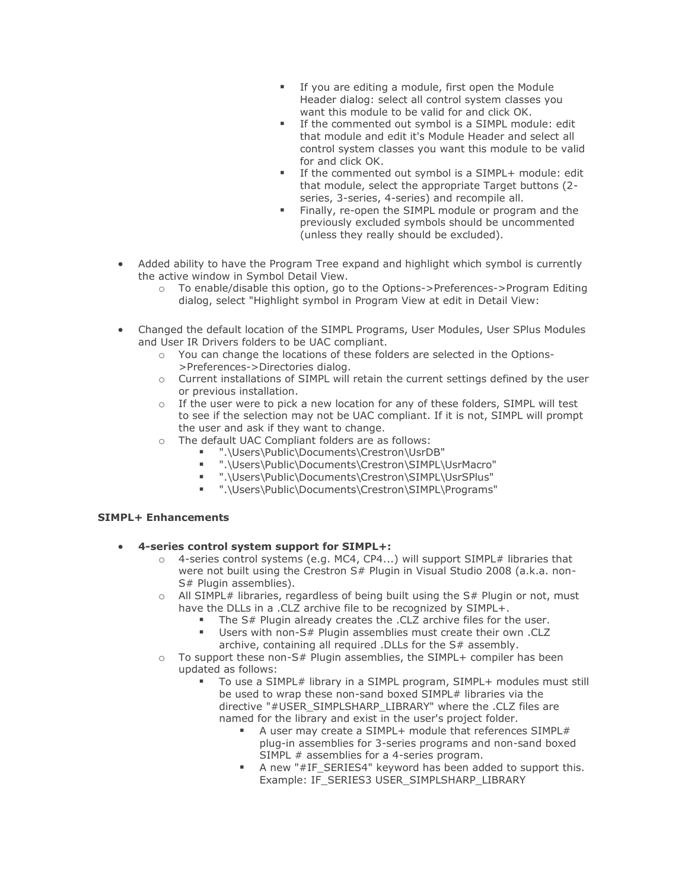- If you are editing a module, first open the Module Header dialog: select all control system classes you want this module to be valid for and click OK.
        - If the commented out symbol is a SIMPL module: edit that module and edit it's Module Header and select all control system classes you want this module to be valid for and click OK.
        - If the commented out symbol is a SIMPL+ module: edit that module, select the appropriate Target buttons (2-series, 3-series, 4-series) and recompile all.
        - Finally, re-open the SIMPL module or program and the previously excluded symbols should be uncommented (unless they really should be excluded).

- Added ability to have the Program Tree expand and highlight which symbol is currently the active window in Symbol Detail View.
    - To enable/disable this option, go to the Options->Preferences->Program Editing dialog, select "Highlight symbol in Program View at edit in Detail View:

- Changed the default location of the SIMPL Programs, User Modules, User SPlus Modules and User IR Drivers folders to be UAC compliant.
    - You can change the locations of these folders are selected in the Options->Preferences->Directories dialog.
    - Current installations of SIMPL will retain the current settings defined by the user or previous installation.
    - If the user were to pick a new location for any of these folders, SIMPL will test to see if the selection may not be UAC compliant. If it is not, SIMPL will prompt the user and ask if they want to change.
    - The default UAC Compliant folders are as follows:
        - ".\Users\Public\Documents\Crestron\UsrDB"
        - ".\Users\Public\Documents\Crestron\SIMPL\UsrMacro"
        - ".\Users\Public\Documents\Crestron\SIMPL\UsrSPlus"
        - ".\Users\Public\Documents\Crestron\SIMPL\Programs"

**SIMPL+ Enhancements**

- **4-series control system support for SIMPL+:**
    - 4-series control systems (e.g. MC4, CP4...) will support SIMPL# libraries that were not built using the Crestron S# Plugin in Visual Studio 2008 (a.k.a. non-S# Plugin assemblies).
    - All SIMPL# libraries, regardless of being built using the S# Plugin or not, must have the DLLs in a .CLZ archive file to be recognized by SIMPL+.
        - The S# Plugin already creates the .CLZ archive files for the user.
        - Users with non-S# Plugin assemblies must create their own .CLZ archive, containing all required .DLLs for the S# assembly.
    - To support these non-S# Plugin assemblies, the SIMPL+ compiler has been updated as follows:
        - To use a SIMPL# library in a SIMPL program, SIMPL+ modules must still be used to wrap these non-sand boxed SIMPL# libraries via the directive "#USER_SIMPLSHARP_LIBRARY" where the .CLZ files are named for the library and exist in the user's project folder.
            - A user may create a SIMPL+ module that references SIMPL# plug-in assemblies for 3-series programs and non-sand boxed SIMPL # assemblies for a 4-series program.
            - A new "#IF_SERIES4" keyword has been added to support this. Example: IF_SERIES3 USER_SIMPLSHARP_LIBRARY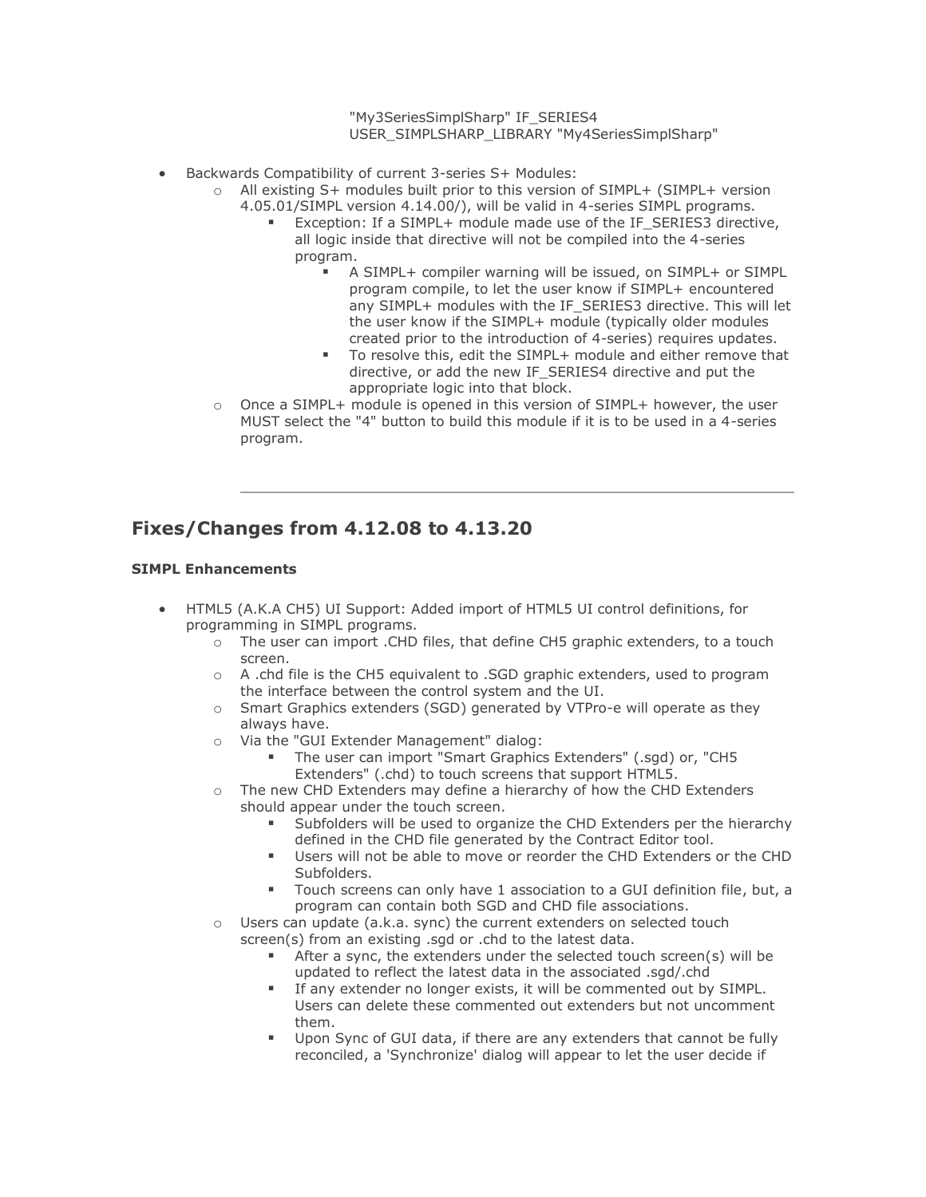"My3SeriesSimplSharp" IF_SERIES4 USER_SIMPLSHARP_LIBRARY "My4SeriesSimplSharp"

- Backwards Compatibility of current 3-series S+ Modules:
    - All existing S+ modules built prior to this version of SIMPL+ (SIMPL+ version 4.05.01/SIMPL version 4.14.00/), will be valid in 4-series SIMPL programs.
        - Exception: If a SIMPL+ module made use of the IF_SERIES3 directive, all logic inside that directive will not be compiled into the 4-series program.
            - A SIMPL+ compiler warning will be issued, on SIMPL+ or SIMPL program compile, to let the user know if SIMPL+ encountered any SIMPL+ modules with the IF_SERIES3 directive. This will let the user know if the SIMPL+ module (typically older modules created prior to the introduction of 4-series) requires updates.
            - To resolve this, edit the SIMPL+ module and either remove that directive, or add the new IF_SERIES4 directive and put the appropriate logic into that block.
    - Once a SIMPL+ module is opened in this version of SIMPL+ however, the user MUST select the "4" button to build this module if it is to be used in a 4-series program.

---

## Fixes/Changes from 4.12.08 to 4.13.20

**SIMPL Enhancements**

- HTML5 (A.K.A CH5) UI Support: Added import of HTML5 UI control definitions, for programming in SIMPL programs.
    - The user can import .CHD files, that define CH5 graphic extenders, to a touch screen.
    - A .chd file is the CH5 equivalent to .SGD graphic extenders, used to program the interface between the control system and the UI.
    - Smart Graphics extenders (SGD) generated by VTPro-e will operate as they always have.
    - Via the "GUI Extender Management" dialog:
        - The user can import "Smart Graphics Extenders" (.sgd) or, "CH5 Extenders" (.chd) to touch screens that support HTML5.
    - The new CHD Extenders may define a hierarchy of how the CHD Extenders should appear under the touch screen.
        - Subfolders will be used to organize the CHD Extenders per the hierarchy defined in the CHD file generated by the Contract Editor tool.
        - Users will not be able to move or reorder the CHD Extenders or the CHD Subfolders.
        - Touch screens can only have 1 association to a GUI definition file, but, a program can contain both SGD and CHD file associations.
    - Users can update (a.k.a. sync) the current extenders on selected touch screen(s) from an existing .sgd or .chd to the latest data.
        - After a sync, the extenders under the selected touch screen(s) will be updated to reflect the latest data in the associated .sgd/.chd
        - If any extender no longer exists, it will be commented out by SIMPL. Users can delete these commented out extenders but not uncomment them.
        - Upon Sync of GUI data, if there are any extenders that cannot be fully reconciled, a 'Synchronize' dialog will appear to let the user decide if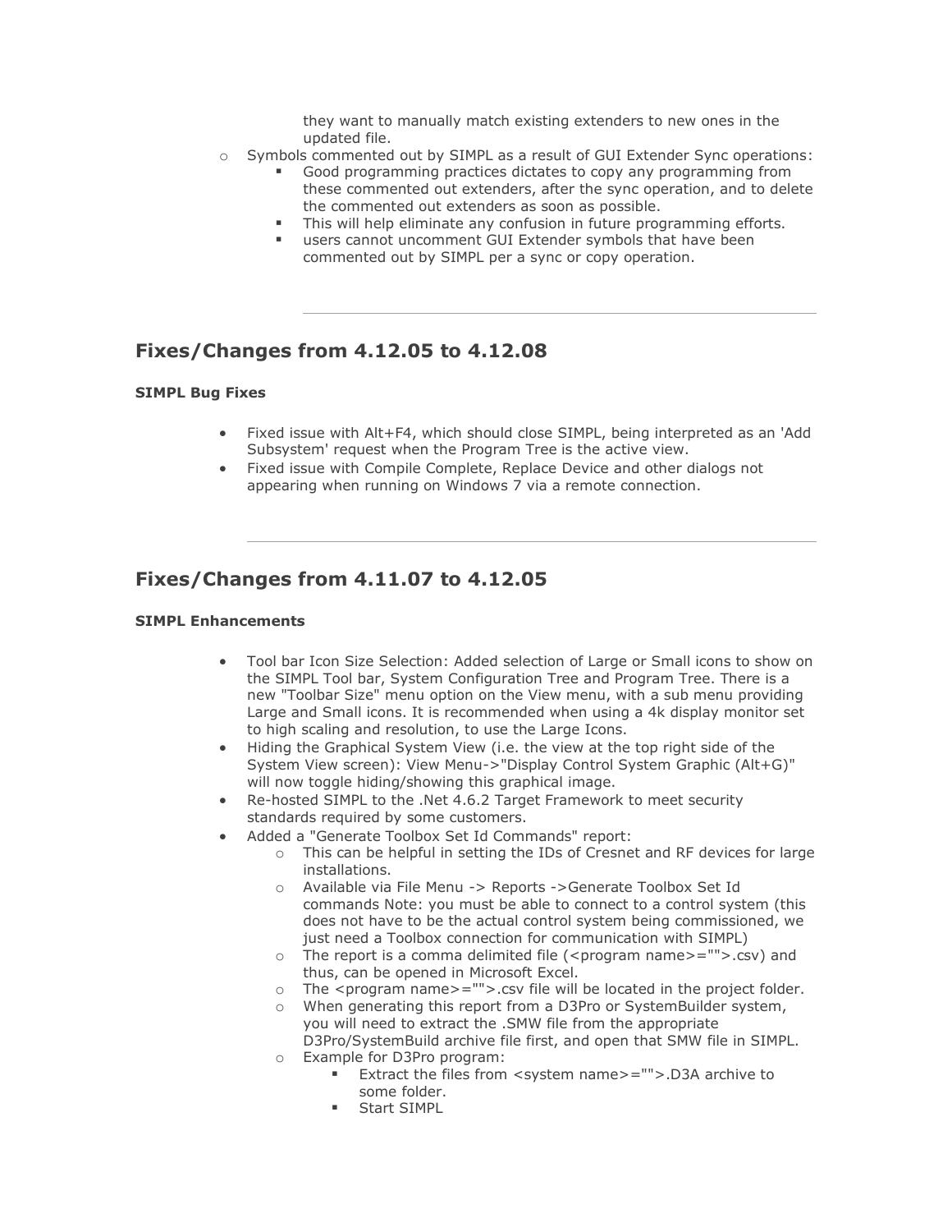they want to manually match existing extenders to new ones in the updated file.

- Symbols commented out by SIMPL as a result of GUI Extender Sync operations:
  - Good programming practices dictates to copy any programming from these commented out extenders, after the sync operation, and to delete the commented out extenders as soon as possible.
  - This will help eliminate any confusion in future programming efforts.
  - users cannot uncomment GUI Extender symbols that have been commented out by SIMPL per a sync or copy operation.

---

## Fixes/Changes from 4.12.05 to 4.12.08

**SIMPL Bug Fixes**

- Fixed issue with Alt+F4, which should close SIMPL, being interpreted as an 'Add Subsystem' request when the Program Tree is the active view.
- Fixed issue with Compile Complete, Replace Device and other dialogs not appearing when running on Windows 7 via a remote connection.

---

## Fixes/Changes from 4.11.07 to 4.12.05

**SIMPL Enhancements**

- Tool bar Icon Size Selection: Added selection of Large or Small icons to show on the SIMPL Tool bar, System Configuration Tree and Program Tree. There is a new "Toolbar Size" menu option on the View menu, with a sub menu providing Large and Small icons. It is recommended when using a 4k display monitor set to high scaling and resolution, to use the Large Icons.
- Hiding the Graphical System View (i.e. the view at the top right side of the System View screen): View Menu->"Display Control System Graphic (Alt+G)" will now toggle hiding/showing this graphical image.
- Re-hosted SIMPL to the .Net 4.6.2 Target Framework to meet security standards required by some customers.
- Added a "Generate Toolbox Set Id Commands" report:
  - This can be helpful in setting the IDs of Cresnet and RF devices for large installations.
  - Available via File Menu -> Reports ->Generate Toolbox Set Id commands Note: you must be able to connect to a control system (this does not have to be the actual control system being commissioned, we just need a Toolbox connection for communication with SIMPL)
  - The report is a comma delimited file (<program name>="">.csv) and thus, can be opened in Microsoft Excel.
  - The <program name>="">.csv file will be located in the project folder.
  - When generating this report from a D3Pro or SystemBuilder system, you will need to extract the .SMW file from the appropriate D3Pro/SystemBuild archive file first, and open that SMW file in SIMPL.
  - Example for D3Pro program:
    - Extract the files from <system name>="">.D3A archive to some folder.
    - Start SIMPL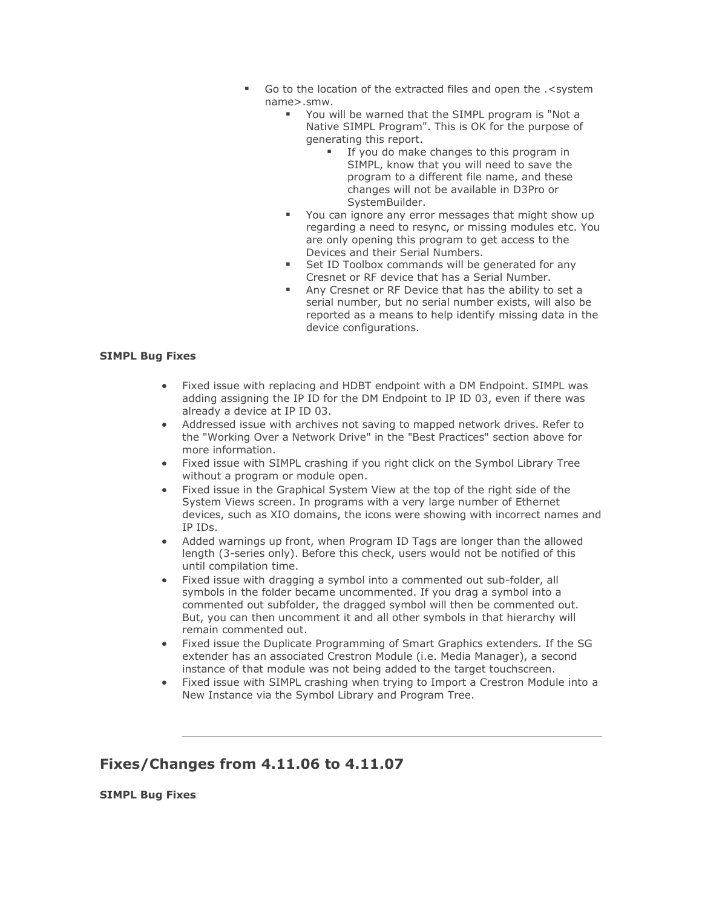- Go to the location of the extracted files and open the .<system name>.smw.
  - You will be warned that the SIMPL program is "Not a Native SIMPL Program". This is OK for the purpose of generating this report.
    - If you do make changes to this program in SIMPL, know that you will need to save the program to a different file name, and these changes will not be available in D3Pro or SystemBuilder.
  - You can ignore any error messages that might show up regarding a need to resync, or missing modules etc. You are only opening this program to get access to the Devices and their Serial Numbers.
  - Set ID Toolbox commands will be generated for any Cresnet or RF device that has a Serial Number.
  - Any Cresnet or RF Device that has the ability to set a serial number, but no serial number exists, will also be reported as a means to help identify missing data in the device configurations.

**SIMPL Bug Fixes**

- Fixed issue with replacing and HDBT endpoint with a DM Endpoint. SIMPL was adding assigning the IP ID for the DM Endpoint to IP ID 03, even if there was already a device at IP ID 03.
- Addressed issue with archives not saving to mapped network drives. Refer to the "Working Over a Network Drive" in the "Best Practices" section above for more information.
- Fixed issue with SIMPL crashing if you right click on the Symbol Library Tree without a program or module open.
- Fixed issue in the Graphical System View at the top of the right side of the System Views screen. In programs with a very large number of Ethernet devices, such as XIO domains, the icons were showing with incorrect names and IP IDs.
- Added warnings up front, when Program ID Tags are longer than the allowed length (3-series only). Before this check, users would not be notified of this until compilation time.
- Fixed issue with dragging a symbol into a commented out sub-folder, all symbols in the folder became uncommented. If you drag a symbol into a commented out subfolder, the dragged symbol will then be commented out. But, you can then uncomment it and all other symbols in that hierarchy will remain commented out.
- Fixed issue the Duplicate Programming of Smart Graphics extenders. If the SG extender has an associated Crestron Module (i.e. Media Manager), a second instance of that module was not being added to the target touchscreen.
- Fixed issue with SIMPL crashing when trying to Import a Crestron Module into a New Instance via the Symbol Library and Program Tree.

---

## Fixes/Changes from 4.11.06 to 4.11.07

**SIMPL Bug Fixes**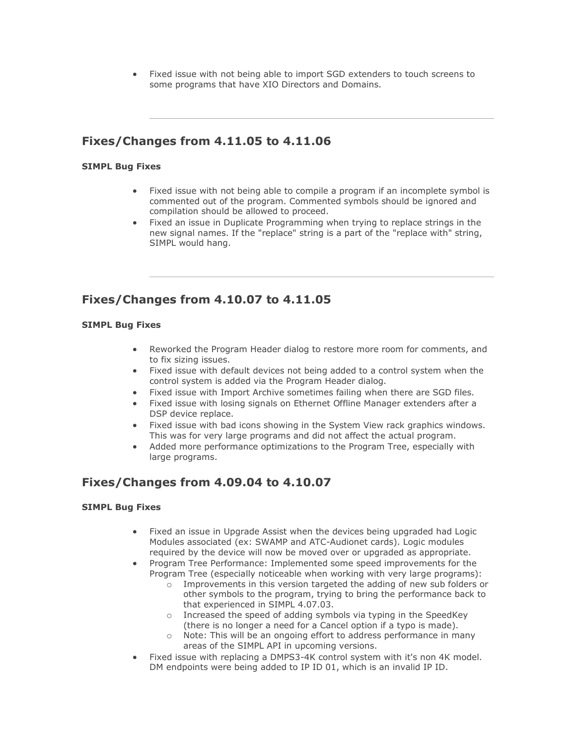- Fixed issue with not being able to import SGD extenders to touch screens to some programs that have XIO Directors and Domains.

---

## Fixes/Changes from 4.11.05 to 4.11.06

**SIMPL Bug Fixes**

- Fixed issue with not being able to compile a program if an incomplete symbol is commented out of the program. Commented symbols should be ignored and compilation should be allowed to proceed.
- Fixed an issue in Duplicate Programming when trying to replace strings in the new signal names. If the "replace" string is a part of the "replace with" string, SIMPL would hang.

---

## Fixes/Changes from 4.10.07 to 4.11.05

**SIMPL Bug Fixes**

- Reworked the Program Header dialog to restore more room for comments, and to fix sizing issues.
- Fixed issue with default devices not being added to a control system when the control system is added via the Program Header dialog.
- Fixed issue with Import Archive sometimes failing when there are SGD files.
- Fixed issue with losing signals on Ethernet Offline Manager extenders after a DSP device replace.
- Fixed issue with bad icons showing in the System View rack graphics windows. This was for very large programs and did not affect the actual program.
- Added more performance optimizations to the Program Tree, especially with large programs.

## Fixes/Changes from 4.09.04 to 4.10.07

**SIMPL Bug Fixes**

- Fixed an issue in Upgrade Assist when the devices being upgraded had Logic Modules associated (ex: SWAMP and ATC-Audionet cards). Logic modules required by the device will now be moved over or upgraded as appropriate.
- Program Tree Performance: Implemented some speed improvements for the Program Tree (especially noticeable when working with very large programs):
  - Improvements in this version targeted the adding of new sub folders or other symbols to the program, trying to bring the performance back to that experienced in SIMPL 4.07.03.
  - Increased the speed of adding symbols via typing in the SpeedKey (there is no longer a need for a Cancel option if a typo is made).
  - Note: This will be an ongoing effort to address performance in many areas of the SIMPL API in upcoming versions.
- Fixed issue with replacing a DMPS3-4K control system with it's non 4K model. DM endpoints were being added to IP ID 01, which is an invalid IP ID.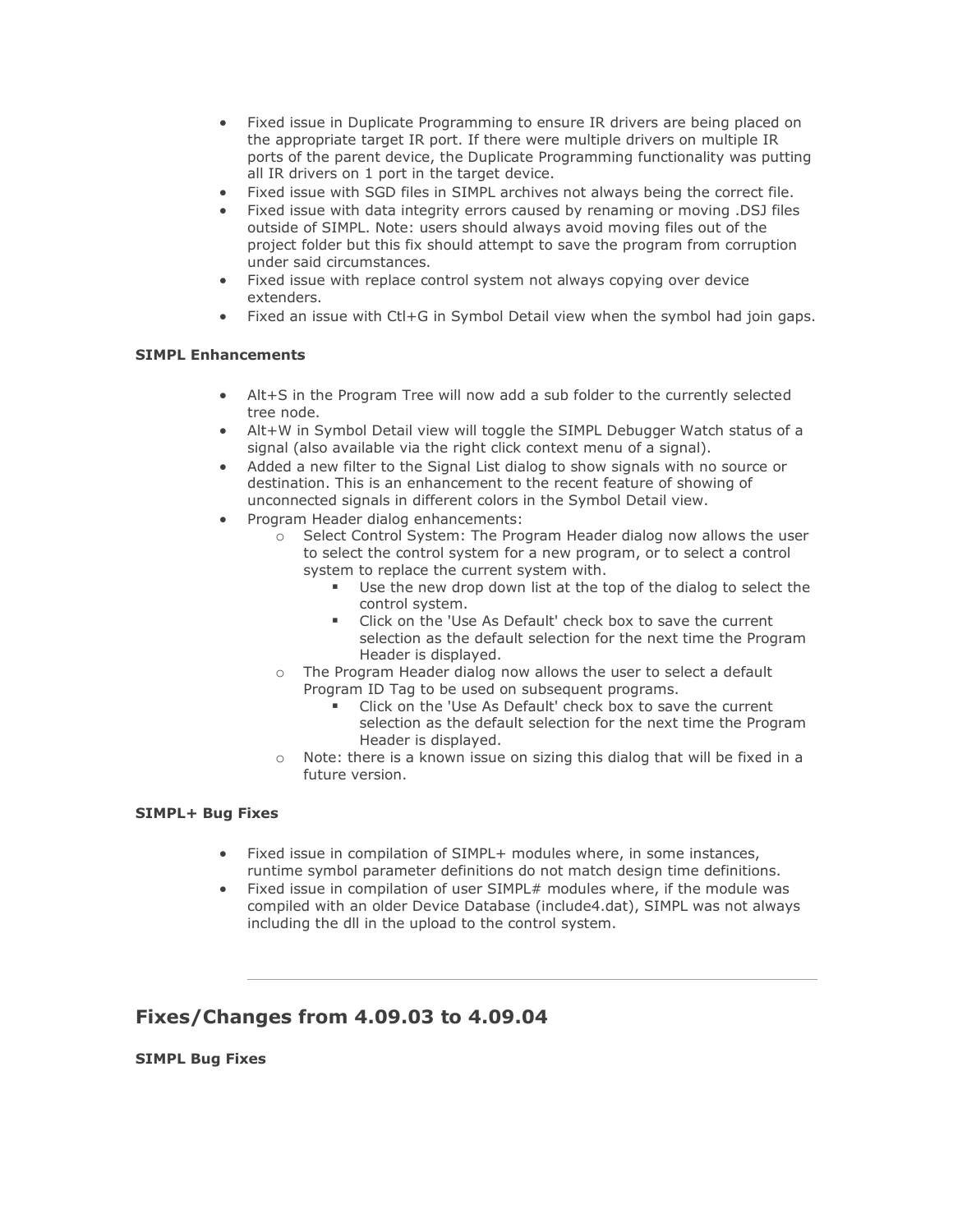- Fixed issue in Duplicate Programming to ensure IR drivers are being placed on the appropriate target IR port. If there were multiple drivers on multiple IR ports of the parent device, the Duplicate Programming functionality was putting all IR drivers on 1 port in the target device.
- Fixed issue with SGD files in SIMPL archives not always being the correct file.
- Fixed issue with data integrity errors caused by renaming or moving .DSJ files outside of SIMPL. Note: users should always avoid moving files out of the project folder but this fix should attempt to save the program from corruption under said circumstances.
- Fixed issue with replace control system not always copying over device extenders.
- Fixed an issue with Ctl+G in Symbol Detail view when the symbol had join gaps.

**SIMPL Enhancements**

- Alt+S in the Program Tree will now add a sub folder to the currently selected tree node.
- Alt+W in Symbol Detail view will toggle the SIMPL Debugger Watch status of a signal (also available via the right click context menu of a signal).
- Added a new filter to the Signal List dialog to show signals with no source or destination. This is an enhancement to the recent feature of showing of unconnected signals in different colors in the Symbol Detail view.
- Program Header dialog enhancements:
  - Select Control System: The Program Header dialog now allows the user to select the control system for a new program, or to select a control system to replace the current system with.
    - Use the new drop down list at the top of the dialog to select the control system.
    - Click on the 'Use As Default' check box to save the current selection as the default selection for the next time the Program Header is displayed.
  - The Program Header dialog now allows the user to select a default Program ID Tag to be used on subsequent programs.
    - Click on the 'Use As Default' check box to save the current selection as the default selection for the next time the Program Header is displayed.
  - Note: there is a known issue on sizing this dialog that will be fixed in a future version.

**SIMPL+ Bug Fixes**

- Fixed issue in compilation of SIMPL+ modules where, in some instances, runtime symbol parameter definitions do not match design time definitions.
- Fixed issue in compilation of user SIMPL# modules where, if the module was compiled with an older Device Database (include4.dat), SIMPL was not always including the dll in the upload to the control system.

---

## Fixes/Changes from 4.09.03 to 4.09.04

**SIMPL Bug Fixes**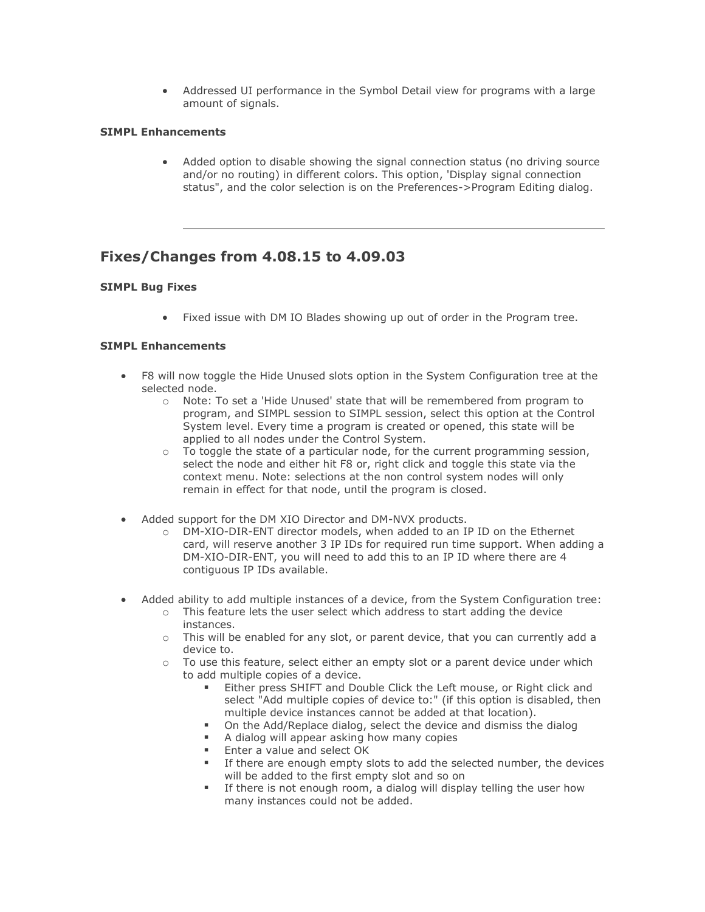- Addressed UI performance in the Symbol Detail view for programs with a large amount of signals.

**SIMPL Enhancements**

- Added option to disable showing the signal connection status (no driving source and/or no routing) in different colors. This option, 'Display signal connection status", and the color selection is on the Preferences->Program Editing dialog.

---

## Fixes/Changes from 4.08.15 to 4.09.03

**SIMPL Bug Fixes**

- Fixed issue with DM IO Blades showing up out of order in the Program tree.

**SIMPL Enhancements**

- F8 will now toggle the Hide Unused slots option in the System Configuration tree at the selected node.
  - Note: To set a 'Hide Unused' state that will be remembered from program to program, and SIMPL session to SIMPL session, select this option at the Control System level. Every time a program is created or opened, this state will be applied to all nodes under the Control System.
  - To toggle the state of a particular node, for the current programming session, select the node and either hit F8 or, right click and toggle this state via the context menu. Note: selections at the non control system nodes will only remain in effect for that node, until the program is closed.
- Added support for the DM XIO Director and DM-NVX products.
  - DM-XIO-DIR-ENT director models, when added to an IP ID on the Ethernet card, will reserve another 3 IP IDs for required run time support. When adding a DM-XIO-DIR-ENT, you will need to add this to an IP ID where there are 4 contiguous IP IDs available.
- Added ability to add multiple instances of a device, from the System Configuration tree:
  - This feature lets the user select which address to start adding the device instances.
  - This will be enabled for any slot, or parent device, that you can currently add a device to.
  - To use this feature, select either an empty slot or a parent device under which to add multiple copies of a device.
    - Either press SHIFT and Double Click the Left mouse, or Right click and select "Add multiple copies of device to:" (if this option is disabled, then multiple device instances cannot be added at that location).
    - On the Add/Replace dialog, select the device and dismiss the dialog
    - A dialog will appear asking how many copies
    - Enter a value and select OK
    - If there are enough empty slots to add the selected number, the devices will be added to the first empty slot and so on
    - If there is not enough room, a dialog will display telling the user how many instances could not be added.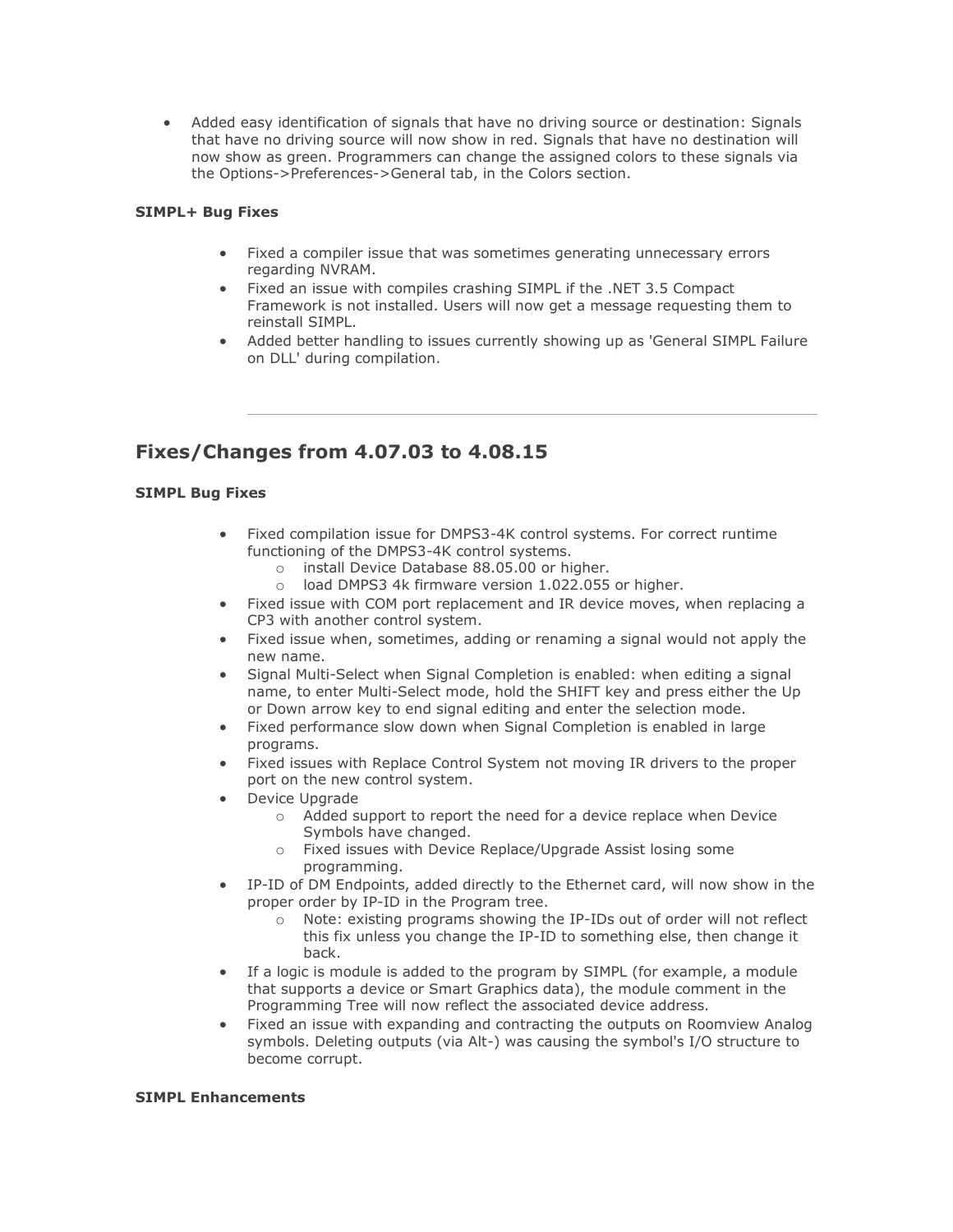- Added easy identification of signals that have no driving source or destination: Signals that have no driving source will now show in red. Signals that have no destination will now show as green. Programmers can change the assigned colors to these signals via the Options->Preferences->General tab, in the Colors section.

**SIMPL+ Bug Fixes**

- Fixed a compiler issue that was sometimes generating unnecessary errors regarding NVRAM.
- Fixed an issue with compiles crashing SIMPL if the .NET 3.5 Compact Framework is not installed. Users will now get a message requesting them to reinstall SIMPL.
- Added better handling to issues currently showing up as 'General SIMPL Failure on DLL' during compilation.

---

## Fixes/Changes from 4.07.03 to 4.08.15

**SIMPL Bug Fixes**

- Fixed compilation issue for DMPS3-4K control systems. For correct runtime functioning of the DMPS3-4K control systems.
  - install Device Database 88.05.00 or higher.
  - load DMPS3 4k firmware version 1.022.055 or higher.
- Fixed issue with COM port replacement and IR device moves, when replacing a CP3 with another control system.
- Fixed issue when, sometimes, adding or renaming a signal would not apply the new name.
- Signal Multi-Select when Signal Completion is enabled: when editing a signal name, to enter Multi-Select mode, hold the SHIFT key and press either the Up or Down arrow key to end signal editing and enter the selection mode.
- Fixed performance slow down when Signal Completion is enabled in large programs.
- Fixed issues with Replace Control System not moving IR drivers to the proper port on the new control system.
- Device Upgrade
  - Added support to report the need for a device replace when Device Symbols have changed.
  - Fixed issues with Device Replace/Upgrade Assist losing some programming.
- IP-ID of DM Endpoints, added directly to the Ethernet card, will now show in the proper order by IP-ID in the Program tree.
  - Note: existing programs showing the IP-IDs out of order will not reflect this fix unless you change the IP-ID to something else, then change it back.
- If a logic is module is added to the program by SIMPL (for example, a module that supports a device or Smart Graphics data), the module comment in the Programming Tree will now reflect the associated device address.
- Fixed an issue with expanding and contracting the outputs on Roomview Analog symbols. Deleting outputs (via Alt-) was causing the symbol's I/O structure to become corrupt.

**SIMPL Enhancements**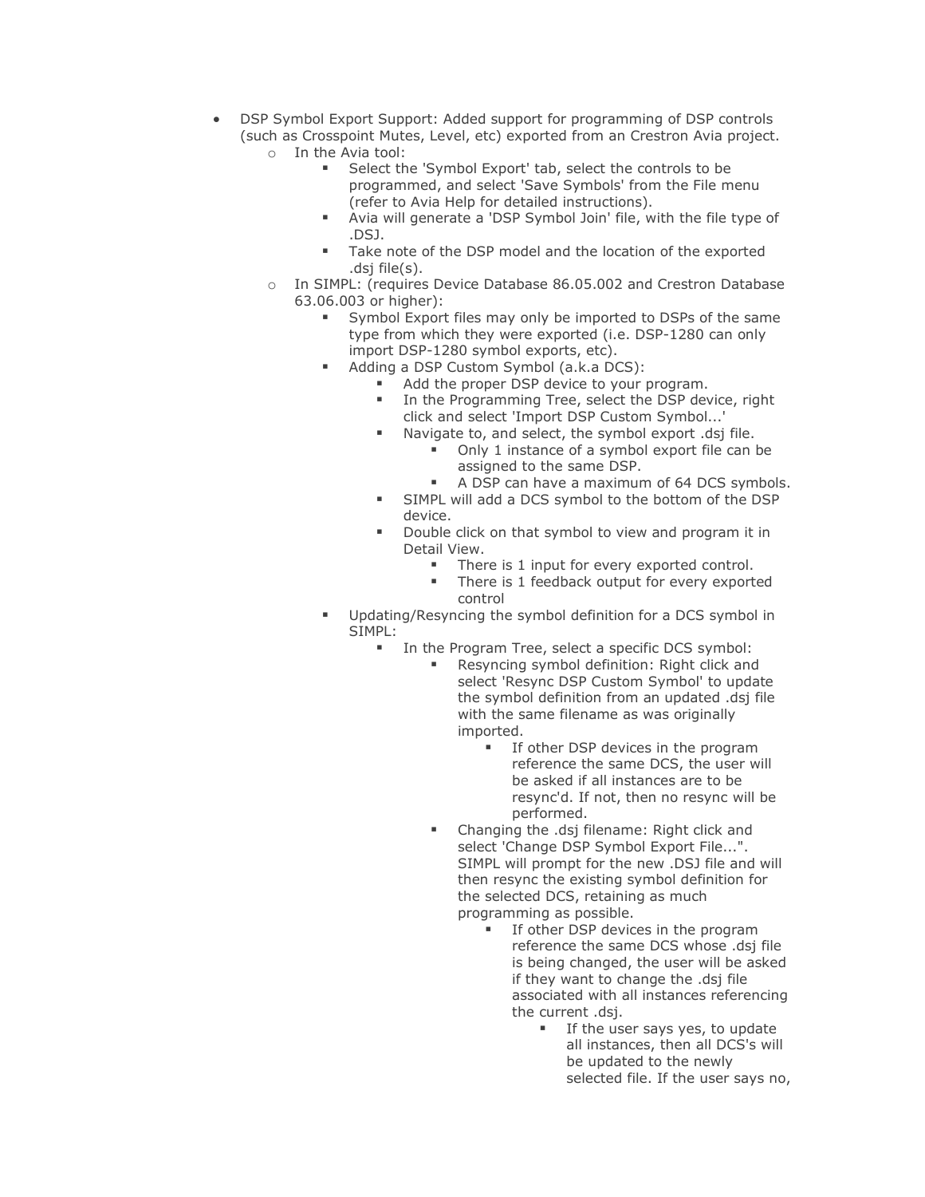- DSP Symbol Export Support: Added support for programming of DSP controls (such as Crosspoint Mutes, Level, etc) exported from an Crestron Avia project.
  - In the Avia tool:
    - Select the 'Symbol Export' tab, select the controls to be programmed, and select 'Save Symbols' from the File menu (refer to Avia Help for detailed instructions).
    - Avia will generate a 'DSP Symbol Join' file, with the file type of .DSJ.
    - Take note of the DSP model and the location of the exported .dsj file(s).
  - In SIMPL: (requires Device Database 86.05.002 and Crestron Database 63.06.003 or higher):
    - Symbol Export files may only be imported to DSPs of the same type from which they were exported (i.e. DSP-1280 can only import DSP-1280 symbol exports, etc).
    - Adding a DSP Custom Symbol (a.k.a DCS):
      - Add the proper DSP device to your program.
      - In the Programming Tree, select the DSP device, right click and select 'Import DSP Custom Symbol...'
      - Navigate to, and select, the symbol export .dsj file.
        - Only 1 instance of a symbol export file can be assigned to the same DSP.
        - A DSP can have a maximum of 64 DCS symbols.
      - SIMPL will add a DCS symbol to the bottom of the DSP device.
      - Double click on that symbol to view and program it in Detail View.
        - There is 1 input for every exported control.
        - There is 1 feedback output for every exported control
    - Updating/Resyncing the symbol definition for a DCS symbol in SIMPL:
      - In the Program Tree, select a specific DCS symbol:
        - Resyncing symbol definition: Right click and select 'Resync DSP Custom Symbol' to update the symbol definition from an updated .dsj file with the same filename as was originally imported.
          - If other DSP devices in the program reference the same DCS, the user will be asked if all instances are to be resync'd. If not, then no resync will be performed.
        - Changing the .dsj filename: Right click and select 'Change DSP Symbol Export File...". SIMPL will prompt for the new .DSJ file and will then resync the existing symbol definition for the selected DCS, retaining as much programming as possible.
          - If other DSP devices in the program reference the same DCS whose .dsj file is being changed, the user will be asked if they want to change the .dsj file associated with all instances referencing the current .dsj.
            - If the user says yes, to update all instances, then all DCS's will be updated to the newly selected file. If the user says no,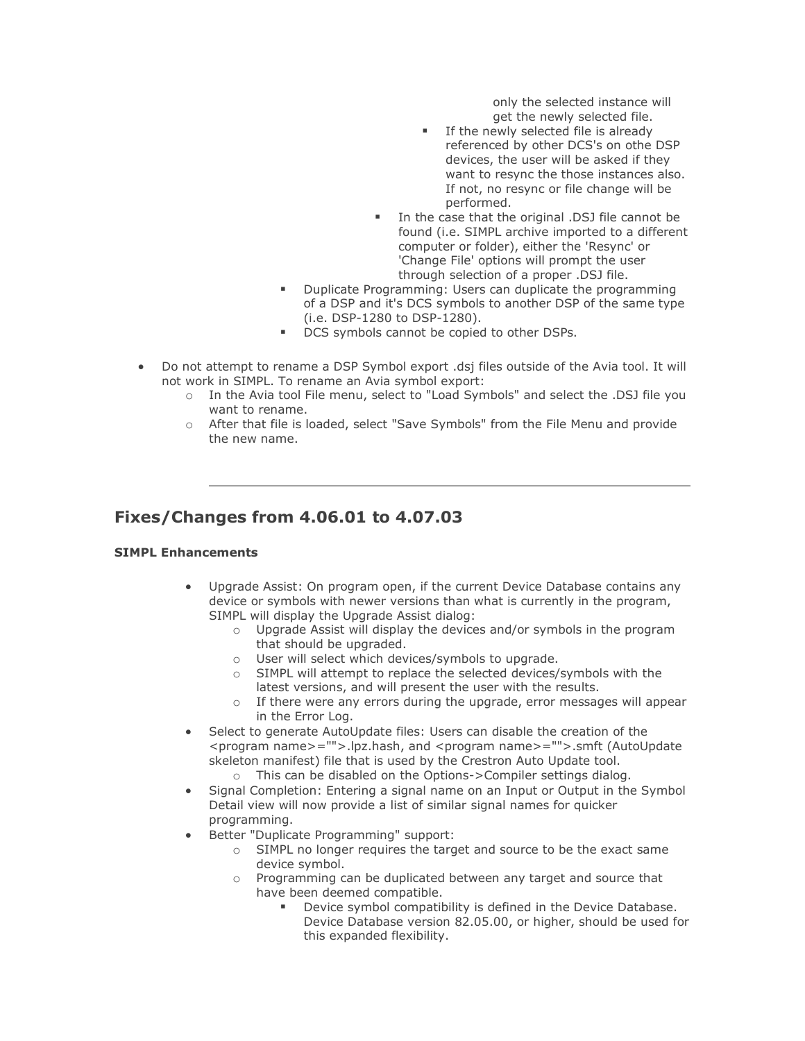only the selected instance will get the newly selected file.
          - If the newly selected file is already referenced by other DCS's on othe DSP devices, the user will be asked if they want to resync the those instances also. If not, no resync or file change will be performed.
        - In the case that the original .DSJ file cannot be found (i.e. SIMPL archive imported to a different computer or folder), either the 'Resync' or 'Change File' options will prompt the user through selection of a proper .DSJ file.
    - Duplicate Programming: Users can duplicate the programming of a DSP and it's DCS symbols to another DSP of the same type (i.e. DSP-1280 to DSP-1280).
    - DCS symbols cannot be copied to other DSPs.

- Do not attempt to rename a DSP Symbol export .dsj files outside of the Avia tool. It will not work in SIMPL. To rename an Avia symbol export:
  - In the Avia tool File menu, select to "Load Symbols" and select the .DSJ file you want to rename.
  - After that file is loaded, select "Save Symbols" from the File Menu and provide the new name.

---

## Fixes/Changes from 4.06.01 to 4.07.03

**SIMPL Enhancements**

- Upgrade Assist: On program open, if the current Device Database contains any device or symbols with newer versions than what is currently in the program, SIMPL will display the Upgrade Assist dialog:
  - Upgrade Assist will display the devices and/or symbols in the program that should be upgraded.
  - User will select which devices/symbols to upgrade.
  - SIMPL will attempt to replace the selected devices/symbols with the latest versions, and will present the user with the results.
  - If there were any errors during the upgrade, error messages will appear in the Error Log.
- Select to generate AutoUpdate files: Users can disable the creation of the <program name>="">.lpz.hash, and <program name>="">.smft (AutoUpdate skeleton manifest) file that is used by the Crestron Auto Update tool.
  - This can be disabled on the Options->Compiler settings dialog.
- Signal Completion: Entering a signal name on an Input or Output in the Symbol Detail view will now provide a list of similar signal names for quicker programming.
- Better "Duplicate Programming" support:
  - SIMPL no longer requires the target and source to be the exact same device symbol.
  - Programming can be duplicated between any target and source that have been deemed compatible.
    - Device symbol compatibility is defined in the Device Database. Device Database version 82.05.00, or higher, should be used for this expanded flexibility.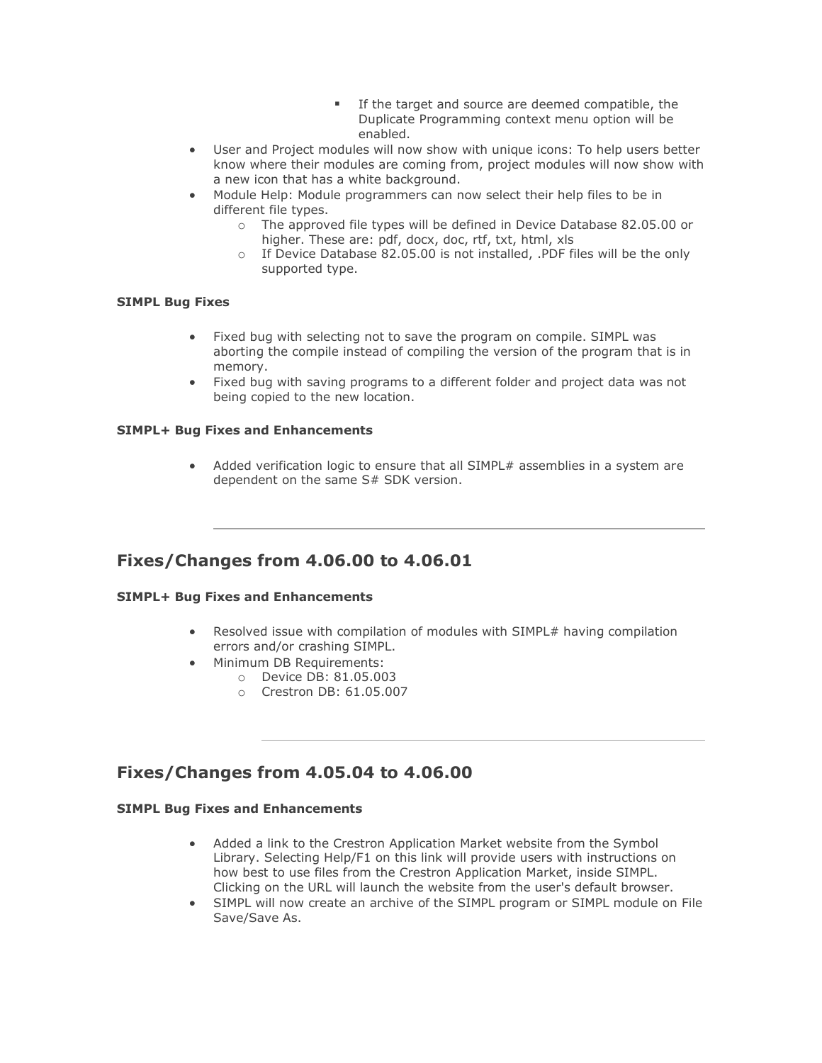- If the target and source are deemed compatible, the Duplicate Programming context menu option will be enabled.
- User and Project modules will now show with unique icons: To help users better know where their modules are coming from, project modules will now show with a new icon that has a white background.
- Module Help: Module programmers can now select their help files to be in different file types.
    - The approved file types will be defined in Device Database 82.05.00 or higher. These are: pdf, docx, doc, rtf, txt, html, xls
    - If Device Database 82.05.00 is not installed, .PDF files will be the only supported type.

**SIMPL Bug Fixes**

- Fixed bug with selecting not to save the program on compile. SIMPL was aborting the compile instead of compiling the version of the program that is in memory.
- Fixed bug with saving programs to a different folder and project data was not being copied to the new location.

**SIMPL+ Bug Fixes and Enhancements**

- Added verification logic to ensure that all SIMPL# assemblies in a system are dependent on the same S# SDK version.

---

## Fixes/Changes from 4.06.00 to 4.06.01

**SIMPL+ Bug Fixes and Enhancements**

- Resolved issue with compilation of modules with SIMPL# having compilation errors and/or crashing SIMPL.
- Minimum DB Requirements:
    - Device DB: 81.05.003
    - Crestron DB: 61.05.007

---

## Fixes/Changes from 4.05.04 to 4.06.00

**SIMPL Bug Fixes and Enhancements**

- Added a link to the Crestron Application Market website from the Symbol Library. Selecting Help/F1 on this link will provide users with instructions on how best to use files from the Crestron Application Market, inside SIMPL. Clicking on the URL will launch the website from the user's default browser.
- SIMPL will now create an archive of the SIMPL program or SIMPL module on File Save/Save As.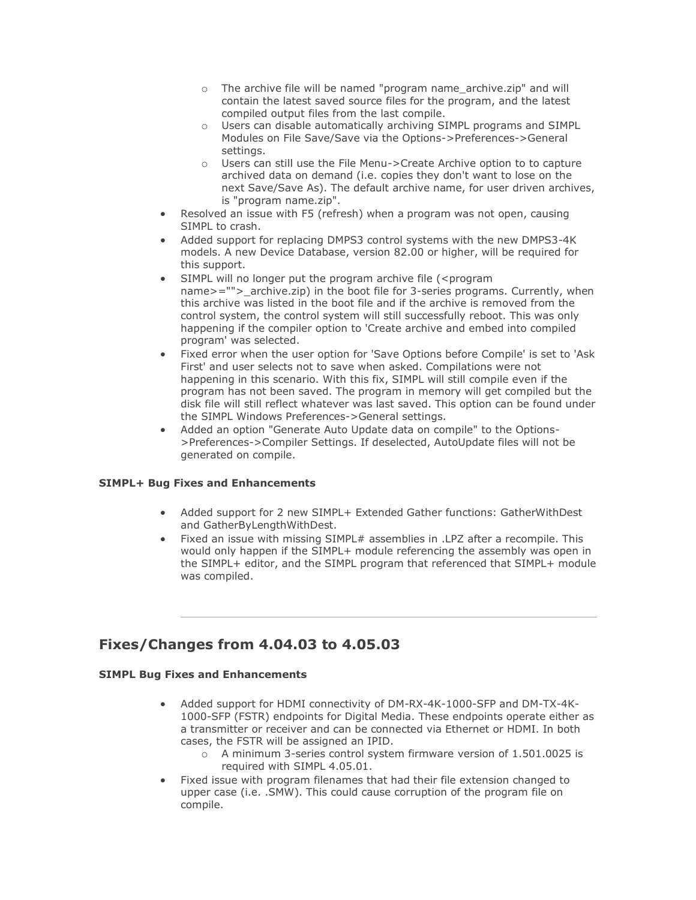- The archive file will be named "program name_archive.zip" and will contain the latest saved source files for the program, and the latest compiled output files from the last compile.
    - Users can disable automatically archiving SIMPL programs and SIMPL Modules on File Save/Save via the Options->Preferences->General settings.
    - Users can still use the File Menu->Create Archive option to to capture archived data on demand (i.e. copies they don't want to lose on the next Save/Save As). The default archive name, for user driven archives, is "program name.zip".
- Resolved an issue with F5 (refresh) when a program was not open, causing SIMPL to crash.
- Added support for replacing DMPS3 control systems with the new DMPS3-4K models. A new Device Database, version 82.00 or higher, will be required for this support.
- SIMPL will no longer put the program archive file (<program name>="">_archive.zip) in the boot file for 3-series programs. Currently, when this archive was listed in the boot file and if the archive is removed from the control system, the control system will still successfully reboot. This was only happening if the compiler option to 'Create archive and embed into compiled program' was selected.
- Fixed error when the user option for 'Save Options before Compile' is set to 'Ask First' and user selects not to save when asked. Compilations were not happening in this scenario. With this fix, SIMPL will still compile even if the program has not been saved. The program in memory will get compiled but the disk file will still reflect whatever was last saved. This option can be found under the SIMPL Windows Preferences->General settings.
- Added an option "Generate Auto Update data on compile" to the Options->Preferences->Compiler Settings. If deselected, AutoUpdate files will not be generated on compile.

**SIMPL+ Bug Fixes and Enhancements**

- Added support for 2 new SIMPL+ Extended Gather functions: GatherWithDest and GatherByLengthWithDest.
- Fixed an issue with missing SIMPL# assemblies in .LPZ after a recompile. This would only happen if the SIMPL+ module referencing the assembly was open in the SIMPL+ editor, and the SIMPL program that referenced that SIMPL+ module was compiled.

---

## Fixes/Changes from 4.04.03 to 4.05.03

**SIMPL Bug Fixes and Enhancements**

- Added support for HDMI connectivity of DM-RX-4K-1000-SFP and DM-TX-4K-1000-SFP (FSTR) endpoints for Digital Media. These endpoints operate either as a transmitter or receiver and can be connected via Ethernet or HDMI. In both cases, the FSTR will be assigned an IPID.
    - A minimum 3-series control system firmware version of 1.501.0025 is required with SIMPL 4.05.01.
- Fixed issue with program filenames that had their file extension changed to upper case (i.e. .SMW). This could cause corruption of the program file on compile.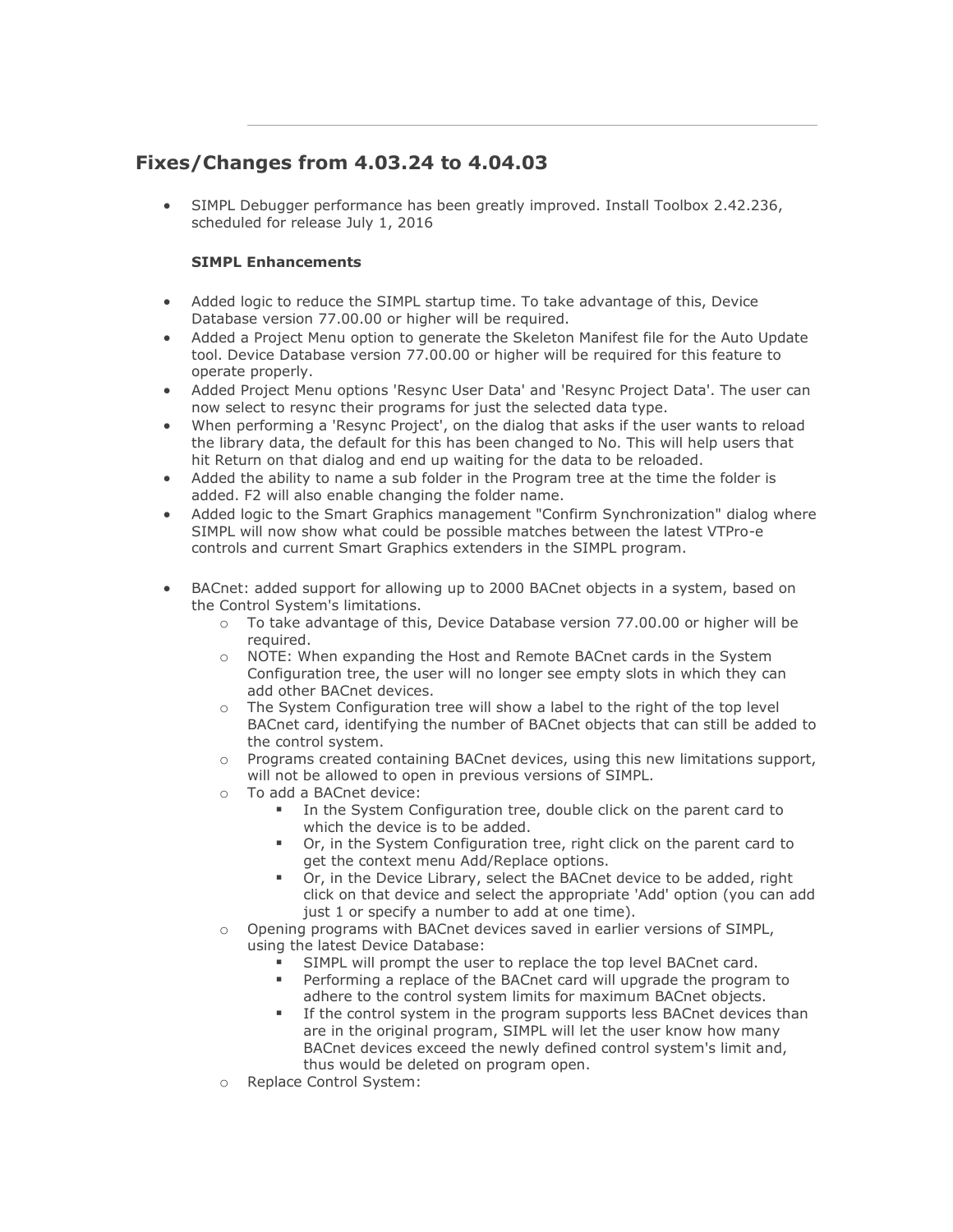## Fixes/Changes from 4.03.24 to 4.04.03

- SIMPL Debugger performance has been greatly improved. Install Toolbox 2.42.236, scheduled for release July 1, 2016

**SIMPL Enhancements**

- Added logic to reduce the SIMPL startup time. To take advantage of this, Device Database version 77.00.00 or higher will be required.
- Added a Project Menu option to generate the Skeleton Manifest file for the Auto Update tool. Device Database version 77.00.00 or higher will be required for this feature to operate properly.
- Added Project Menu options 'Resync User Data' and 'Resync Project Data'. The user can now select to resync their programs for just the selected data type.
- When performing a 'Resync Project', on the dialog that asks if the user wants to reload the library data, the default for this has been changed to No. This will help users that hit Return on that dialog and end up waiting for the data to be reloaded.
- Added the ability to name a sub folder in the Program tree at the time the folder is added. F2 will also enable changing the folder name.
- Added logic to the Smart Graphics management "Confirm Synchronization" dialog where SIMPL will now show what could be possible matches between the latest VTPro-e controls and current Smart Graphics extenders in the SIMPL program.

- BACnet: added support for allowing up to 2000 BACnet objects in a system, based on the Control System's limitations.
  - To take advantage of this, Device Database version 77.00.00 or higher will be required.
  - NOTE: When expanding the Host and Remote BACnet cards in the System Configuration tree, the user will no longer see empty slots in which they can add other BACnet devices.
  - The System Configuration tree will show a label to the right of the top level BACnet card, identifying the number of BACnet objects that can still be added to the control system.
  - Programs created containing BACnet devices, using this new limitations support, will not be allowed to open in previous versions of SIMPL.
  - To add a BACnet device:
    - In the System Configuration tree, double click on the parent card to which the device is to be added.
    - Or, in the System Configuration tree, right click on the parent card to get the context menu Add/Replace options.
    - Or, in the Device Library, select the BACnet device to be added, right click on that device and select the appropriate 'Add' option (you can add just 1 or specify a number to add at one time).
  - Opening programs with BACnet devices saved in earlier versions of SIMPL, using the latest Device Database:
    - SIMPL will prompt the user to replace the top level BACnet card.
    - Performing a replace of the BACnet card will upgrade the program to adhere to the control system limits for maximum BACnet objects.
    - If the control system in the program supports less BACnet devices than are in the original program, SIMPL will let the user know how many BACnet devices exceed the newly defined control system's limit and, thus would be deleted on program open.
  - Replace Control System: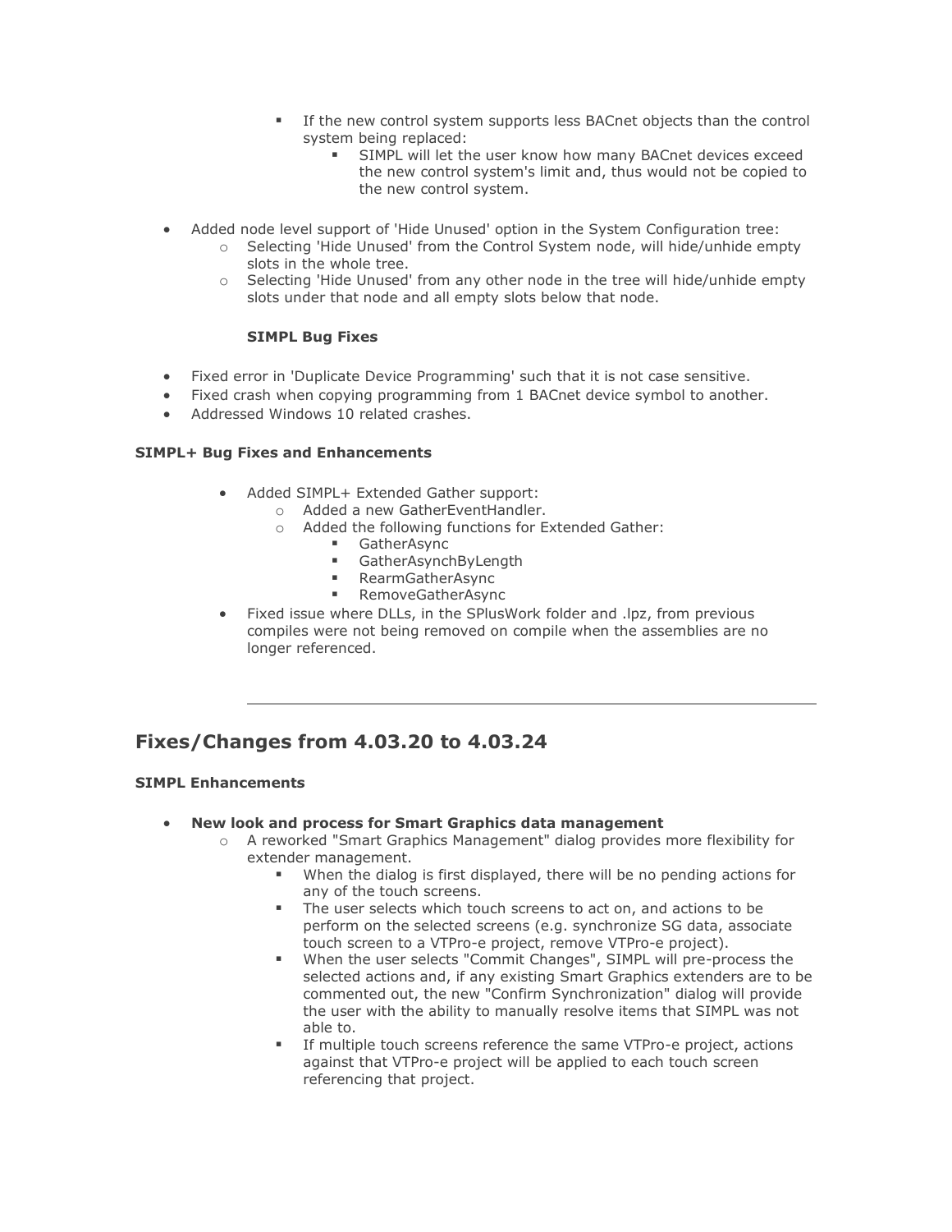- If the new control system supports less BACnet objects than the control system being replaced:
            - SIMPL will let the user know how many BACnet devices exceed the new control system's limit and, thus would not be copied to the new control system.

- Added node level support of 'Hide Unused' option in the System Configuration tree:
    - Selecting 'Hide Unused' from the Control System node, will hide/unhide empty slots in the whole tree.
    - Selecting 'Hide Unused' from any other node in the tree will hide/unhide empty slots under that node and all empty slots below that node.

**SIMPL Bug Fixes**

- Fixed error in 'Duplicate Device Programming' such that it is not case sensitive.
- Fixed crash when copying programming from 1 BACnet device symbol to another.
- Addressed Windows 10 related crashes.

**SIMPL+ Bug Fixes and Enhancements**

- Added SIMPL+ Extended Gather support:
    - Added a new GatherEventHandler.
    - Added the following functions for Extended Gather:
        - GatherAsync
        - GatherAsynchByLength
        - RearmGatherAsync
        - RemoveGatherAsync
- Fixed issue where DLLs, in the SPlusWork folder and .lpz, from previous compiles were not being removed on compile when the assemblies are no longer referenced.

---

## Fixes/Changes from 4.03.20 to 4.03.24

**SIMPL Enhancements**

- **New look and process for Smart Graphics data management**
    - A reworked "Smart Graphics Management" dialog provides more flexibility for extender management.
        - When the dialog is first displayed, there will be no pending actions for any of the touch screens.
        - The user selects which touch screens to act on, and actions to be perform on the selected screens (e.g. synchronize SG data, associate touch screen to a VTPro-e project, remove VTPro-e project).
        - When the user selects "Commit Changes", SIMPL will pre-process the selected actions and, if any existing Smart Graphics extenders are to be commented out, the new "Confirm Synchronization" dialog will provide the user with the ability to manually resolve items that SIMPL was not able to.
        - If multiple touch screens reference the same VTPro-e project, actions against that VTPro-e project will be applied to each touch screen referencing that project.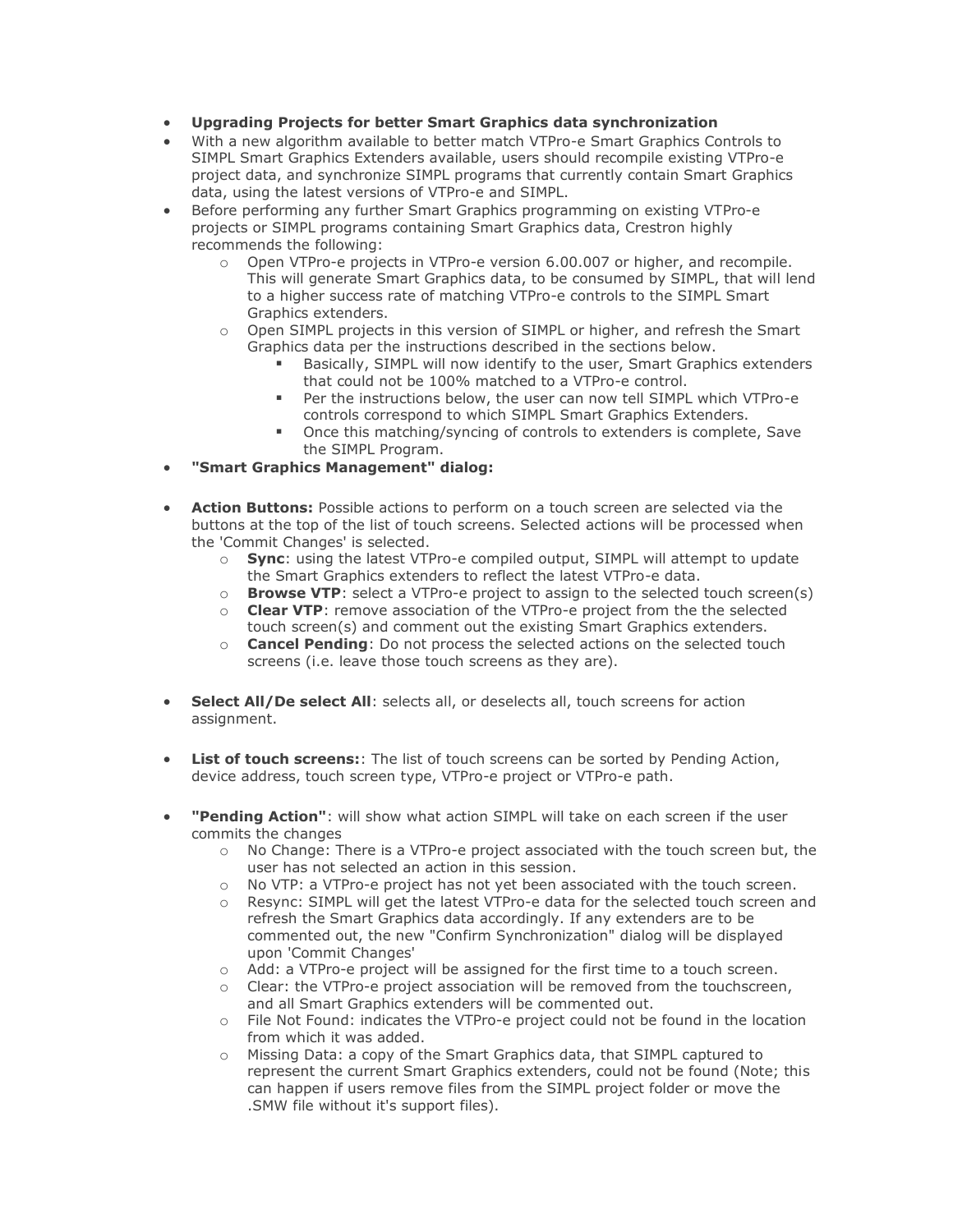- **Upgrading Projects for better Smart Graphics data synchronization**
- With a new algorithm available to better match VTPro-e Smart Graphics Controls to SIMPL Smart Graphics Extenders available, users should recompile existing VTPro-e project data, and synchronize SIMPL programs that currently contain Smart Graphics data, using the latest versions of VTPro-e and SIMPL.
- Before performing any further Smart Graphics programming on existing VTPro-e projects or SIMPL programs containing Smart Graphics data, Crestron highly recommends the following:
    - Open VTPro-e projects in VTPro-e version 6.00.007 or higher, and recompile. This will generate Smart Graphics data, to be consumed by SIMPL, that will lend to a higher success rate of matching VTPro-e controls to the SIMPL Smart Graphics extenders.
    - Open SIMPL projects in this version of SIMPL or higher, and refresh the Smart Graphics data per the instructions described in the sections below.
        - Basically, SIMPL will now identify to the user, Smart Graphics extenders that could not be 100% matched to a VTPro-e control.
        - Per the instructions below, the user can now tell SIMPL which VTPro-e controls correspond to which SIMPL Smart Graphics Extenders.
        - Once this matching/syncing of controls to extenders is complete, Save the SIMPL Program.
- **"Smart Graphics Management" dialog:**

- **Action Buttons:** Possible actions to perform on a touch screen are selected via the buttons at the top of the list of touch screens. Selected actions will be processed when the 'Commit Changes' is selected.
    - **Sync**: using the latest VTPro-e compiled output, SIMPL will attempt to update the Smart Graphics extenders to reflect the latest VTPro-e data.
    - **Browse VTP**: select a VTPro-e project to assign to the selected touch screen(s)
    - **Clear VTP**: remove association of the VTPro-e project from the the selected touch screen(s) and comment out the existing Smart Graphics extenders.
    - **Cancel Pending**: Do not process the selected actions on the selected touch screens (i.e. leave those touch screens as they are).

- **Select All/De select All**: selects all, or deselects all, touch screens for action assignment.

- **List of touch screens:**: The list of touch screens can be sorted by Pending Action, device address, touch screen type, VTPro-e project or VTPro-e path.

- **"Pending Action"**: will show what action SIMPL will take on each screen if the user commits the changes
    - No Change: There is a VTPro-e project associated with the touch screen but, the user has not selected an action in this session.
    - No VTP: a VTPro-e project has not yet been associated with the touch screen.
    - Resync: SIMPL will get the latest VTPro-e data for the selected touch screen and refresh the Smart Graphics data accordingly. If any extenders are to be commented out, the new "Confirm Synchronization" dialog will be displayed upon 'Commit Changes'
    - Add: a VTPro-e project will be assigned for the first time to a touch screen.
    - Clear: the VTPro-e project association will be removed from the touchscreen, and all Smart Graphics extenders will be commented out.
    - File Not Found: indicates the VTPro-e project could not be found in the location from which it was added.
    - Missing Data: a copy of the Smart Graphics data, that SIMPL captured to represent the current Smart Graphics extenders, could not be found (Note; this can happen if users remove files from the SIMPL project folder or move the .SMW file without it's support files).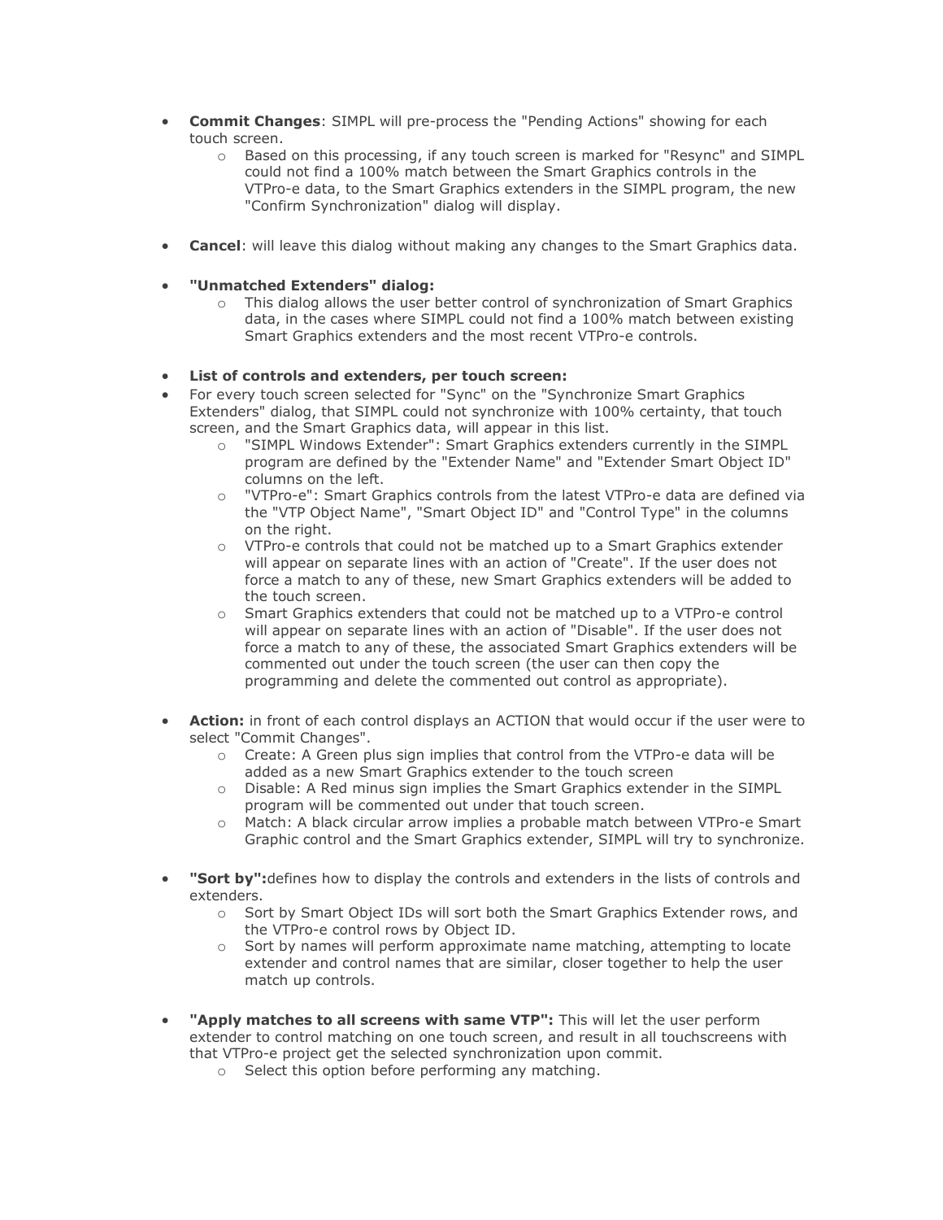- **Commit Changes**: SIMPL will pre-process the "Pending Actions" showing for each touch screen.
  - Based on this processing, if any touch screen is marked for "Resync" and SIMPL could not find a 100% match between the Smart Graphics controls in the VTPro-e data, to the Smart Graphics extenders in the SIMPL program, the new "Confirm Synchronization" dialog will display.

- **Cancel**: will leave this dialog without making any changes to the Smart Graphics data.

- **"Unmatched Extenders" dialog:**
  - This dialog allows the user better control of synchronization of Smart Graphics data, in the cases where SIMPL could not find a 100% match between existing Smart Graphics extenders and the most recent VTPro-e controls.

- **List of controls and extenders, per touch screen:**
- For every touch screen selected for "Sync" on the "Synchronize Smart Graphics Extenders" dialog, that SIMPL could not synchronize with 100% certainty, that touch screen, and the Smart Graphics data, will appear in this list.
  - "SIMPL Windows Extender": Smart Graphics extenders currently in the SIMPL program are defined by the "Extender Name" and "Extender Smart Object ID" columns on the left.
  - "VTPro-e": Smart Graphics controls from the latest VTPro-e data are defined via the "VTP Object Name", "Smart Object ID" and "Control Type" in the columns on the right.
  - VTPro-e controls that could not be matched up to a Smart Graphics extender will appear on separate lines with an action of "Create". If the user does not force a match to any of these, new Smart Graphics extenders will be added to the touch screen.
  - Smart Graphics extenders that could not be matched up to a VTPro-e control will appear on separate lines with an action of "Disable". If the user does not force a match to any of these, the associated Smart Graphics extenders will be commented out under the touch screen (the user can then copy the programming and delete the commented out control as appropriate).

- **Action:** in front of each control displays an ACTION that would occur if the user were to select "Commit Changes".
  - Create: A Green plus sign implies that control from the VTPro-e data will be added as a new Smart Graphics extender to the touch screen
  - Disable: A Red minus sign implies the Smart Graphics extender in the SIMPL program will be commented out under that touch screen.
  - Match: A black circular arrow implies a probable match between VTPro-e Smart Graphic control and the Smart Graphics extender, SIMPL will try to synchronize.

- **"Sort by":**defines how to display the controls and extenders in the lists of controls and extenders.
  - Sort by Smart Object IDs will sort both the Smart Graphics Extender rows, and the VTPro-e control rows by Object ID.
  - Sort by names will perform approximate name matching, attempting to locate extender and control names that are similar, closer together to help the user match up controls.

- **"Apply matches to all screens with same VTP":** This will let the user perform extender to control matching on one touch screen, and result in all touchscreens with that VTPro-e project get the selected synchronization upon commit.
  - Select this option before performing any matching.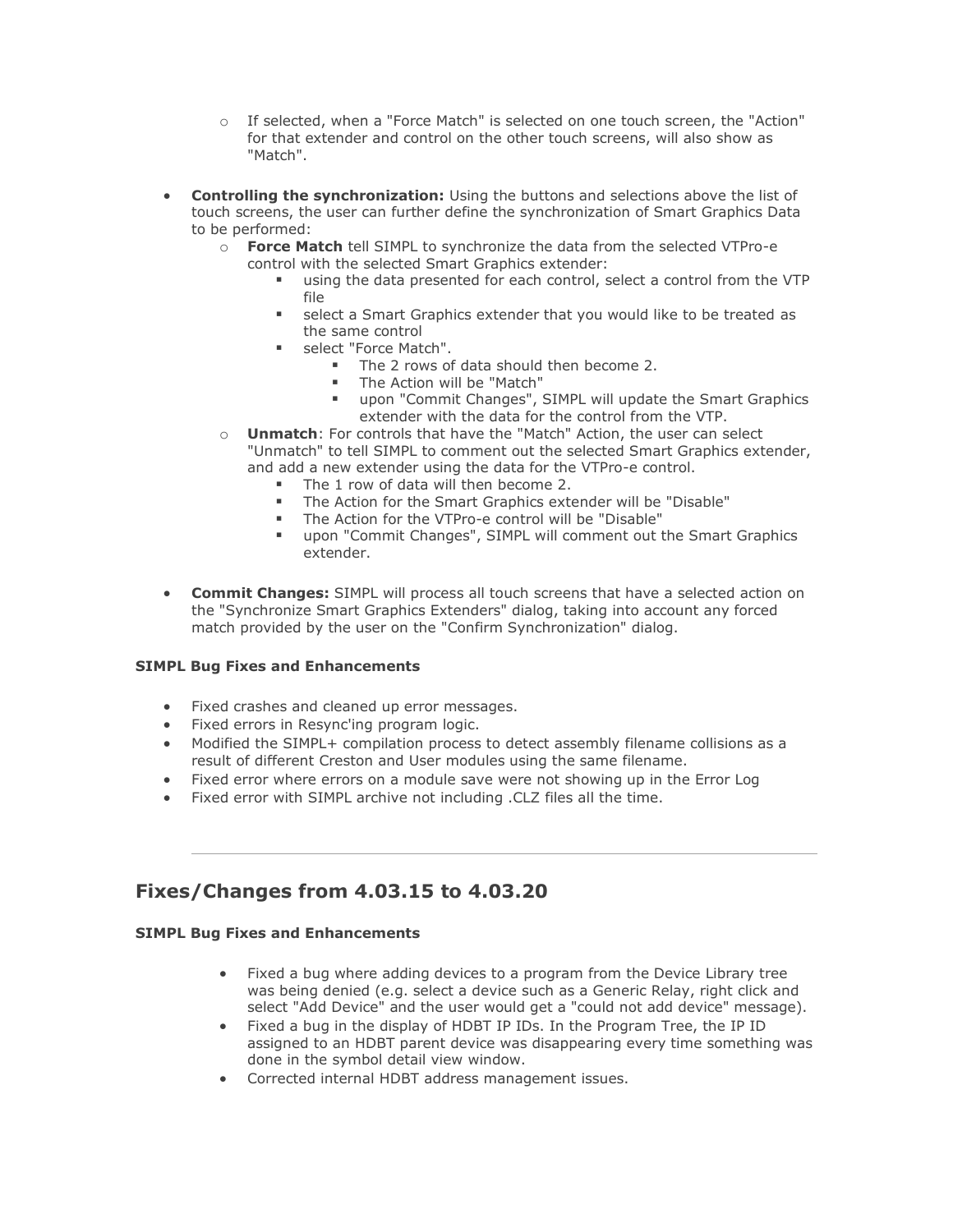- If selected, when a "Force Match" is selected on one touch screen, the "Action" for that extender and control on the other touch screens, will also show as "Match".

- **Controlling the synchronization:** Using the buttons and selections above the list of touch screens, the user can further define the synchronization of Smart Graphics Data to be performed:
    - **Force Match** tell SIMPL to synchronize the data from the selected VTPro-e control with the selected Smart Graphics extender:
        - using the data presented for each control, select a control from the VTP file
        - select a Smart Graphics extender that you would like to be treated as the same control
        - select "Force Match".
            - The 2 rows of data should then become 2.
            - The Action will be "Match"
            - upon "Commit Changes", SIMPL will update the Smart Graphics extender with the data for the control from the VTP.
    - **Unmatch**: For controls that have the "Match" Action, the user can select "Unmatch" to tell SIMPL to comment out the selected Smart Graphics extender, and add a new extender using the data for the VTPro-e control.
        - The 1 row of data will then become 2.
        - The Action for the Smart Graphics extender will be "Disable"
        - The Action for the VTPro-e control will be "Disable"
        - upon "Commit Changes", SIMPL will comment out the Smart Graphics extender.

- **Commit Changes:** SIMPL will process all touch screens that have a selected action on the "Synchronize Smart Graphics Extenders" dialog, taking into account any forced match provided by the user on the "Confirm Synchronization" dialog.

#### SIMPL Bug Fixes and Enhancements

- Fixed crashes and cleaned up error messages.
- Fixed errors in Resync'ing program logic.
- Modified the SIMPL+ compilation process to detect assembly filename collisions as a result of different Creston and User modules using the same filename.
- Fixed error where errors on a module save were not showing up in the Error Log
- Fixed error with SIMPL archive not including .CLZ files all the time.

---

## Fixes/Changes from 4.03.15 to 4.03.20

#### SIMPL Bug Fixes and Enhancements

- Fixed a bug where adding devices to a program from the Device Library tree was being denied (e.g. select a device such as a Generic Relay, right click and select "Add Device" and the user would get a "could not add device" message).
- Fixed a bug in the display of HDBT IP IDs. In the Program Tree, the IP ID assigned to an HDBT parent device was disappearing every time something was done in the symbol detail view window.
- Corrected internal HDBT address management issues.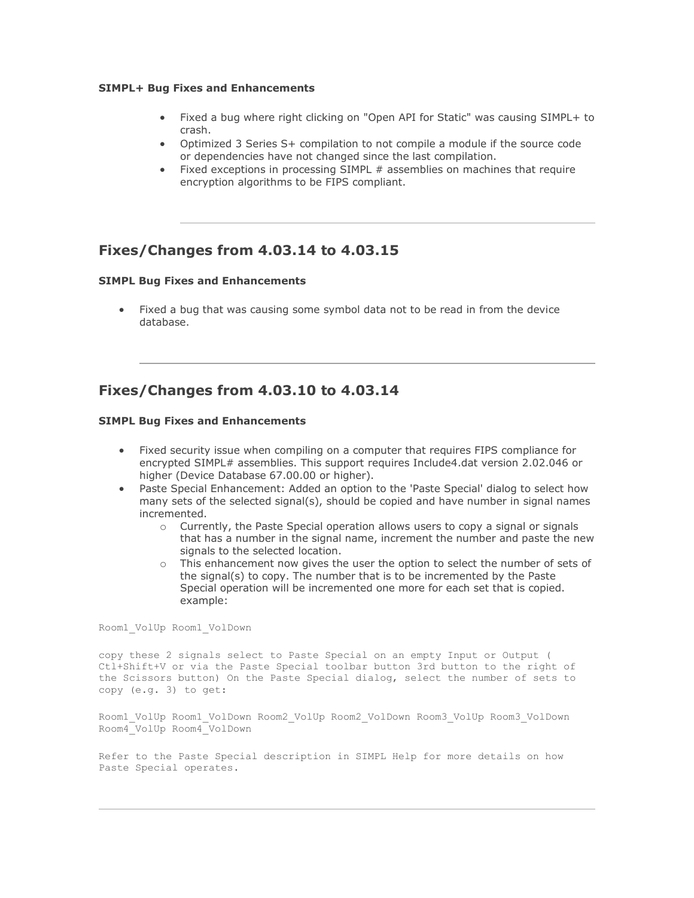**SIMPL+ Bug Fixes and Enhancements**

- Fixed a bug where right clicking on "Open API for Static" was causing SIMPL+ to crash.
- Optimized 3 Series S+ compilation to not compile a module if the source code or dependencies have not changed since the last compilation.
- Fixed exceptions in processing SIMPL # assemblies on machines that require encryption algorithms to be FIPS compliant.

---

## Fixes/Changes from 4.03.14 to 4.03.15

**SIMPL Bug Fixes and Enhancements**

- Fixed a bug that was causing some symbol data not to be read in from the device database.

---

## Fixes/Changes from 4.03.10 to 4.03.14

**SIMPL Bug Fixes and Enhancements**

- Fixed security issue when compiling on a computer that requires FIPS compliance for encrypted SIMPL# assemblies. This support requires Include4.dat version 2.02.046 or higher (Device Database 67.00.00 or higher).
- Paste Special Enhancement: Added an option to the 'Paste Special' dialog to select how many sets of the selected signal(s), should be copied and have number in signal names incremented.
  - Currently, the Paste Special operation allows users to copy a signal or signals that has a number in the signal name, increment the number and paste the new signals to the selected location.
  - This enhancement now gives the user the option to select the number of sets of the signal(s) to copy. The number that is to be incremented by the Paste Special operation will be incremented one more for each set that is copied. example:

```
Room1_VolUp Room1_VolDown

copy these 2 signals select to Paste Special on an empty Input or Output (
Ctl+Shift+V or via the Paste Special toolbar button 3rd button to the right of
the Scissors button) On the Paste Special dialog, select the number of sets to
copy (e.g. 3) to get:

Room1_VolUp Room1_VolDown Room2_VolUp Room2_VolDown Room3_VolUp Room3_VolDown
Room4_VolUp Room4_VolDown

Refer to the Paste Special description in SIMPL Help for more details on how
Paste Special operates.
```

---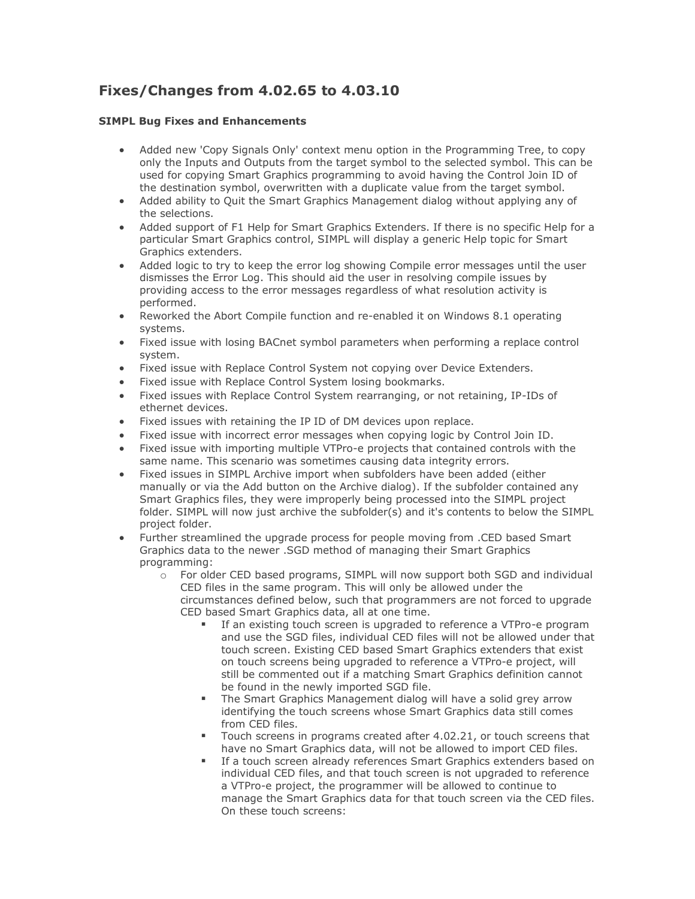## Fixes/Changes from 4.02.65 to 4.03.10

**SIMPL Bug Fixes and Enhancements**

- Added new 'Copy Signals Only' context menu option in the Programming Tree, to copy only the Inputs and Outputs from the target symbol to the selected symbol. This can be used for copying Smart Graphics programming to avoid having the Control Join ID of the destination symbol, overwritten with a duplicate value from the target symbol.
- Added ability to Quit the Smart Graphics Management dialog without applying any of the selections.
- Added support of F1 Help for Smart Graphics Extenders. If there is no specific Help for a particular Smart Graphics control, SIMPL will display a generic Help topic for Smart Graphics extenders.
- Added logic to try to keep the error log showing Compile error messages until the user dismisses the Error Log. This should aid the user in resolving compile issues by providing access to the error messages regardless of what resolution activity is performed.
- Reworked the Abort Compile function and re-enabled it on Windows 8.1 operating systems.
- Fixed issue with losing BACnet symbol parameters when performing a replace control system.
- Fixed issue with Replace Control System not copying over Device Extenders.
- Fixed issue with Replace Control System losing bookmarks.
- Fixed issues with Replace Control System rearranging, or not retaining, IP-IDs of ethernet devices.
- Fixed issues with retaining the IP ID of DM devices upon replace.
- Fixed issue with incorrect error messages when copying logic by Control Join ID.
- Fixed issue with importing multiple VTPro-e projects that contained controls with the same name. This scenario was sometimes causing data integrity errors.
- Fixed issues in SIMPL Archive import when subfolders have been added (either manually or via the Add button on the Archive dialog). If the subfolder contained any Smart Graphics files, they were improperly being processed into the SIMPL project folder. SIMPL will now just archive the subfolder(s) and it's contents to below the SIMPL project folder.
- Further streamlined the upgrade process for people moving from .CED based Smart Graphics data to the newer .SGD method of managing their Smart Graphics programming:
  - For older CED based programs, SIMPL will now support both SGD and individual CED files in the same program. This will only be allowed under the circumstances defined below, such that programmers are not forced to upgrade CED based Smart Graphics data, all at one time.
    - If an existing touch screen is upgraded to reference a VTPro-e program and use the SGD files, individual CED files will not be allowed under that touch screen. Existing CED based Smart Graphics extenders that exist on touch screens being upgraded to reference a VTPro-e project, will still be commented out if a matching Smart Graphics definition cannot be found in the newly imported SGD file.
    - The Smart Graphics Management dialog will have a solid grey arrow identifying the touch screens whose Smart Graphics data still comes from CED files.
    - Touch screens in programs created after 4.02.21, or touch screens that have no Smart Graphics data, will not be allowed to import CED files.
    - If a touch screen already references Smart Graphics extenders based on individual CED files, and that touch screen is not upgraded to reference a VTPro-e project, the programmer will be allowed to continue to manage the Smart Graphics data for that touch screen via the CED files. On these touch screens: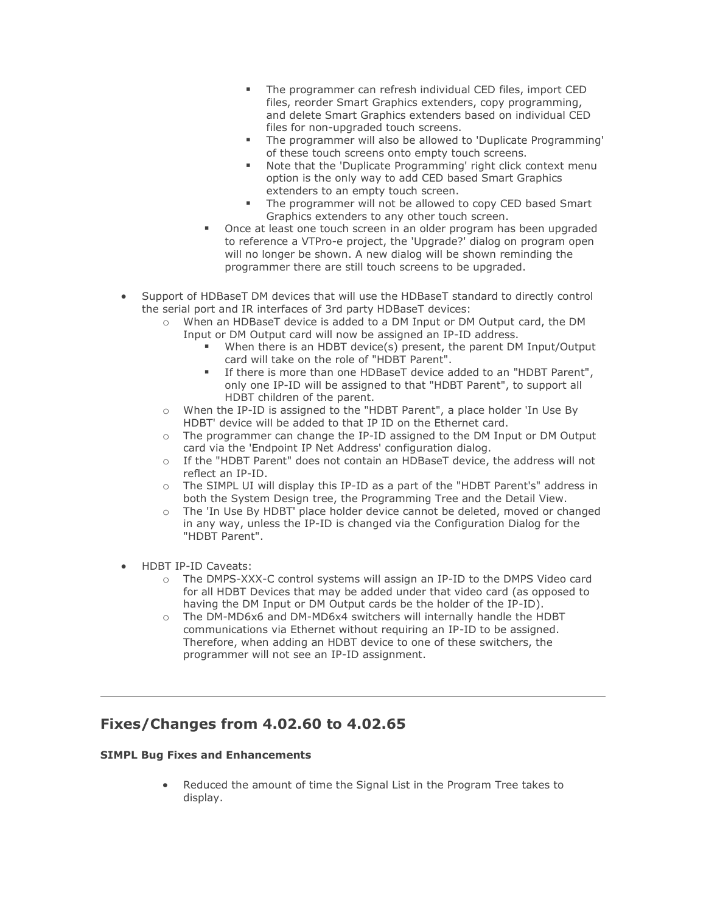- The programmer can refresh individual CED files, import CED files, reorder Smart Graphics extenders, copy programming, and delete Smart Graphics extenders based on individual CED files for non-upgraded touch screens.
        - The programmer will also be allowed to 'Duplicate Programming' of these touch screens onto empty touch screens.
        - Note that the 'Duplicate Programming' right click context menu option is the only way to add CED based Smart Graphics extenders to an empty touch screen.
        - The programmer will not be allowed to copy CED based Smart Graphics extenders to any other touch screen.
    - Once at least one touch screen in an older program has been upgraded to reference a VTPro-e project, the 'Upgrade?' dialog on program open will no longer be shown. A new dialog will be shown reminding the programmer there are still touch screens to be upgraded.

- Support of HDBaseT DM devices that will use the HDBaseT standard to directly control the serial port and IR interfaces of 3rd party HDBaseT devices:
    - When an HDBaseT device is added to a DM Input or DM Output card, the DM Input or DM Output card will now be assigned an IP-ID address.
        - When there is an HDBT device(s) present, the parent DM Input/Output card will take on the role of "HDBT Parent".
        - If there is more than one HDBaseT device added to an "HDBT Parent", only one IP-ID will be assigned to that "HDBT Parent", to support all HDBT children of the parent.
    - When the IP-ID is assigned to the "HDBT Parent", a place holder 'In Use By HDBT' device will be added to that IP ID on the Ethernet card.
    - The programmer can change the IP-ID assigned to the DM Input or DM Output card via the 'Endpoint IP Net Address' configuration dialog.
    - If the "HDBT Parent" does not contain an HDBaseT device, the address will not reflect an IP-ID.
    - The SIMPL UI will display this IP-ID as a part of the "HDBT Parent's" address in both the System Design tree, the Programming Tree and the Detail View.
    - The 'In Use By HDBT' place holder device cannot be deleted, moved or changed in any way, unless the IP-ID is changed via the Configuration Dialog for the "HDBT Parent".

- HDBT IP-ID Caveats:
    - The DMPS-XXX-C control systems will assign an IP-ID to the DMPS Video card for all HDBT Devices that may be added under that video card (as opposed to having the DM Input or DM Output cards be the holder of the IP-ID).
    - The DM-MD6x6 and DM-MD6x4 switchers will internally handle the HDBT communications via Ethernet without requiring an IP-ID to be assigned. Therefore, when adding an HDBT device to one of these switchers, the programmer will not see an IP-ID assignment.

---

## Fixes/Changes from 4.02.60 to 4.02.65

**SIMPL Bug Fixes and Enhancements**

- Reduced the amount of time the Signal List in the Program Tree takes to display.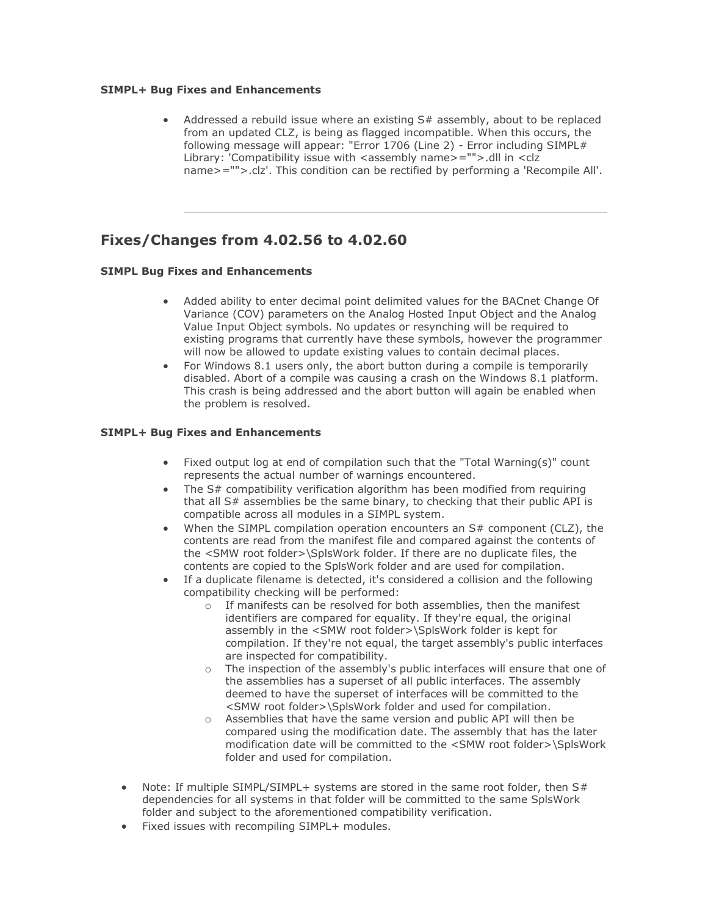**SIMPL+ Bug Fixes and Enhancements**

- Addressed a rebuild issue where an existing S# assembly, about to be replaced from an updated CLZ, is being as flagged incompatible. When this occurs, the following message will appear: "Error 1706 (Line 2) - Error including SIMPL# Library: 'Compatibility issue with <assembly name>="">.dll in <clz name>="">.clz'. This condition can be rectified by performing a 'Recompile All'.

---

## Fixes/Changes from 4.02.56 to 4.02.60

**SIMPL Bug Fixes and Enhancements**

- Added ability to enter decimal point delimited values for the BACnet Change Of Variance (COV) parameters on the Analog Hosted Input Object and the Analog Value Input Object symbols. No updates or resynching will be required to existing programs that currently have these symbols, however the programmer will now be allowed to update existing values to contain decimal places.
- For Windows 8.1 users only, the abort button during a compile is temporarily disabled. Abort of a compile was causing a crash on the Windows 8.1 platform. This crash is being addressed and the abort button will again be enabled when the problem is resolved.

**SIMPL+ Bug Fixes and Enhancements**

- Fixed output log at end of compilation such that the "Total Warning(s)" count represents the actual number of warnings encountered.
- The S# compatibility verification algorithm has been modified from requiring that all S# assemblies be the same binary, to checking that their public API is compatible across all modules in a SIMPL system.
- When the SIMPL compilation operation encounters an S# component (CLZ), the contents are read from the manifest file and compared against the contents of the <SMW root folder>\SplsWork folder. If there are no duplicate files, the contents are copied to the SplsWork folder and are used for compilation.
- If a duplicate filename is detected, it's considered a collision and the following compatibility checking will be performed:
  - If manifests can be resolved for both assemblies, then the manifest identifiers are compared for equality. If they're equal, the original assembly in the <SMW root folder>\SplsWork folder is kept for compilation. If they're not equal, the target assembly's public interfaces are inspected for compatibility.
  - The inspection of the assembly's public interfaces will ensure that one of the assemblies has a superset of all public interfaces. The assembly deemed to have the superset of interfaces will be committed to the <SMW root folder>\SplsWork folder and used for compilation.
  - Assemblies that have the same version and public API will then be compared using the modification date. The assembly that has the later modification date will be committed to the <SMW root folder>\SplsWork folder and used for compilation.

- Note: If multiple SIMPL/SIMPL+ systems are stored in the same root folder, then S# dependencies for all systems in that folder will be committed to the same SplsWork folder and subject to the aforementioned compatibility verification.
- Fixed issues with recompiling SIMPL+ modules.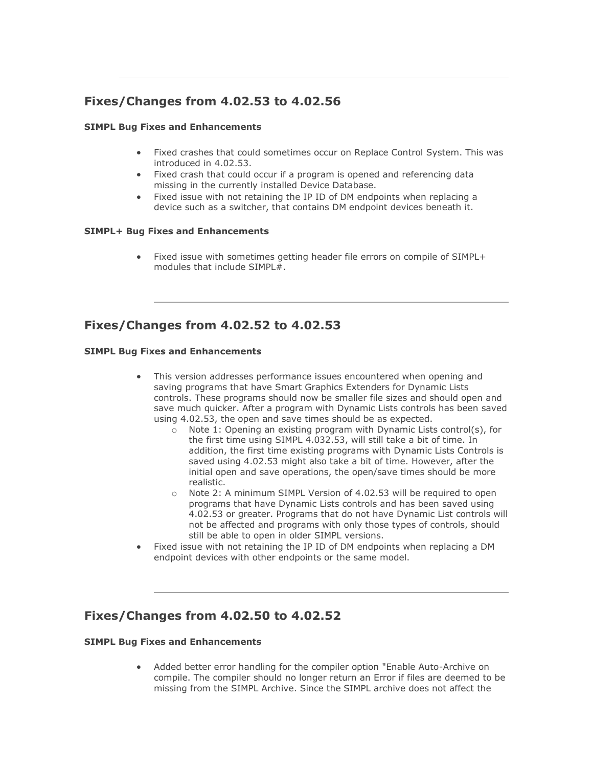## Fixes/Changes from 4.02.53 to 4.02.56

**SIMPL Bug Fixes and Enhancements**

- Fixed crashes that could sometimes occur on Replace Control System. This was introduced in 4.02.53.
- Fixed crash that could occur if a program is opened and referencing data missing in the currently installed Device Database.
- Fixed issue with not retaining the IP ID of DM endpoints when replacing a device such as a switcher, that contains DM endpoint devices beneath it.

**SIMPL+ Bug Fixes and Enhancements**

- Fixed issue with sometimes getting header file errors on compile of SIMPL+ modules that include SIMPL#.

---

## Fixes/Changes from 4.02.52 to 4.02.53

**SIMPL Bug Fixes and Enhancements**

- This version addresses performance issues encountered when opening and saving programs that have Smart Graphics Extenders for Dynamic Lists controls. These programs should now be smaller file sizes and should open and save much quicker. After a program with Dynamic Lists controls has been saved using 4.02.53, the open and save times should be as expected.
  - Note 1: Opening an existing program with Dynamic Lists control(s), for the first time using SIMPL 4.032.53, will still take a bit of time. In addition, the first time existing programs with Dynamic Lists Controls is saved using 4.02.53 might also take a bit of time. However, after the initial open and save operations, the open/save times should be more realistic.
  - Note 2: A minimum SIMPL Version of 4.02.53 will be required to open programs that have Dynamic Lists controls and has been saved using 4.02.53 or greater. Programs that do not have Dynamic List controls will not be affected and programs with only those types of controls, should still be able to open in older SIMPL versions.
- Fixed issue with not retaining the IP ID of DM endpoints when replacing a DM endpoint devices with other endpoints or the same model.

---

## Fixes/Changes from 4.02.50 to 4.02.52

**SIMPL Bug Fixes and Enhancements**

- Added better error handling for the compiler option "Enable Auto-Archive on compile. The compiler should no longer return an Error if files are deemed to be missing from the SIMPL Archive. Since the SIMPL archive does not affect the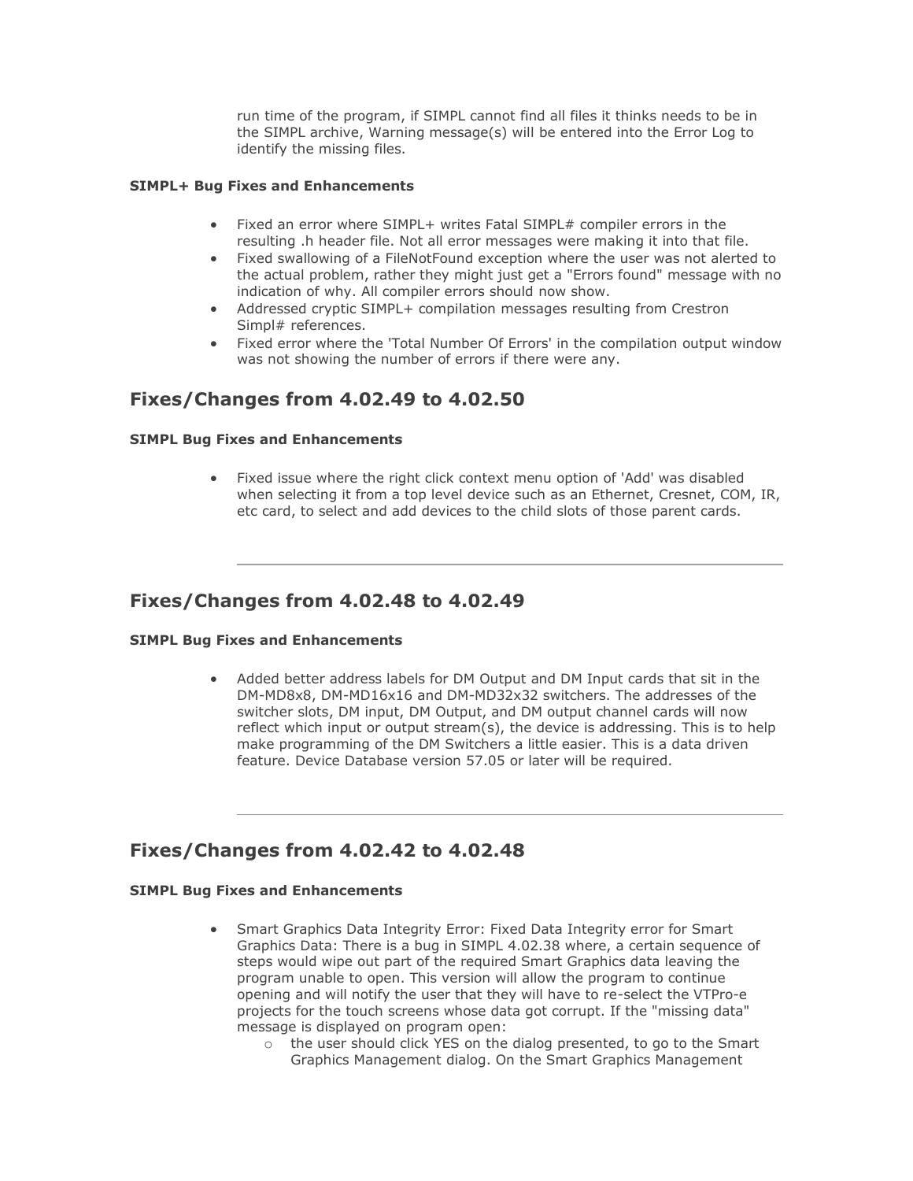run time of the program, if SIMPL cannot find all files it thinks needs to be in the SIMPL archive, Warning message(s) will be entered into the Error Log to identify the missing files.

**SIMPL+ Bug Fixes and Enhancements**

- Fixed an error where SIMPL+ writes Fatal SIMPL# compiler errors in the resulting .h header file. Not all error messages were making it into that file.
- Fixed swallowing of a FileNotFound exception where the user was not alerted to the actual problem, rather they might just get a "Errors found" message with no indication of why. All compiler errors should now show.
- Addressed cryptic SIMPL+ compilation messages resulting from Crestron Simpl# references.
- Fixed error where the 'Total Number Of Errors' in the compilation output window was not showing the number of errors if there were any.

## Fixes/Changes from 4.02.49 to 4.02.50

**SIMPL Bug Fixes and Enhancements**

- Fixed issue where the right click context menu option of 'Add' was disabled when selecting it from a top level device such as an Ethernet, Cresnet, COM, IR, etc card, to select and add devices to the child slots of those parent cards.

---

## Fixes/Changes from 4.02.48 to 4.02.49

**SIMPL Bug Fixes and Enhancements**

- Added better address labels for DM Output and DM Input cards that sit in the DM-MD8x8, DM-MD16x16 and DM-MD32x32 switchers. The addresses of the switcher slots, DM input, DM Output, and DM output channel cards will now reflect which input or output stream(s), the device is addressing. This is to help make programming of the DM Switchers a little easier. This is a data driven feature. Device Database version 57.05 or later will be required.

---

## Fixes/Changes from 4.02.42 to 4.02.48

**SIMPL Bug Fixes and Enhancements**

- Smart Graphics Data Integrity Error: Fixed Data Integrity error for Smart Graphics Data: There is a bug in SIMPL 4.02.38 where, a certain sequence of steps would wipe out part of the required Smart Graphics data leaving the program unable to open. This version will allow the program to continue opening and will notify the user that they will have to re-select the VTPro-e projects for the touch screens whose data got corrupt. If the "missing data" message is displayed on program open:
  - the user should click YES on the dialog presented, to go to the Smart Graphics Management dialog. On the Smart Graphics Management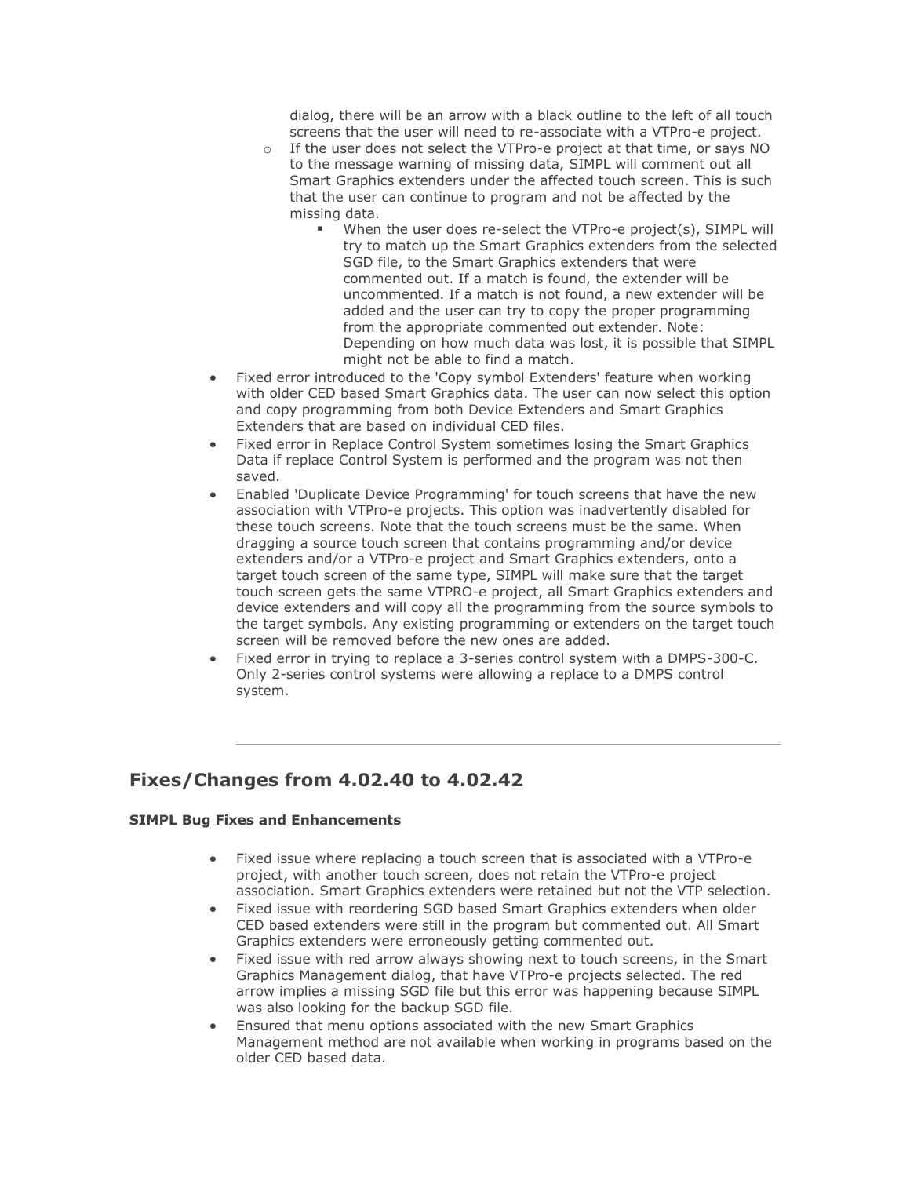dialog, there will be an arrow with a black outline to the left of all touch screens that the user will need to re-associate with a VTPro-e project.

  - If the user does not select the VTPro-e project at that time, or says NO to the message warning of missing data, SIMPL will comment out all Smart Graphics extenders under the affected touch screen. This is such that the user can continue to program and not be affected by the missing data.
    - When the user does re-select the VTPro-e project(s), SIMPL will try to match up the Smart Graphics extenders from the selected SGD file, to the Smart Graphics extenders that were commented out. If a match is found, the extender will be uncommented. If a match is not found, a new extender will be added and the user can try to copy the proper programming from the appropriate commented out extender. Note: Depending on how much data was lost, it is possible that SIMPL might not be able to find a match.
- Fixed error introduced to the 'Copy symbol Extenders' feature when working with older CED based Smart Graphics data. The user can now select this option and copy programming from both Device Extenders and Smart Graphics Extenders that are based on individual CED files.
- Fixed error in Replace Control System sometimes losing the Smart Graphics Data if replace Control System is performed and the program was not then saved.
- Enabled 'Duplicate Device Programming' for touch screens that have the new association with VTPro-e projects. This option was inadvertently disabled for these touch screens. Note that the touch screens must be the same. When dragging a source touch screen that contains programming and/or device extenders and/or a VTPro-e project and Smart Graphics extenders, onto a target touch screen of the same type, SIMPL will make sure that the target touch screen gets the same VTPRO-e project, all Smart Graphics extenders and device extenders and will copy all the programming from the source symbols to the target symbols. Any existing programming or extenders on the target touch screen will be removed before the new ones are added.
- Fixed error in trying to replace a 3-series control system with a DMPS-300-C. Only 2-series control systems were allowing a replace to a DMPS control system.

---

## Fixes/Changes from 4.02.40 to 4.02.42

**SIMPL Bug Fixes and Enhancements**

- Fixed issue where replacing a touch screen that is associated with a VTPro-e project, with another touch screen, does not retain the VTPro-e project association. Smart Graphics extenders were retained but not the VTP selection.
- Fixed issue with reordering SGD based Smart Graphics extenders when older CED based extenders were still in the program but commented out. All Smart Graphics extenders were erroneously getting commented out.
- Fixed issue with red arrow always showing next to touch screens, in the Smart Graphics Management dialog, that have VTPro-e projects selected. The red arrow implies a missing SGD file but this error was happening because SIMPL was also looking for the backup SGD file.
- Ensured that menu options associated with the new Smart Graphics Management method are not available when working in programs based on the older CED based data.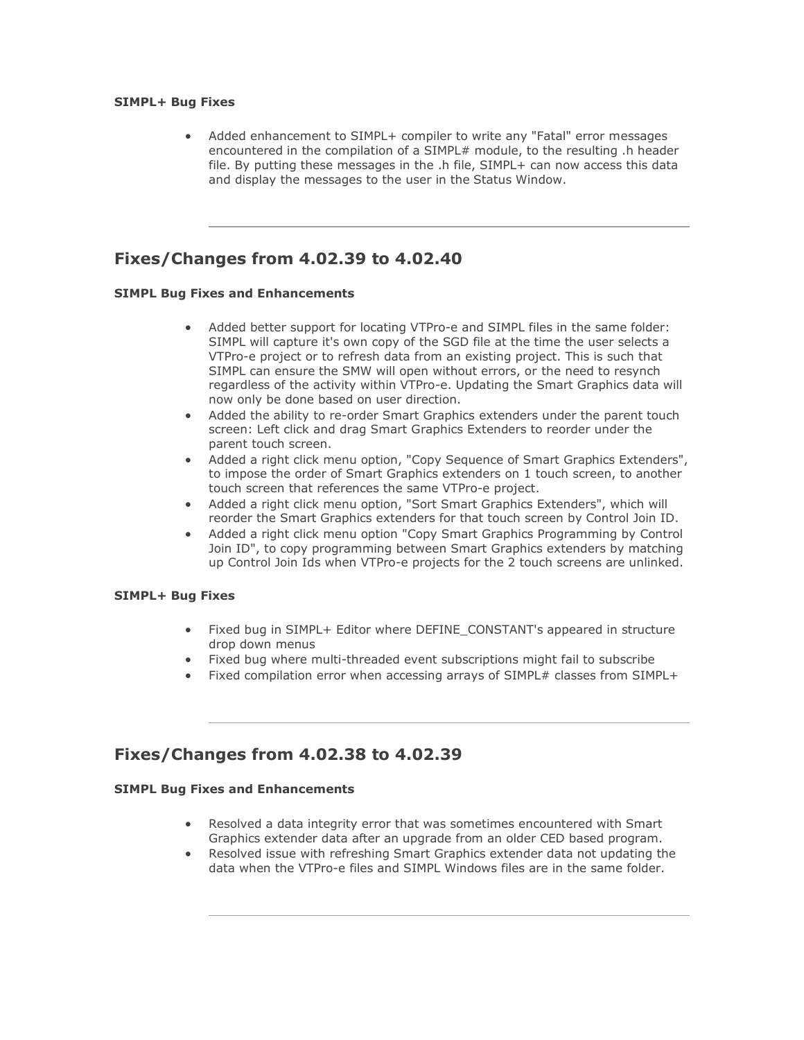**SIMPL+ Bug Fixes**

- Added enhancement to SIMPL+ compiler to write any "Fatal" error messages encountered in the compilation of a SIMPL# module, to the resulting .h header file. By putting these messages in the .h file, SIMPL+ can now access this data and display the messages to the user in the Status Window.

---

## Fixes/Changes from 4.02.39 to 4.02.40

**SIMPL Bug Fixes and Enhancements**

- Added better support for locating VTPro-e and SIMPL files in the same folder: SIMPL will capture it's own copy of the SGD file at the time the user selects a VTPro-e project or to refresh data from an existing project. This is such that SIMPL can ensure the SMW will open without errors, or the need to resynch regardless of the activity within VTPro-e. Updating the Smart Graphics data will now only be done based on user direction.
- Added the ability to re-order Smart Graphics extenders under the parent touch screen: Left click and drag Smart Graphics Extenders to reorder under the parent touch screen.
- Added a right click menu option, "Copy Sequence of Smart Graphics Extenders", to impose the order of Smart Graphics extenders on 1 touch screen, to another touch screen that references the same VTPro-e project.
- Added a right click menu option, "Sort Smart Graphics Extenders", which will reorder the Smart Graphics extenders for that touch screen by Control Join ID.
- Added a right click menu option "Copy Smart Graphics Programming by Control Join ID", to copy programming between Smart Graphics extenders by matching up Control Join Ids when VTPro-e projects for the 2 touch screens are unlinked.

**SIMPL+ Bug Fixes**

- Fixed bug in SIMPL+ Editor where DEFINE_CONSTANT's appeared in structure drop down menus
- Fixed bug where multi-threaded event subscriptions might fail to subscribe
- Fixed compilation error when accessing arrays of SIMPL# classes from SIMPL+

---

## Fixes/Changes from 4.02.38 to 4.02.39

**SIMPL Bug Fixes and Enhancements**

- Resolved a data integrity error that was sometimes encountered with Smart Graphics extender data after an upgrade from an older CED based program.
- Resolved issue with refreshing Smart Graphics extender data not updating the data when the VTPro-e files and SIMPL Windows files are in the same folder.

---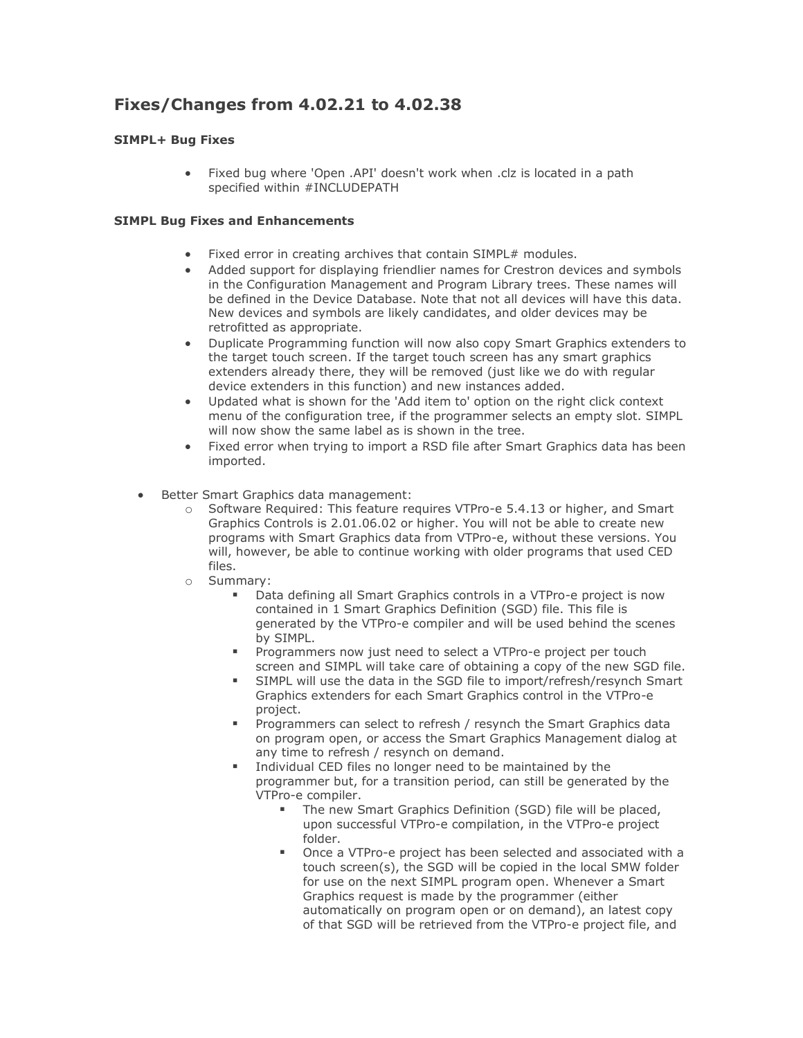## Fixes/Changes from 4.02.21 to 4.02.38

**SIMPL+ Bug Fixes**

- Fixed bug where 'Open .API' doesn't work when .clz is located in a path specified within #INCLUDEPATH

**SIMPL Bug Fixes and Enhancements**

- Fixed error in creating archives that contain SIMPL# modules.
- Added support for displaying friendlier names for Crestron devices and symbols in the Configuration Management and Program Library trees. These names will be defined in the Device Database. Note that not all devices will have this data. New devices and symbols are likely candidates, and older devices may be retrofitted as appropriate.
- Duplicate Programming function will now also copy Smart Graphics extenders to the target touch screen. If the target touch screen has any smart graphics extenders already there, they will be removed (just like we do with regular device extenders in this function) and new instances added.
- Updated what is shown for the 'Add item to' option on the right click context menu of the configuration tree, if the programmer selects an empty slot. SIMPL will now show the same label as is shown in the tree.
- Fixed error when trying to import a RSD file after Smart Graphics data has been imported.

- Better Smart Graphics data management:
  - Software Required: This feature requires VTPro-e 5.4.13 or higher, and Smart Graphics Controls is 2.01.06.02 or higher. You will not be able to create new programs with Smart Graphics data from VTPro-e, without these versions. You will, however, be able to continue working with older programs that used CED files.
  - Summary:
    - Data defining all Smart Graphics controls in a VTPro-e project is now contained in 1 Smart Graphics Definition (SGD) file. This file is generated by the VTPro-e compiler and will be used behind the scenes by SIMPL.
    - Programmers now just need to select a VTPro-e project per touch screen and SIMPL will take care of obtaining a copy of the new SGD file.
    - SIMPL will use the data in the SGD file to import/refresh/resynch Smart Graphics extenders for each Smart Graphics control in the VTPro-e project.
    - Programmers can select to refresh / resynch the Smart Graphics data on program open, or access the Smart Graphics Management dialog at any time to refresh / resynch on demand.
    - Individual CED files no longer need to be maintained by the programmer but, for a transition period, can still be generated by the VTPro-e compiler.
      - The new Smart Graphics Definition (SGD) file will be placed, upon successful VTPro-e compilation, in the VTPro-e project folder.
      - Once a VTPro-e project has been selected and associated with a touch screen(s), the SGD will be copied in the local SMW folder for use on the next SIMPL program open. Whenever a Smart Graphics request is made by the programmer (either automatically on program open or on demand), an latest copy of that SGD will be retrieved from the VTPro-e project file, and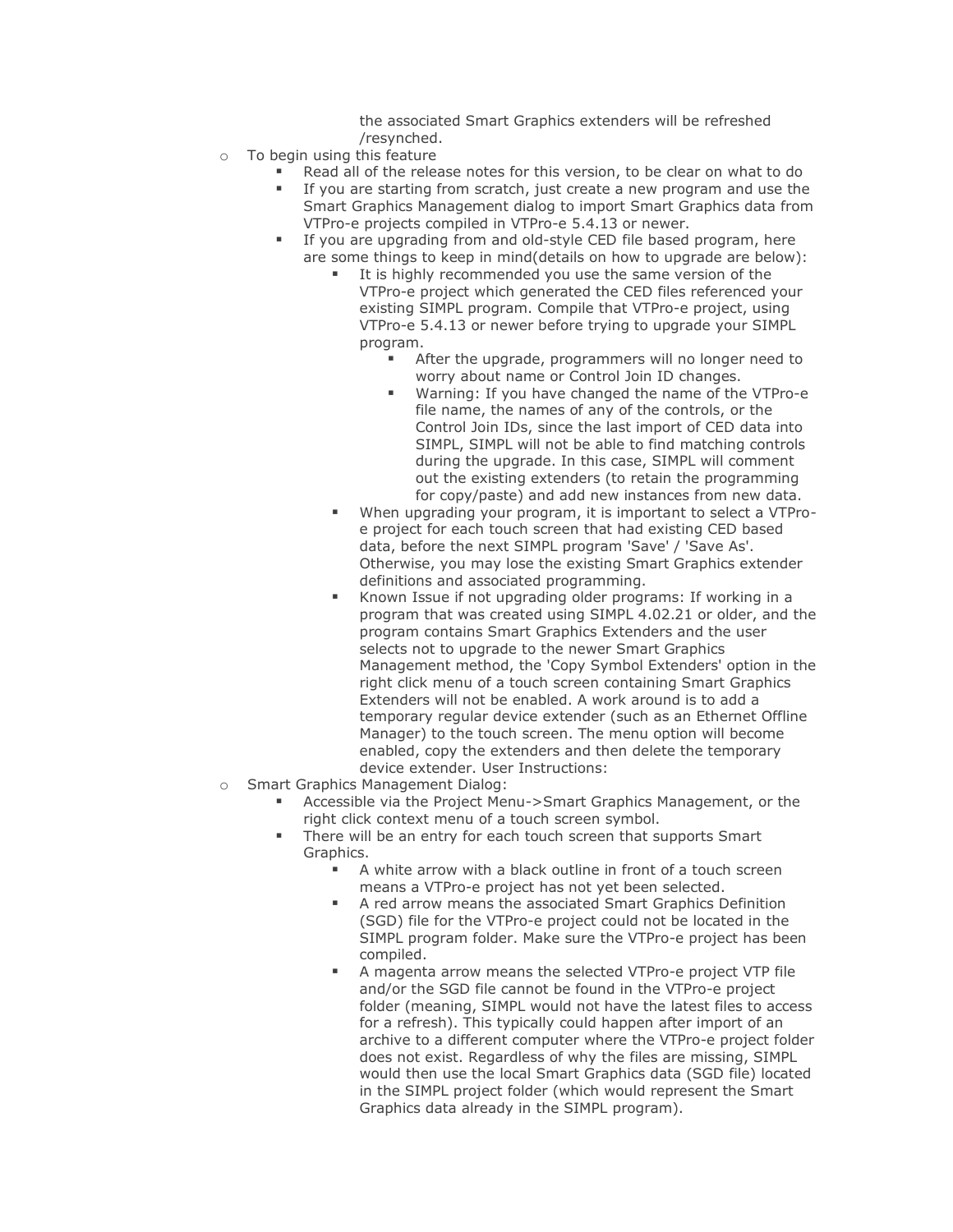- the associated Smart Graphics extenders will be refreshed /resynched.
- To begin using this feature
    - Read all of the release notes for this version, to be clear on what to do
    - If you are starting from scratch, just create a new program and use the Smart Graphics Management dialog to import Smart Graphics data from VTPro-e projects compiled in VTPro-e 5.4.13 or newer.
    - If you are upgrading from and old-style CED file based program, here are some things to keep in mind(details on how to upgrade are below):
        - It is highly recommended you use the same version of the VTPro-e project which generated the CED files referenced your existing SIMPL program. Compile that VTPro-e project, using VTPro-e 5.4.13 or newer before trying to upgrade your SIMPL program.
            - After the upgrade, programmers will no longer need to worry about name or Control Join ID changes.
            - Warning: If you have changed the name of the VTPro-e file name, the names of any of the controls, or the Control Join IDs, since the last import of CED data into SIMPL, SIMPL will not be able to find matching controls during the upgrade. In this case, SIMPL will comment out the existing extenders (to retain the programming for copy/paste) and add new instances from new data.
        - When upgrading your program, it is important to select a VTPro-e project for each touch screen that had existing CED based data, before the next SIMPL program 'Save' / 'Save As'. Otherwise, you may lose the existing Smart Graphics extender definitions and associated programming.
        - Known Issue if not upgrading older programs: If working in a program that was created using SIMPL 4.02.21 or older, and the program contains Smart Graphics Extenders and the user selects not to upgrade to the newer Smart Graphics Management method, the 'Copy Symbol Extenders' option in the right click menu of a touch screen containing Smart Graphics Extenders will not be enabled. A work around is to add a temporary regular device extender (such as an Ethernet Offline Manager) to the touch screen. The menu option will become enabled, copy the extenders and then delete the temporary device extender. User Instructions:
- Smart Graphics Management Dialog:
    - Accessible via the Project Menu->Smart Graphics Management, or the right click context menu of a touch screen symbol.
    - There will be an entry for each touch screen that supports Smart Graphics.
        - A white arrow with a black outline in front of a touch screen means a VTPro-e project has not yet been selected.
        - A red arrow means the associated Smart Graphics Definition (SGD) file for the VTPro-e project could not be located in the SIMPL program folder. Make sure the VTPro-e project has been compiled.
        - A magenta arrow means the selected VTPro-e project VTP file and/or the SGD file cannot be found in the VTPro-e project folder (meaning, SIMPL would not have the latest files to access for a refresh). This typically could happen after import of an archive to a different computer where the VTPro-e project folder does not exist. Regardless of why the files are missing, SIMPL would then use the local Smart Graphics data (SGD file) located in the SIMPL project folder (which would represent the Smart Graphics data already in the SIMPL program).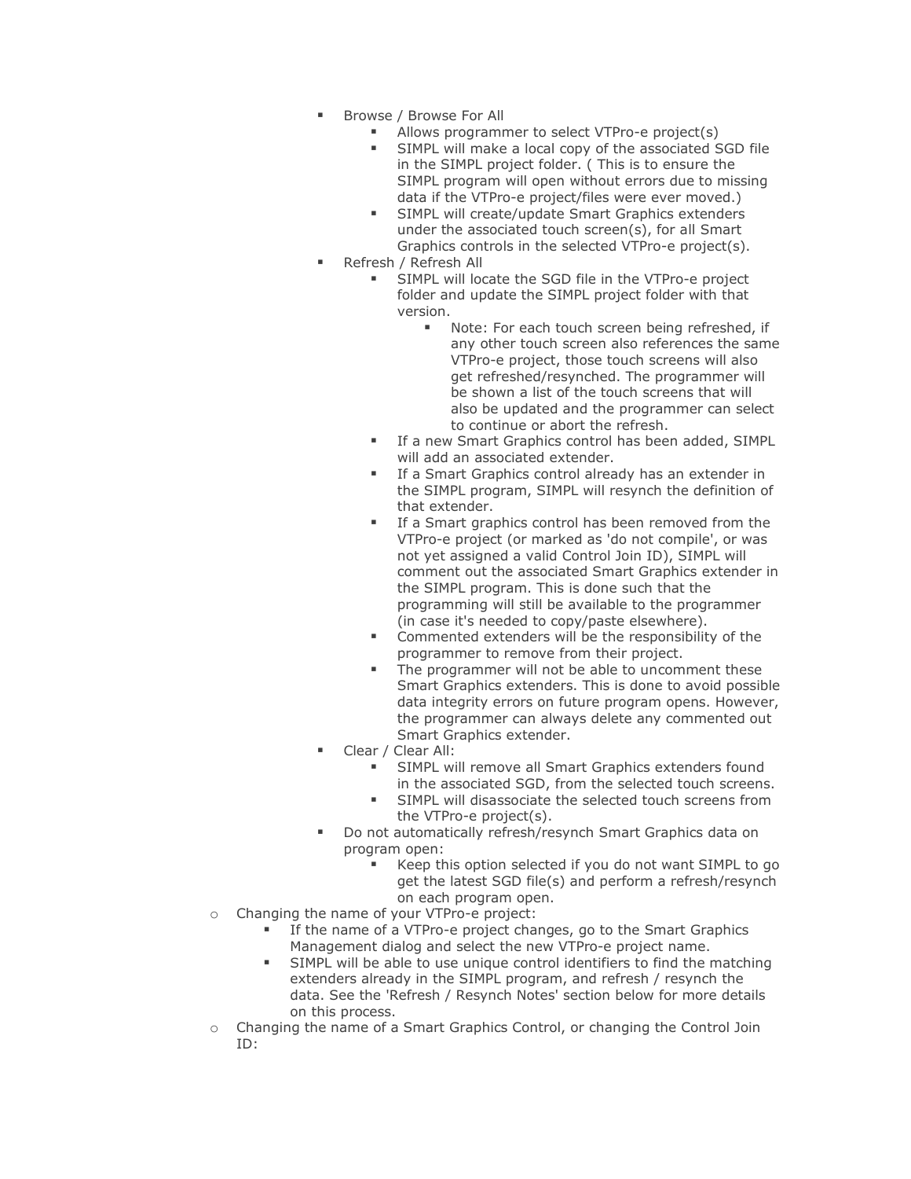- Browse / Browse For All
            - Allows programmer to select VTPro-e project(s)
            - SIMPL will make a local copy of the associated SGD file in the SIMPL project folder. ( This is to ensure the SIMPL program will open without errors due to missing data if the VTPro-e project/files were ever moved.)
            - SIMPL will create/update Smart Graphics extenders under the associated touch screen(s), for all Smart Graphics controls in the selected VTPro-e project(s).
        - Refresh / Refresh All
            - SIMPL will locate the SGD file in the VTPro-e project folder and update the SIMPL project folder with that version.
                - Note: For each touch screen being refreshed, if any other touch screen also references the same VTPro-e project, those touch screens will also get refreshed/resynched. The programmer will be shown a list of the touch screens that will also be updated and the programmer can select to continue or abort the refresh.
            - If a new Smart Graphics control has been added, SIMPL will add an associated extender.
            - If a Smart Graphics control already has an extender in the SIMPL program, SIMPL will resynch the definition of that extender.
            - If a Smart graphics control has been removed from the VTPro-e project (or marked as 'do not compile', or was not yet assigned a valid Control Join ID), SIMPL will comment out the associated Smart Graphics extender in the SIMPL program. This is done such that the programming will still be available to the programmer (in case it's needed to copy/paste elsewhere).
            - Commented extenders will be the responsibility of the programmer to remove from their project.
            - The programmer will not be able to uncomment these Smart Graphics extenders. This is done to avoid possible data integrity errors on future program opens. However, the programmer can always delete any commented out Smart Graphics extender.
        - Clear / Clear All:
            - SIMPL will remove all Smart Graphics extenders found in the associated SGD, from the selected touch screens.
            - SIMPL will disassociate the selected touch screens from the VTPro-e project(s).
        - Do not automatically refresh/resynch Smart Graphics data on program open:
            - Keep this option selected if you do not want SIMPL to go get the latest SGD file(s) and perform a refresh/resynch on each program open.
    - Changing the name of your VTPro-e project:
        - If the name of a VTPro-e project changes, go to the Smart Graphics Management dialog and select the new VTPro-e project name.
        - SIMPL will be able to use unique control identifiers to find the matching extenders already in the SIMPL program, and refresh / resynch the data. See the 'Refresh / Resynch Notes' section below for more details on this process.
    - Changing the name of a Smart Graphics Control, or changing the Control Join ID: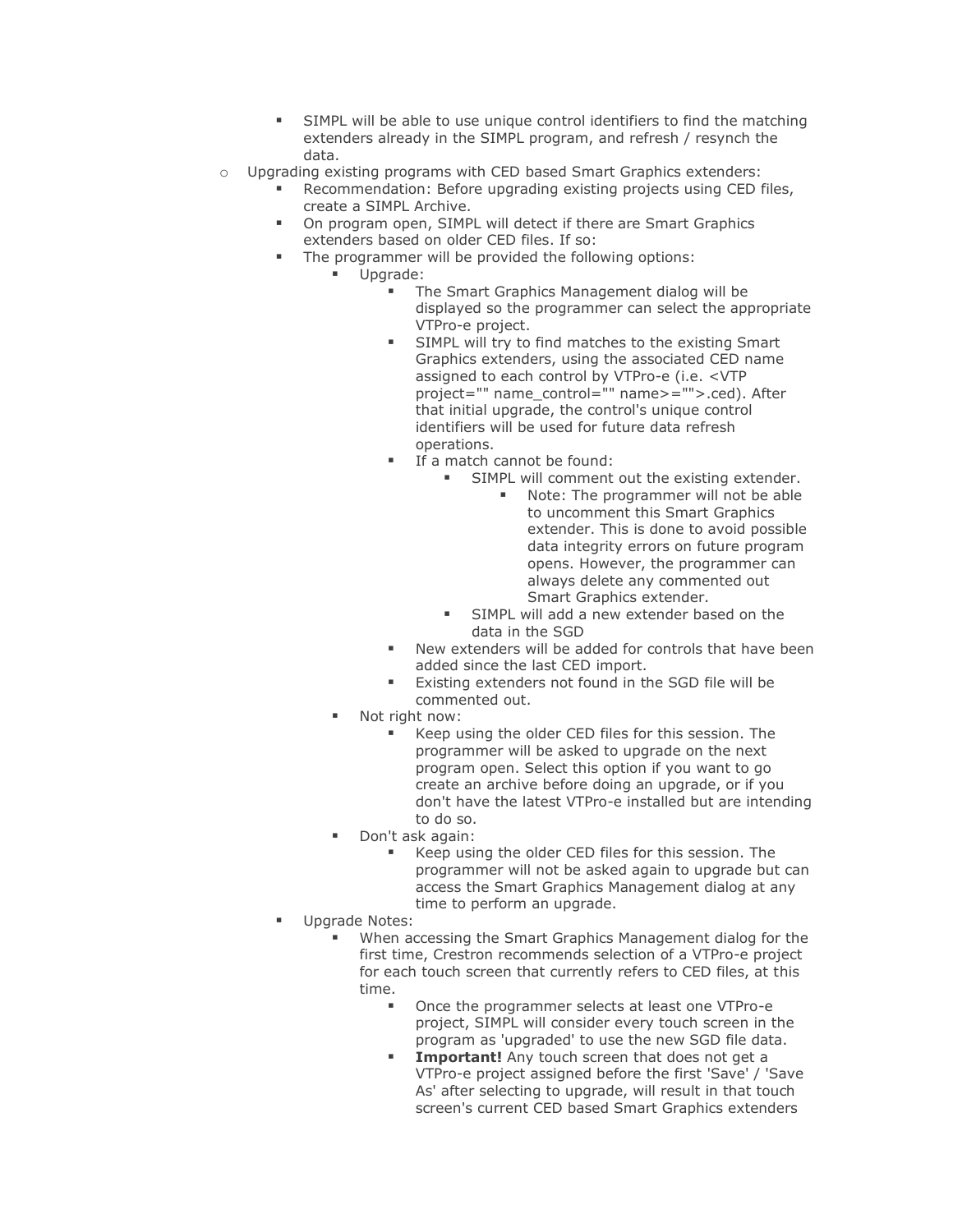- SIMPL will be able to use unique control identifiers to find the matching extenders already in the SIMPL program, and refresh / resynch the data.
- Upgrading existing programs with CED based Smart Graphics extenders:
    - Recommendation: Before upgrading existing projects using CED files, create a SIMPL Archive.
    - On program open, SIMPL will detect if there are Smart Graphics extenders based on older CED files. If so:
    - The programmer will be provided the following options:
        - Upgrade:
            - The Smart Graphics Management dialog will be displayed so the programmer can select the appropriate VTPro-e project.
            - SIMPL will try to find matches to the existing Smart Graphics extenders, using the associated CED name assigned to each control by VTPro-e (i.e. <VTP project="" name_control="" name>="">.ced). After that initial upgrade, the control's unique control identifiers will be used for future data refresh operations.
            - If a match cannot be found:
                - SIMPL will comment out the existing extender.
                    - Note: The programmer will not be able to uncomment this Smart Graphics extender. This is done to avoid possible data integrity errors on future program opens. However, the programmer can always delete any commented out Smart Graphics extender.
                - SIMPL will add a new extender based on the data in the SGD
            - New extenders will be added for controls that have been added since the last CED import.
            - Existing extenders not found in the SGD file will be commented out.
        - Not right now:
            - Keep using the older CED files for this session. The programmer will be asked to upgrade on the next program open. Select this option if you want to go create an archive before doing an upgrade, or if you don't have the latest VTPro-e installed but are intending to do so.
        - Don't ask again:
            - Keep using the older CED files for this session. The programmer will not be asked again to upgrade but can access the Smart Graphics Management dialog at any time to perform an upgrade.
    - Upgrade Notes:
        - When accessing the Smart Graphics Management dialog for the first time, Crestron recommends selection of a VTPro-e project for each touch screen that currently refers to CED files, at this time.
            - Once the programmer selects at least one VTPro-e project, SIMPL will consider every touch screen in the program as 'upgraded' to use the new SGD file data.
            - **Important!** Any touch screen that does not get a VTPro-e project assigned before the first 'Save' / 'Save As' after selecting to upgrade, will result in that touch screen's current CED based Smart Graphics extenders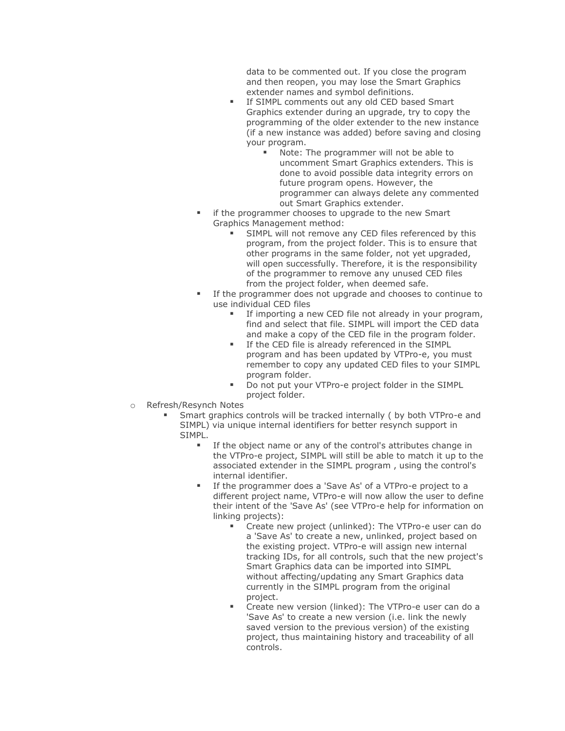- data to be commented out. If you close the program and then reopen, you may lose the Smart Graphics extender names and symbol definitions.
    - If SIMPL comments out any old CED based Smart Graphics extender during an upgrade, try to copy the programming of the older extender to the new instance (if a new instance was added) before saving and closing your program.
      - Note: The programmer will not be able to uncomment Smart Graphics extenders. This is done to avoid possible data integrity errors on future program opens. However, the programmer can always delete any commented out Smart Graphics extender.
  - if the programmer chooses to upgrade to the new Smart Graphics Management method:
    - SIMPL will not remove any CED files referenced by this program, from the project folder. This is to ensure that other programs in the same folder, not yet upgraded, will open successfully. Therefore, it is the responsibility of the programmer to remove any unused CED files from the project folder, when deemed safe.
  - If the programmer does not upgrade and chooses to continue to use individual CED files
    - If importing a new CED file not already in your program, find and select that file. SIMPL will import the CED data and make a copy of the CED file in the program folder.
    - If the CED file is already referenced in the SIMPL program and has been updated by VTPro-e, you must remember to copy any updated CED files to your SIMPL program folder.
    - Do not put your VTPro-e project folder in the SIMPL project folder.
- Refresh/Resynch Notes
  - Smart graphics controls will be tracked internally ( by both VTPro-e and SIMPL) via unique internal identifiers for better resynch support in SIMPL.
    - If the object name or any of the control's attributes change in the VTPro-e project, SIMPL will still be able to match it up to the associated extender in the SIMPL program , using the control's internal identifier.
    - If the programmer does a 'Save As' of a VTPro-e project to a different project name, VTPro-e will now allow the user to define their intent of the 'Save As' (see VTPro-e help for information on linking projects):
      - Create new project (unlinked): The VTPro-e user can do a 'Save As' to create a new, unlinked, project based on the existing project. VTPro-e will assign new internal tracking IDs, for all controls, such that the new project's Smart Graphics data can be imported into SIMPL without affecting/updating any Smart Graphics data currently in the SIMPL program from the original project.
      - Create new version (linked): The VTPro-e user can do a 'Save As' to create a new version (i.e. link the newly saved version to the previous version) of the existing project, thus maintaining history and traceability of all controls.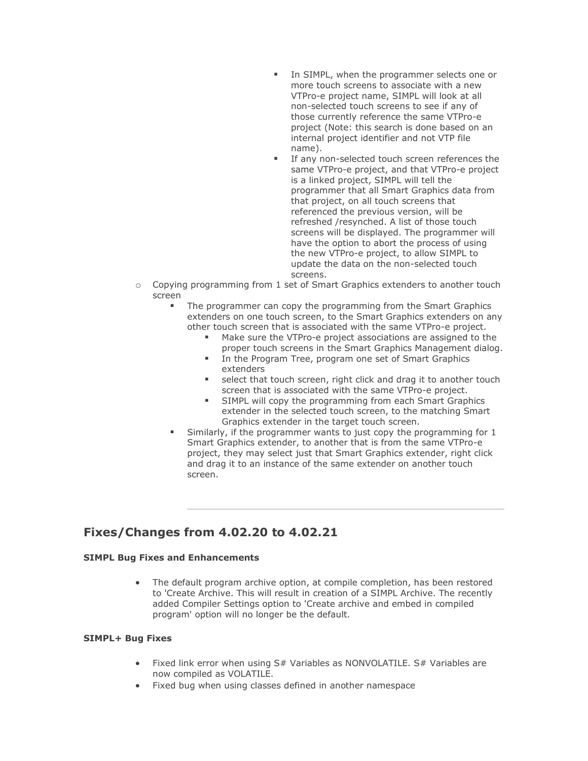- In SIMPL, when the programmer selects one or more touch screens to associate with a new VTPro-e project name, SIMPL will look at all non-selected touch screens to see if any of those currently reference the same VTPro-e project (Note: this search is done based on an internal project identifier and not VTP file name).
        - If any non-selected touch screen references the same VTPro-e project, and that VTPro-e project is a linked project, SIMPL will tell the programmer that all Smart Graphics data from that project, on all touch screens that referenced the previous version, will be refreshed /resynched. A list of those touch screens will be displayed. The programmer will have the option to abort the process of using the new VTPro-e project, to allow SIMPL to update the data on the non-selected touch screens.
    - Copying programming from 1 set of Smart Graphics extenders to another touch screen
        - The programmer can copy the programming from the Smart Graphics extenders on one touch screen, to the Smart Graphics extenders on any other touch screen that is associated with the same VTPro-e project.
            - Make sure the VTPro-e project associations are assigned to the proper touch screens in the Smart Graphics Management dialog.
            - In the Program Tree, program one set of Smart Graphics extenders
            - select that touch screen, right click and drag it to another touch screen that is associated with the same VTPro-e project.
            - SIMPL will copy the programming from each Smart Graphics extender in the selected touch screen, to the matching Smart Graphics extender in the target touch screen.
        - Similarly, if the programmer wants to just copy the programming for 1 Smart Graphics extender, to another that is from the same VTPro-e project, they may select just that Smart Graphics extender, right click and drag it to an instance of the same extender on another touch screen.

---

## Fixes/Changes from 4.02.20 to 4.02.21

**SIMPL Bug Fixes and Enhancements**

- The default program archive option, at compile completion, has been restored to 'Create Archive. This will result in creation of a SIMPL Archive. The recently added Compiler Settings option to 'Create archive and embed in compiled program' option will no longer be the default.

**SIMPL+ Bug Fixes**

- Fixed link error when using S# Variables as NONVOLATILE. S# Variables are now compiled as VOLATILE.
- Fixed bug when using classes defined in another namespace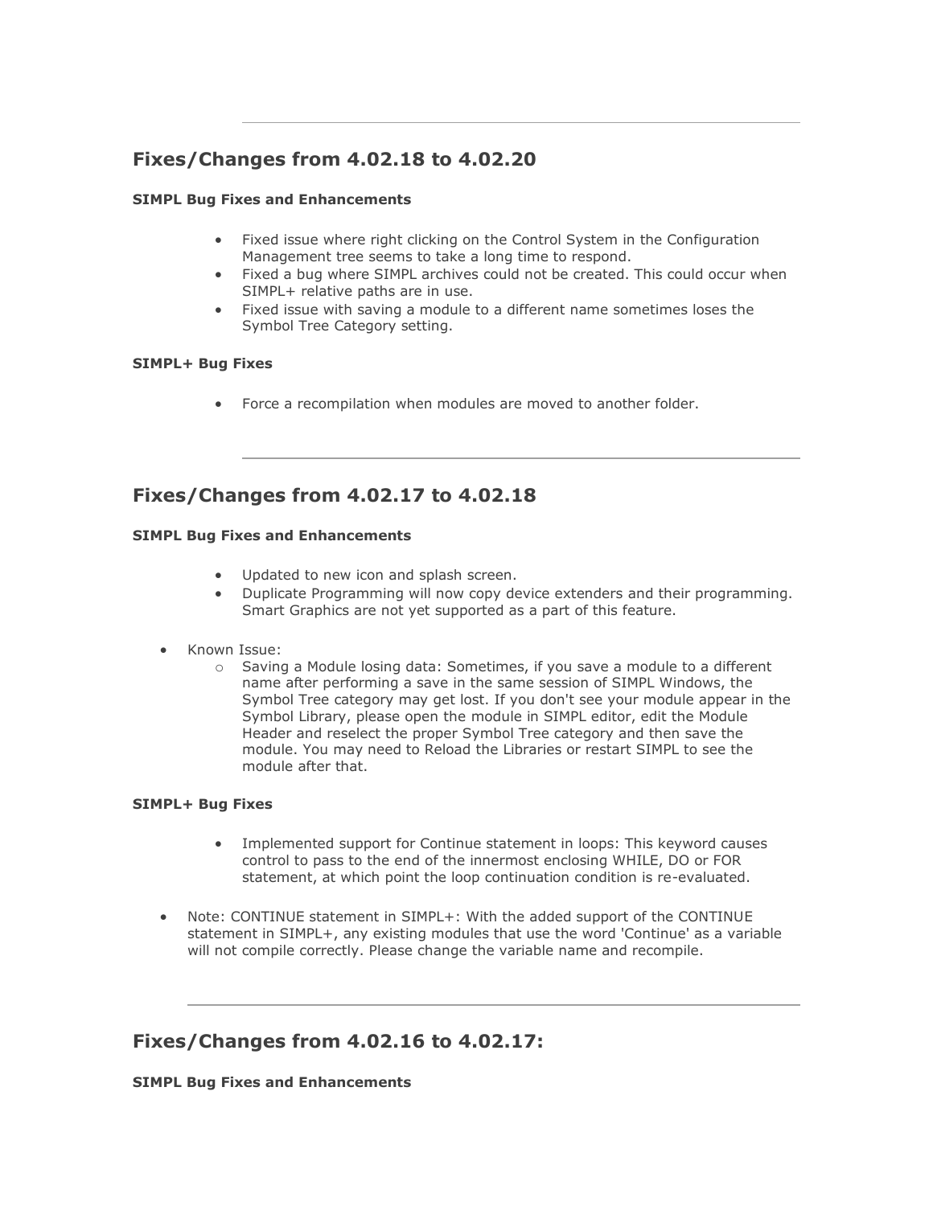---

## Fixes/Changes from 4.02.18 to 4.02.20

**SIMPL Bug Fixes and Enhancements**

- Fixed issue where right clicking on the Control System in the Configuration Management tree seems to take a long time to respond.
- Fixed a bug where SIMPL archives could not be created. This could occur when SIMPL+ relative paths are in use.
- Fixed issue with saving a module to a different name sometimes loses the Symbol Tree Category setting.

**SIMPL+ Bug Fixes**

- Force a recompilation when modules are moved to another folder.

---

## Fixes/Changes from 4.02.17 to 4.02.18

**SIMPL Bug Fixes and Enhancements**

- Updated to new icon and splash screen.
- Duplicate Programming will now copy device extenders and their programming. Smart Graphics are not yet supported as a part of this feature.

- Known Issue:
  - Saving a Module losing data: Sometimes, if you save a module to a different name after performing a save in the same session of SIMPL Windows, the Symbol Tree category may get lost. If you don't see your module appear in the Symbol Library, please open the module in SIMPL editor, edit the Module Header and reselect the proper Symbol Tree category and then save the module. You may need to Reload the Libraries or restart SIMPL to see the module after that.

**SIMPL+ Bug Fixes**

- Implemented support for Continue statement in loops: This keyword causes control to pass to the end of the innermost enclosing WHILE, DO or FOR statement, at which point the loop continuation condition is re-evaluated.

- Note: CONTINUE statement in SIMPL+: With the added support of the CONTINUE statement in SIMPL+, any existing modules that use the word 'Continue' as a variable will not compile correctly. Please change the variable name and recompile.

---

## Fixes/Changes from 4.02.16 to 4.02.17:

**SIMPL Bug Fixes and Enhancements**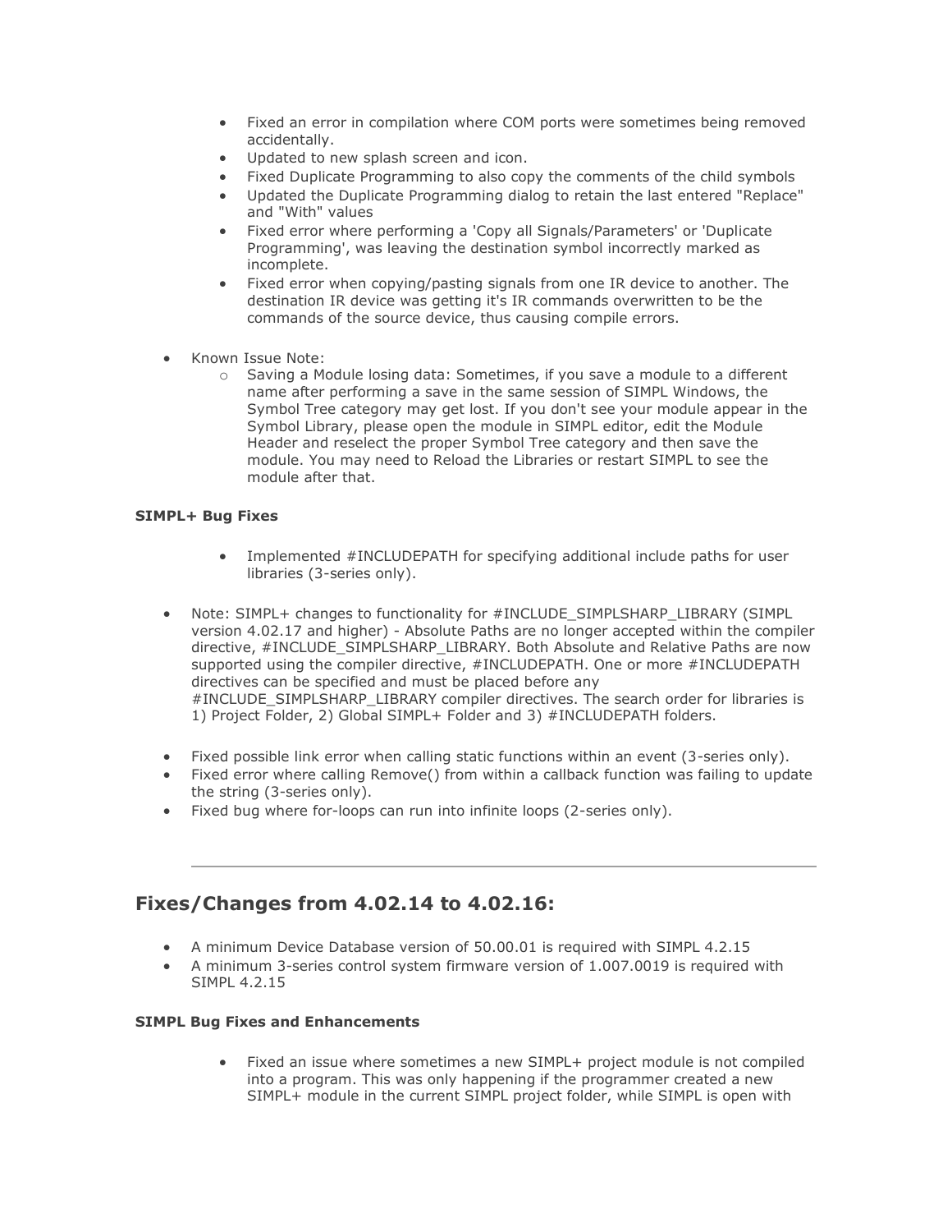- Fixed an error in compilation where COM ports were sometimes being removed accidentally.
- Updated to new splash screen and icon.
- Fixed Duplicate Programming to also copy the comments of the child symbols
- Updated the Duplicate Programming dialog to retain the last entered "Replace" and "With" values
- Fixed error where performing a 'Copy all Signals/Parameters' or 'Duplicate Programming', was leaving the destination symbol incorrectly marked as incomplete.
- Fixed error when copying/pasting signals from one IR device to another. The destination IR device was getting it's IR commands overwritten to be the commands of the source device, thus causing compile errors.

- Known Issue Note:
  - Saving a Module losing data: Sometimes, if you save a module to a different name after performing a save in the same session of SIMPL Windows, the Symbol Tree category may get lost. If you don't see your module appear in the Symbol Library, please open the module in SIMPL editor, edit the Module Header and reselect the proper Symbol Tree category and then save the module. You may need to Reload the Libraries or restart SIMPL to see the module after that.

**SIMPL+ Bug Fixes**

- Implemented #INCLUDEPATH for specifying additional include paths for user libraries (3-series only).

- Note: SIMPL+ changes to functionality for #INCLUDE_SIMPLSHARP_LIBRARY (SIMPL version 4.02.17 and higher) - Absolute Paths are no longer accepted within the compiler directive, #INCLUDE_SIMPLSHARP_LIBRARY. Both Absolute and Relative Paths are now supported using the compiler directive, #INCLUDEPATH. One or more #INCLUDEPATH directives can be specified and must be placed before any #INCLUDE_SIMPLSHARP_LIBRARY compiler directives. The search order for libraries is 1) Project Folder, 2) Global SIMPL+ Folder and 3) #INCLUDEPATH folders.

- Fixed possible link error when calling static functions within an event (3-series only).
- Fixed error where calling Remove() from within a callback function was failing to update the string (3-series only).
- Fixed bug where for-loops can run into infinite loops (2-series only).

---

## Fixes/Changes from 4.02.14 to 4.02.16:

- A minimum Device Database version of 50.00.01 is required with SIMPL 4.2.15
- A minimum 3-series control system firmware version of 1.007.0019 is required with SIMPL 4.2.15

**SIMPL Bug Fixes and Enhancements**

- Fixed an issue where sometimes a new SIMPL+ project module is not compiled into a program. This was only happening if the programmer created a new SIMPL+ module in the current SIMPL project folder, while SIMPL is open with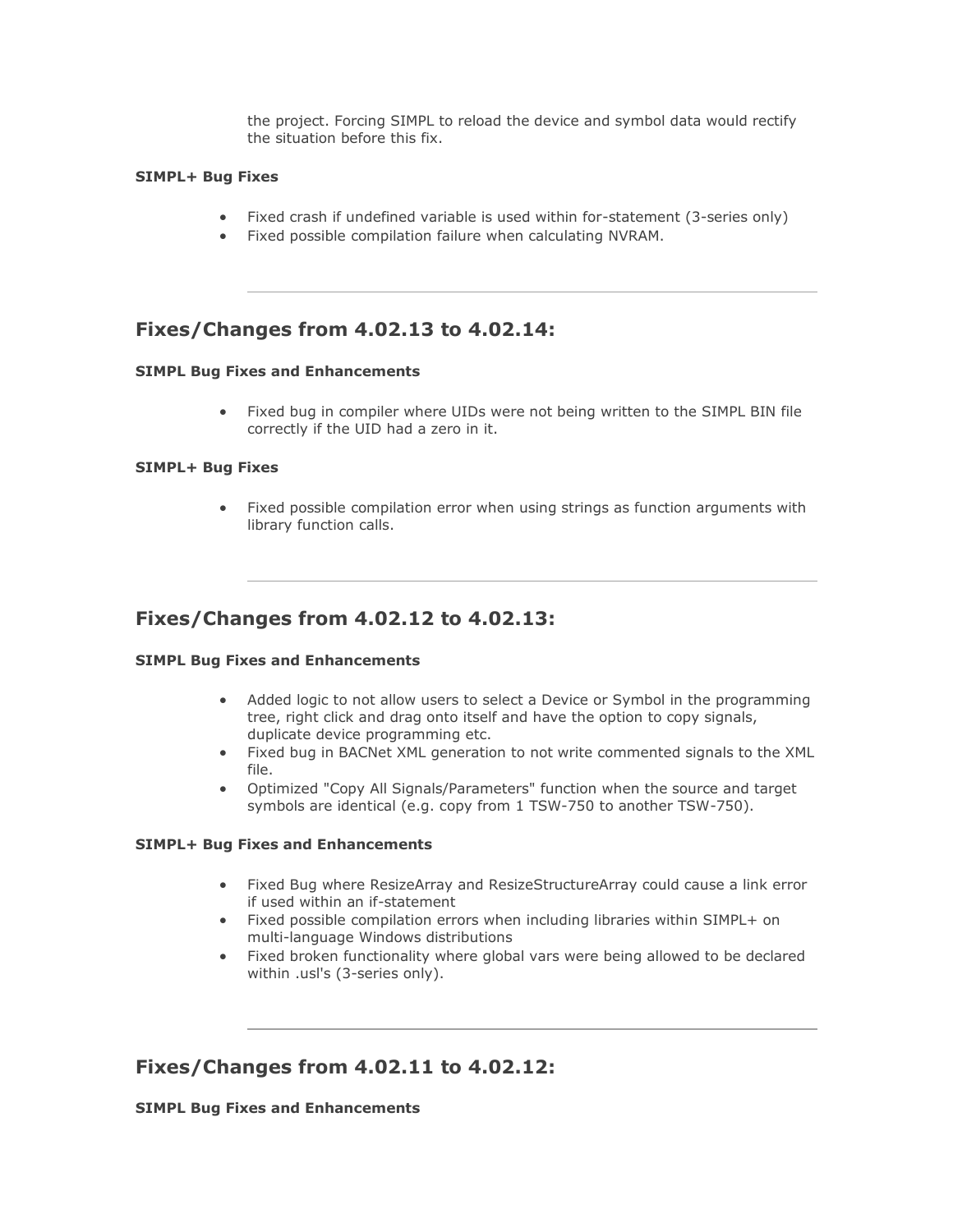the project. Forcing SIMPL to reload the device and symbol data would rectify the situation before this fix.

**SIMPL+ Bug Fixes**

- Fixed crash if undefined variable is used within for-statement (3-series only)
- Fixed possible compilation failure when calculating NVRAM.

---

## Fixes/Changes from 4.02.13 to 4.02.14:

**SIMPL Bug Fixes and Enhancements**

- Fixed bug in compiler where UIDs were not being written to the SIMPL BIN file correctly if the UID had a zero in it.

**SIMPL+ Bug Fixes**

- Fixed possible compilation error when using strings as function arguments with library function calls.

---

## Fixes/Changes from 4.02.12 to 4.02.13:

**SIMPL Bug Fixes and Enhancements**

- Added logic to not allow users to select a Device or Symbol in the programming tree, right click and drag onto itself and have the option to copy signals, duplicate device programming etc.
- Fixed bug in BACNet XML generation to not write commented signals to the XML file.
- Optimized "Copy All Signals/Parameters" function when the source and target symbols are identical (e.g. copy from 1 TSW-750 to another TSW-750).

**SIMPL+ Bug Fixes and Enhancements**

- Fixed Bug where ResizeArray and ResizeStructureArray could cause a link error if used within an if-statement
- Fixed possible compilation errors when including libraries within SIMPL+ on multi-language Windows distributions
- Fixed broken functionality where global vars were being allowed to be declared within .usl's (3-series only).

---

## Fixes/Changes from 4.02.11 to 4.02.12:

**SIMPL Bug Fixes and Enhancements**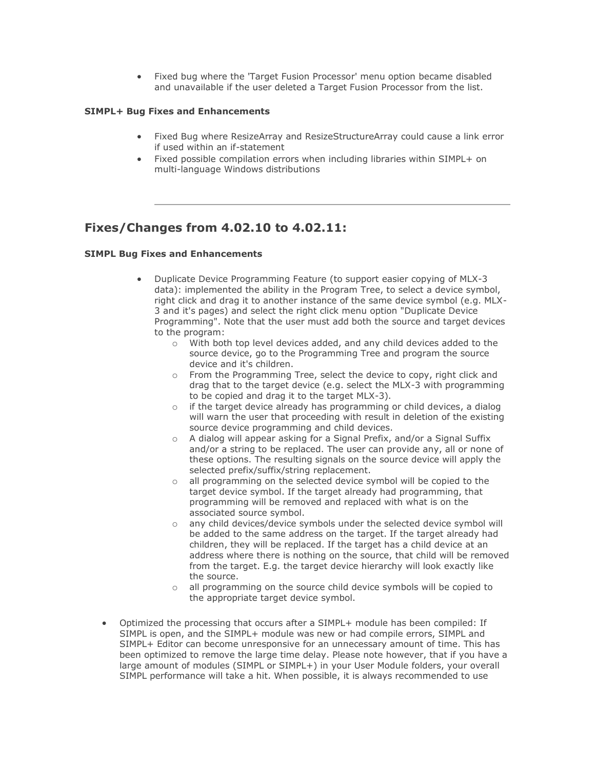- Fixed bug where the 'Target Fusion Processor' menu option became disabled and unavailable if the user deleted a Target Fusion Processor from the list.

**SIMPL+ Bug Fixes and Enhancements**

- Fixed Bug where ResizeArray and ResizeStructureArray could cause a link error if used within an if-statement
- Fixed possible compilation errors when including libraries within SIMPL+ on multi-language Windows distributions

---

## Fixes/Changes from 4.02.10 to 4.02.11:

**SIMPL Bug Fixes and Enhancements**

- Duplicate Device Programming Feature (to support easier copying of MLX-3 data): implemented the ability in the Program Tree, to select a device symbol, right click and drag it to another instance of the same device symbol (e.g. MLX-3 and it's pages) and select the right click menu option "Duplicate Device Programming". Note that the user must add both the source and target devices to the program:
  - With both top level devices added, and any child devices added to the source device, go to the Programming Tree and program the source device and it's children.
  - From the Programming Tree, select the device to copy, right click and drag that to the target device (e.g. select the MLX-3 with programming to be copied and drag it to the target MLX-3).
  - if the target device already has programming or child devices, a dialog will warn the user that proceeding with result in deletion of the existing source device programming and child devices.
  - A dialog will appear asking for a Signal Prefix, and/or a Signal Suffix and/or a string to be replaced. The user can provide any, all or none of these options. The resulting signals on the source device will apply the selected prefix/suffix/string replacement.
  - all programming on the selected device symbol will be copied to the target device symbol. If the target already had programming, that programming will be removed and replaced with what is on the associated source symbol.
  - any child devices/device symbols under the selected device symbol will be added to the same address on the target. If the target already had children, they will be replaced. If the target has a child device at an address where there is nothing on the source, that child will be removed from the target. E.g. the target device hierarchy will look exactly like the source.
  - all programming on the source child device symbols will be copied to the appropriate target device symbol.
- Optimized the processing that occurs after a SIMPL+ module has been compiled: If SIMPL is open, and the SIMPL+ module was new or had compile errors, SIMPL and SIMPL+ Editor can become unresponsive for an unnecessary amount of time. This has been optimized to remove the large time delay. Please note however, that if you have a large amount of modules (SIMPL or SIMPL+) in your User Module folders, your overall SIMPL performance will take a hit. When possible, it is always recommended to use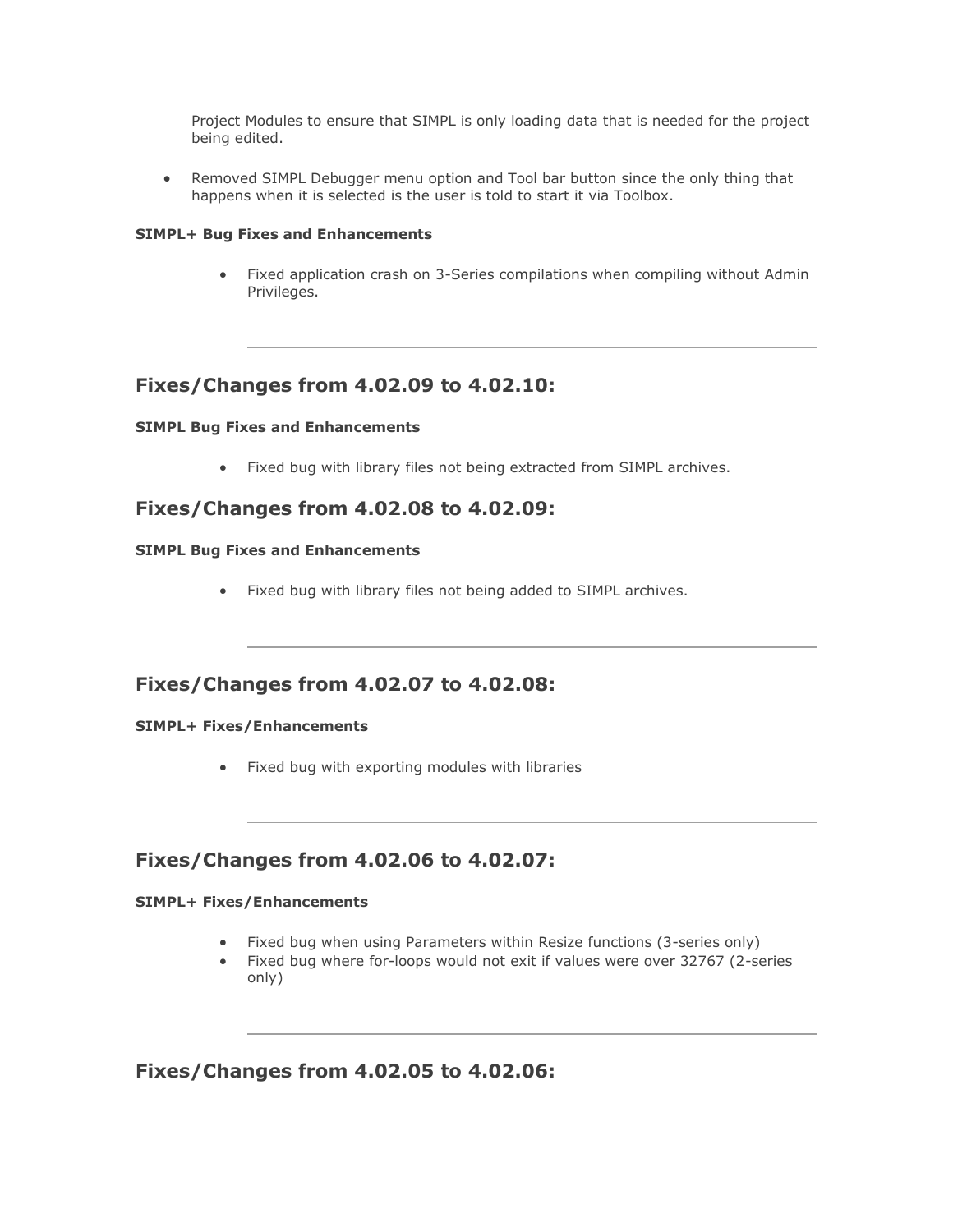Project Modules to ensure that SIMPL is only loading data that is needed for the project being edited.

- Removed SIMPL Debugger menu option and Tool bar button since the only thing that happens when it is selected is the user is told to start it via Toolbox.

**SIMPL+ Bug Fixes and Enhancements**

- Fixed application crash on 3-Series compilations when compiling without Admin Privileges.

---

## Fixes/Changes from 4.02.09 to 4.02.10:

**SIMPL Bug Fixes and Enhancements**

- Fixed bug with library files not being extracted from SIMPL archives.

## Fixes/Changes from 4.02.08 to 4.02.09:

**SIMPL Bug Fixes and Enhancements**

- Fixed bug with library files not being added to SIMPL archives.

---

## Fixes/Changes from 4.02.07 to 4.02.08:

**SIMPL+ Fixes/Enhancements**

- Fixed bug with exporting modules with libraries

---

## Fixes/Changes from 4.02.06 to 4.02.07:

**SIMPL+ Fixes/Enhancements**

- Fixed bug when using Parameters within Resize functions (3-series only)
- Fixed bug where for-loops would not exit if values were over 32767 (2-series only)

---

## Fixes/Changes from 4.02.05 to 4.02.06: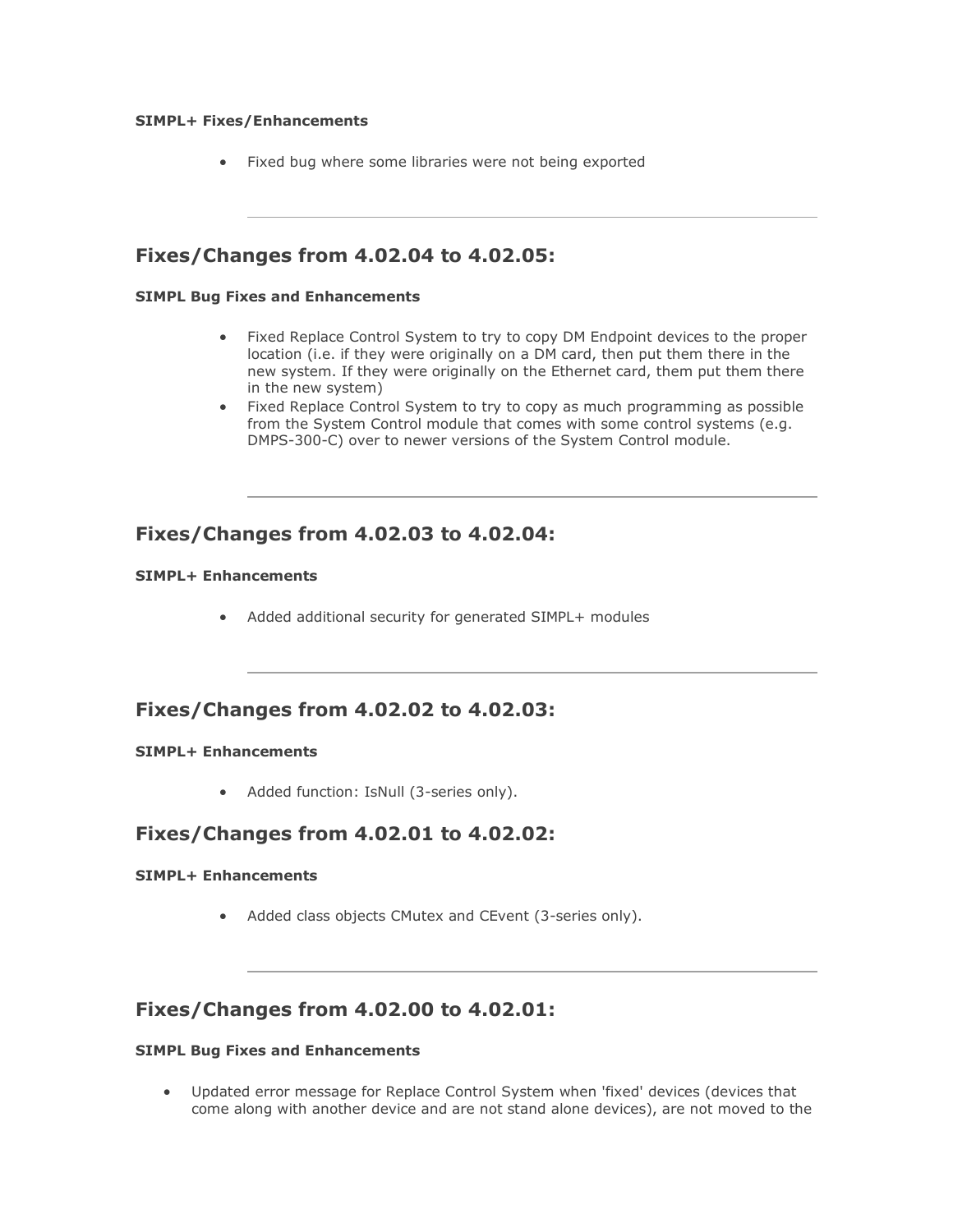**SIMPL+ Fixes/Enhancements**

- Fixed bug where some libraries were not being exported

---

## Fixes/Changes from 4.02.04 to 4.02.05:

**SIMPL Bug Fixes and Enhancements**

- Fixed Replace Control System to try to copy DM Endpoint devices to the proper location (i.e. if they were originally on a DM card, then put them there in the new system. If they were originally on the Ethernet card, them put them there in the new system)
- Fixed Replace Control System to try to copy as much programming as possible from the System Control module that comes with some control systems (e.g. DMPS-300-C) over to newer versions of the System Control module.

---

## Fixes/Changes from 4.02.03 to 4.02.04:

**SIMPL+ Enhancements**

- Added additional security for generated SIMPL+ modules

---

## Fixes/Changes from 4.02.02 to 4.02.03:

**SIMPL+ Enhancements**

- Added function: IsNull (3-series only).

## Fixes/Changes from 4.02.01 to 4.02.02:

**SIMPL+ Enhancements**

- Added class objects CMutex and CEvent (3-series only).

---

## Fixes/Changes from 4.02.00 to 4.02.01:

**SIMPL Bug Fixes and Enhancements**

- Updated error message for Replace Control System when 'fixed' devices (devices that come along with another device and are not stand alone devices), are not moved to the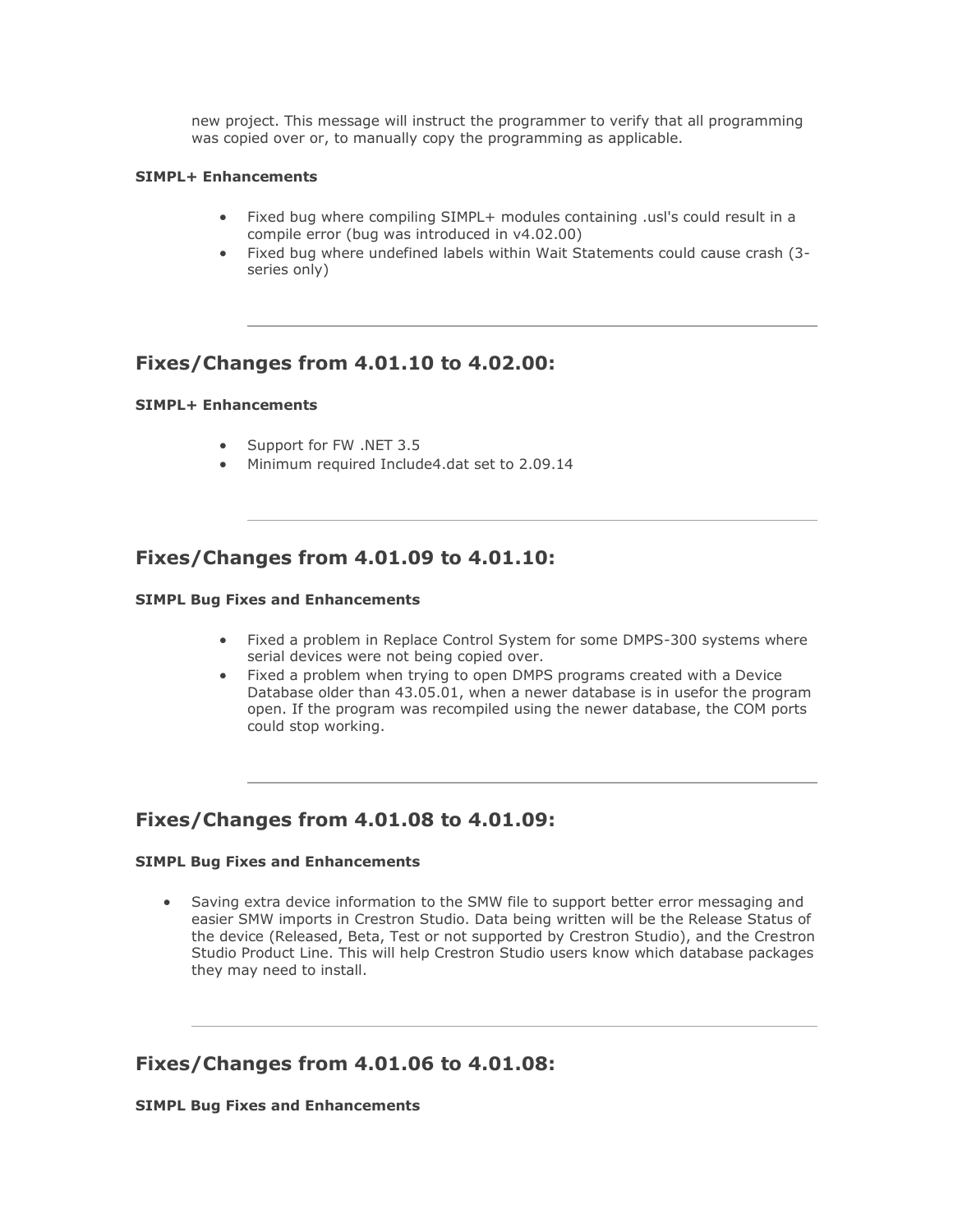new project. This message will instruct the programmer to verify that all programming was copied over or, to manually copy the programming as applicable.

**SIMPL+ Enhancements**

- Fixed bug where compiling SIMPL+ modules containing .usl's could result in a compile error (bug was introduced in v4.02.00)
- Fixed bug where undefined labels within Wait Statements could cause crash (3-series only)

---

## Fixes/Changes from 4.01.10 to 4.02.00:

**SIMPL+ Enhancements**

- Support for FW .NET 3.5
- Minimum required Include4.dat set to 2.09.14

---

## Fixes/Changes from 4.01.09 to 4.01.10:

**SIMPL Bug Fixes and Enhancements**

- Fixed a problem in Replace Control System for some DMPS-300 systems where serial devices were not being copied over.
- Fixed a problem when trying to open DMPS programs created with a Device Database older than 43.05.01, when a newer database is in usefor the program open. If the program was recompiled using the newer database, the COM ports could stop working.

---

## Fixes/Changes from 4.01.08 to 4.01.09:

**SIMPL Bug Fixes and Enhancements**

- Saving extra device information to the SMW file to support better error messaging and easier SMW imports in Crestron Studio. Data being written will be the Release Status of the device (Released, Beta, Test or not supported by Crestron Studio), and the Crestron Studio Product Line. This will help Crestron Studio users know which database packages they may need to install.

---

## Fixes/Changes from 4.01.06 to 4.01.08:

**SIMPL Bug Fixes and Enhancements**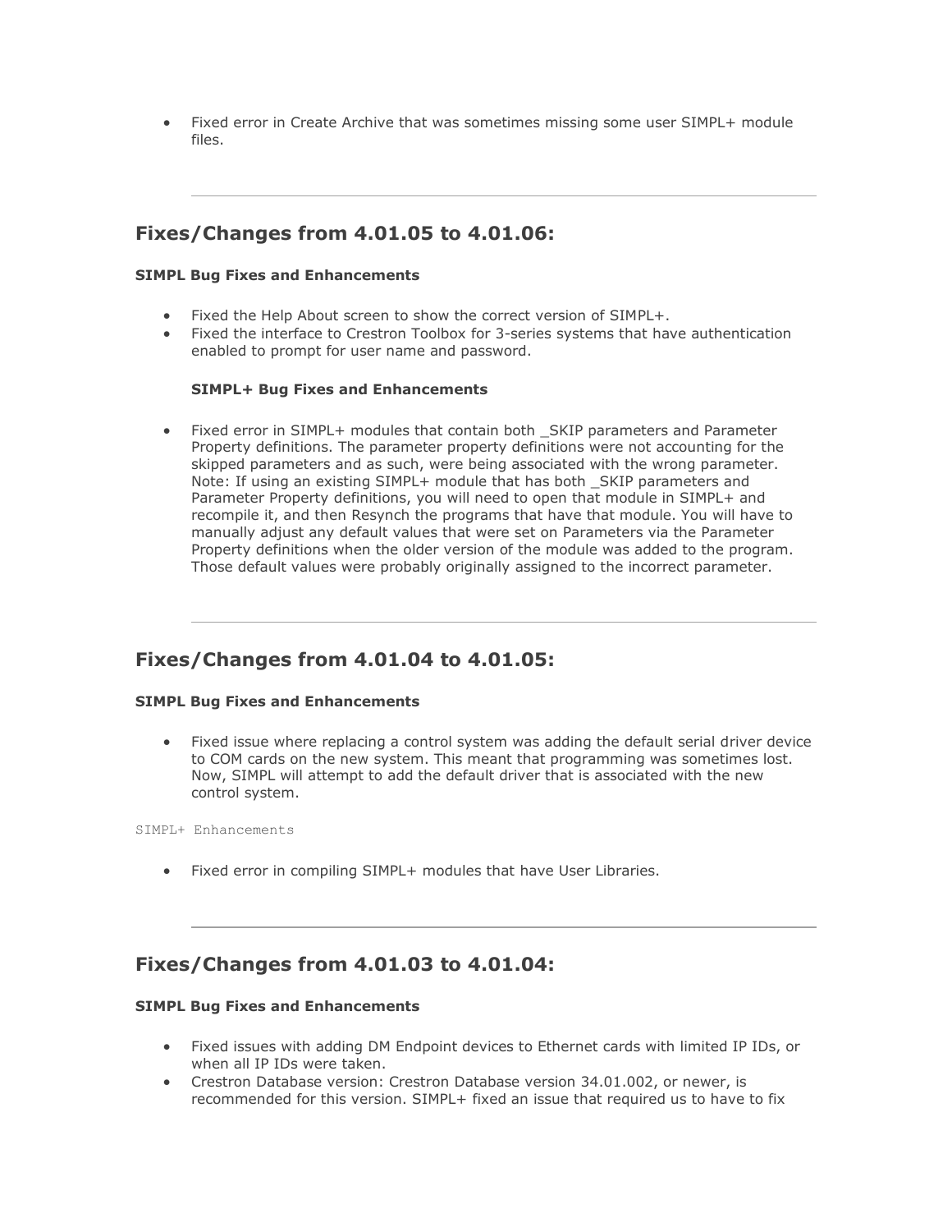- Fixed error in Create Archive that was sometimes missing some user SIMPL+ module files.

---

## Fixes/Changes from 4.01.05 to 4.01.06:

**SIMPL Bug Fixes and Enhancements**

- Fixed the Help About screen to show the correct version of SIMPL+.
- Fixed the interface to Crestron Toolbox for 3-series systems that have authentication enabled to prompt for user name and password.

**SIMPL+ Bug Fixes and Enhancements**

- Fixed error in SIMPL+ modules that contain both _SKIP parameters and Parameter Property definitions. The parameter property definitions were not accounting for the skipped parameters and as such, were being associated with the wrong parameter. Note: If using an existing SIMPL+ module that has both _SKIP parameters and Parameter Property definitions, you will need to open that module in SIMPL+ and recompile it, and then Resynch the programs that have that module. You will have to manually adjust any default values that were set on Parameters via the Parameter Property definitions when the older version of the module was added to the program. Those default values were probably originally assigned to the incorrect parameter.

---

## Fixes/Changes from 4.01.04 to 4.01.05:

**SIMPL Bug Fixes and Enhancements**

- Fixed issue where replacing a control system was adding the default serial driver device to COM cards on the new system. This meant that programming was sometimes lost. Now, SIMPL will attempt to add the default driver that is associated with the new control system.

SIMPL+ Enhancements

- Fixed error in compiling SIMPL+ modules that have User Libraries.

---

## Fixes/Changes from 4.01.03 to 4.01.04:

**SIMPL Bug Fixes and Enhancements**

- Fixed issues with adding DM Endpoint devices to Ethernet cards with limited IP IDs, or when all IP IDs were taken.
- Crestron Database version: Crestron Database version 34.01.002, or newer, is recommended for this version. SIMPL+ fixed an issue that required us to have to fix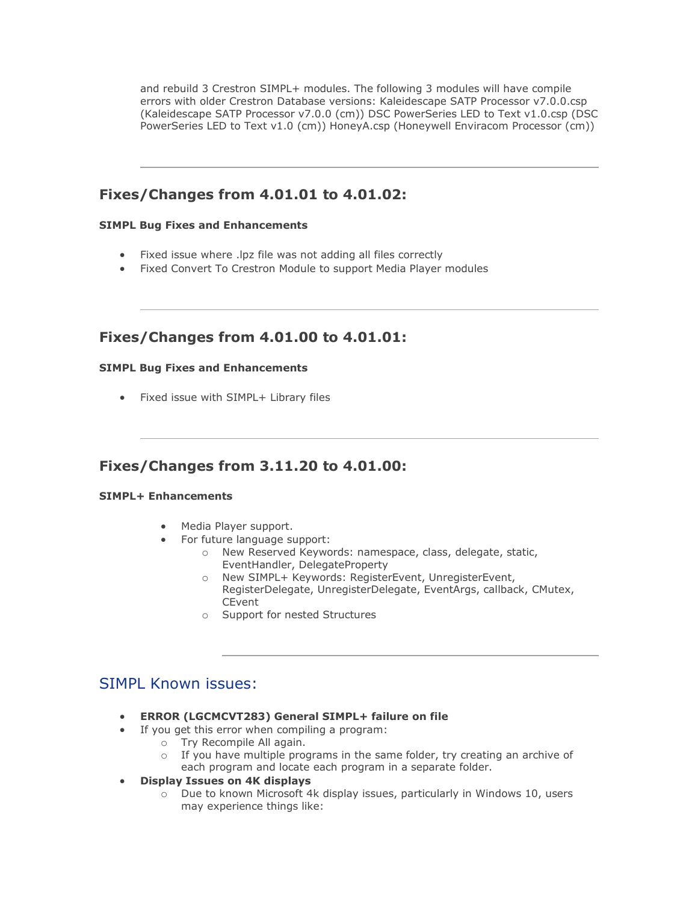and rebuild 3 Crestron SIMPL+ modules. The following 3 modules will have compile errors with older Crestron Database versions: Kaleidescape SATP Processor v7.0.0.csp (Kaleidescape SATP Processor v7.0.0 (cm)) DSC PowerSeries LED to Text v1.0.csp (DSC PowerSeries LED to Text v1.0 (cm)) HoneyA.csp (Honeywell Enviracom Processor (cm))

---

## Fixes/Changes from 4.01.01 to 4.01.02:

**SIMPL Bug Fixes and Enhancements**

- Fixed issue where .lpz file was not adding all files correctly
- Fixed Convert To Crestron Module to support Media Player modules

---

## Fixes/Changes from 4.01.00 to 4.01.01:

**SIMPL Bug Fixes and Enhancements**

- Fixed issue with SIMPL+ Library files

---

## Fixes/Changes from 3.11.20 to 4.01.00:

**SIMPL+ Enhancements**

- Media Player support.
- For future language support:
  - New Reserved Keywords: namespace, class, delegate, static, EventHandler, DelegateProperty
  - New SIMPL+ Keywords: RegisterEvent, UnregisterEvent, RegisterDelegate, UnregisterDelegate, EventArgs, callback, CMutex, CEvent
  - Support for nested Structures

---

## SIMPL Known issues:

- **ERROR (LGCMCVT283) General SIMPL+ failure on file**
- If you get this error when compiling a program:
  - Try Recompile All again.
  - If you have multiple programs in the same folder, try creating an archive of each program and locate each program in a separate folder.
- **Display Issues on 4K displays**
  - Due to known Microsoft 4k display issues, particularly in Windows 10, users may experience things like: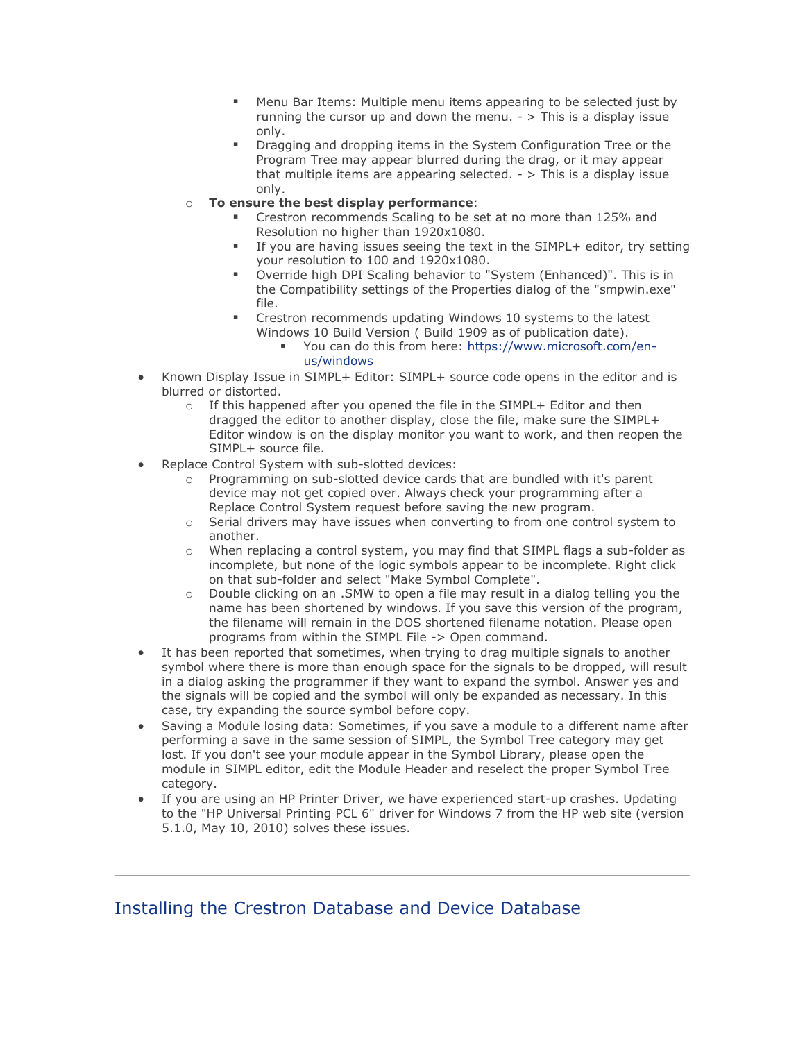- Menu Bar Items: Multiple menu items appearing to be selected just by running the cursor up and down the menu. - > This is a display issue only.
        - Dragging and dropping items in the System Configuration Tree or the Program Tree may appear blurred during the drag, or it may appear that multiple items are appearing selected. - > This is a display issue only.
    - **To ensure the best display performance**:
        - Crestron recommends Scaling to be set at no more than 125% and Resolution no higher than 1920x1080.
        - If you are having issues seeing the text in the SIMPL+ editor, try setting your resolution to 100 and 1920x1080.
        - Override high DPI Scaling behavior to "System (Enhanced)". This is in the Compatibility settings of the Properties dialog of the "smpwin.exe" file.
        - Crestron recommends updating Windows 10 systems to the latest Windows 10 Build Version ( Build 1909 as of publication date).
            - You can do this from here: https://www.microsoft.com/en-us/windows
- Known Display Issue in SIMPL+ Editor: SIMPL+ source code opens in the editor and is blurred or distorted.
    - If this happened after you opened the file in the SIMPL+ Editor and then dragged the editor to another display, close the file, make sure the SIMPL+ Editor window is on the display monitor you want to work, and then reopen the SIMPL+ source file.
- Replace Control System with sub-slotted devices:
    - Programming on sub-slotted device cards that are bundled with it's parent device may not get copied over. Always check your programming after a Replace Control System request before saving the new program.
    - Serial drivers may have issues when converting to from one control system to another.
    - When replacing a control system, you may find that SIMPL flags a sub-folder as incomplete, but none of the logic symbols appear to be incomplete. Right click on that sub-folder and select "Make Symbol Complete".
    - Double clicking on an .SMW to open a file may result in a dialog telling you the name has been shortened by windows. If you save this version of the program, the filename will remain in the DOS shortened filename notation. Please open programs from within the SIMPL File -> Open command.
- It has been reported that sometimes, when trying to drag multiple signals to another symbol where there is more than enough space for the signals to be dropped, will result in a dialog asking the programmer if they want to expand the symbol. Answer yes and the signals will be copied and the symbol will only be expanded as necessary. In this case, try expanding the source symbol before copy.
- Saving a Module losing data: Sometimes, if you save a module to a different name after performing a save in the same session of SIMPL, the Symbol Tree category may get lost. If you don't see your module appear in the Symbol Library, please open the module in SIMPL editor, edit the Module Header and reselect the proper Symbol Tree category.
- If you are using an HP Printer Driver, we have experienced start-up crashes. Updating to the "HP Universal Printing PCL 6" driver for Windows 7 from the HP web site (version 5.1.0, May 10, 2010) solves these issues.

---

## Installing the Crestron Database and Device Database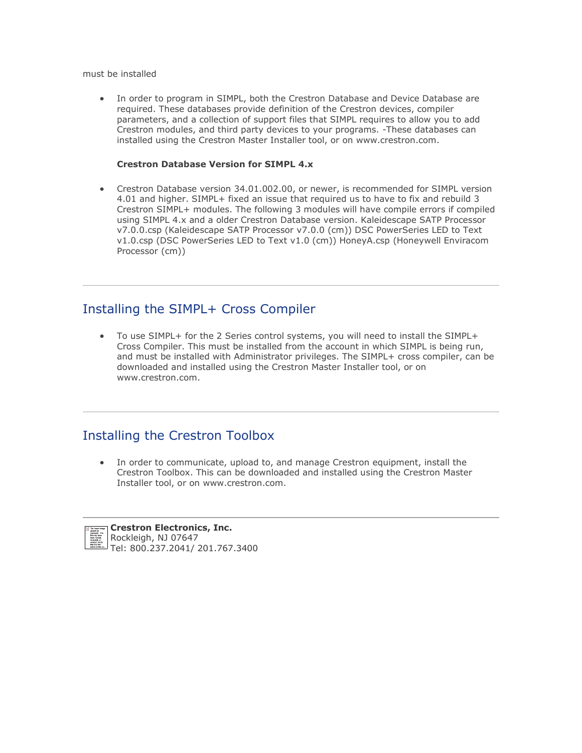must be installed

- In order to program in SIMPL, both the Crestron Database and Device Database are required. These databases provide definition of the Crestron devices, compiler parameters, and a collection of support files that SIMPL requires to allow you to add Crestron modules, and third party devices to your programs. -These databases can installed using the Crestron Master Installer tool, or on www.crestron.com.

**Crestron Database Version for SIMPL 4.x**

- Crestron Database version 34.01.002.00, or newer, is recommended for SIMPL version 4.01 and higher. SIMPL+ fixed an issue that required us to have to fix and rebuild 3 Crestron SIMPL+ modules. The following 3 modules will have compile errors if compiled using SIMPL 4.x and a older Crestron Database version. Kaleidescape SATP Processor v7.0.0.csp (Kaleidescape SATP Processor v7.0.0 (cm)) DSC PowerSeries LED to Text v1.0.csp (DSC PowerSeries LED to Text v1.0 (cm)) HoneyA.csp (Honeywell Enviracom Processor (cm))

---

## Installing the SIMPL+ Cross Compiler

- To use SIMPL+ for the 2 Series control systems, you will need to install the SIMPL+ Cross Compiler. This must be installed from the account in which SIMPL is being run, and must be installed with Administrator privileges. The SIMPL+ cross compiler, can be downloaded and installed using the Crestron Master Installer tool, or on www.crestron.com.

---

## Installing the Crestron Toolbox

- In order to communicate, upload to, and manage Crestron equipment, install the Crestron Toolbox. This can be downloaded and installed using the Crestron Master Installer tool, or on www.crestron.com.

---

**Crestron Electronics, Inc.**
Rockleigh, NJ 07647
Tel: 800.237.2041/ 201.767.3400